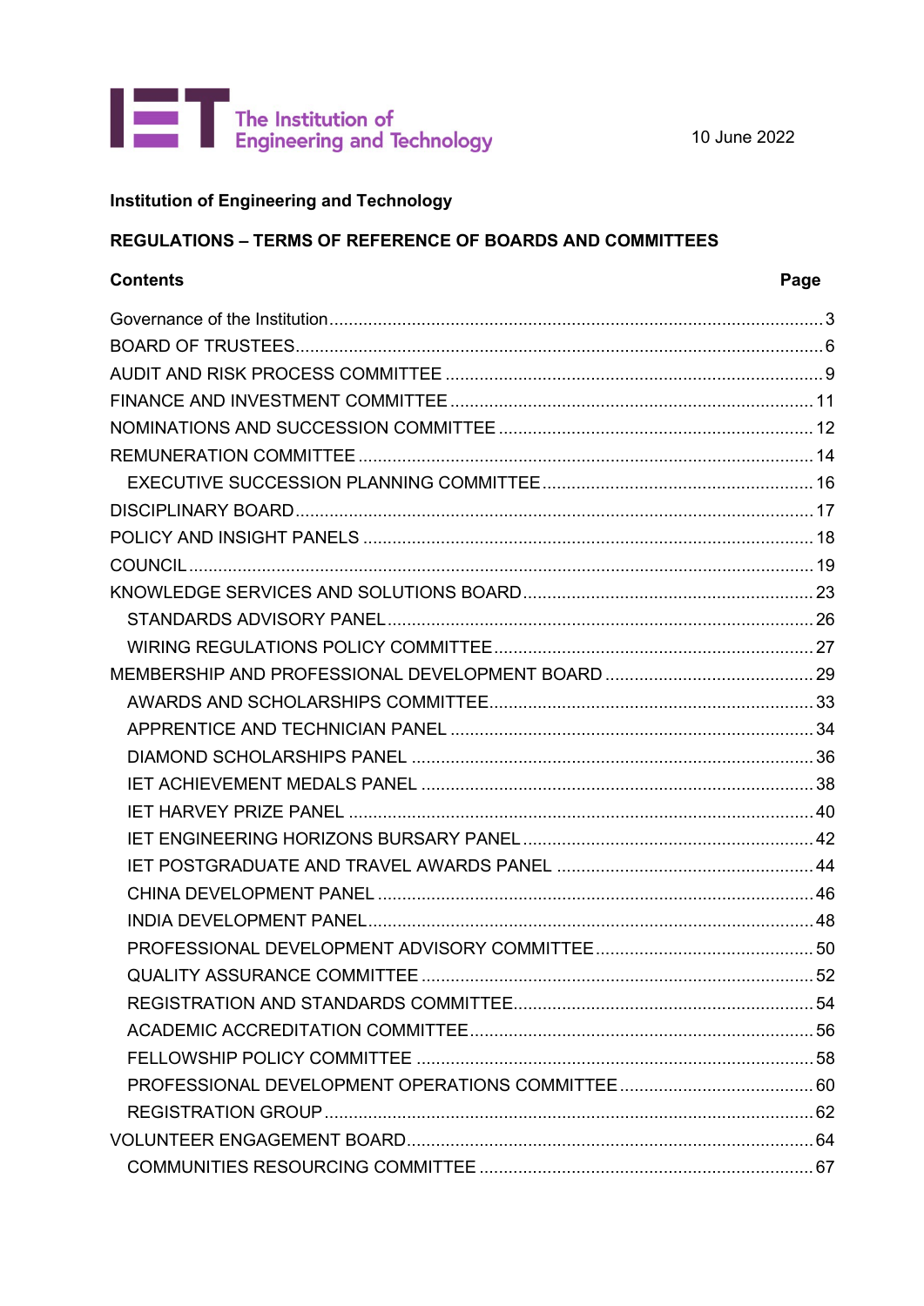The Institution of Engineering and Technology

10 June 2022

**Institution of Engineering and Technology**

**REGULATIONS – TERMS OF REFERENCE OF BOARDS AND COMMITTEES**

| **Contents** | **Page** |
|---|---|
| Governance of the Institution | 3 |
| BOARD OF TRUSTEES | 6 |
| AUDIT AND RISK PROCESS COMMITTEE | 9 |
| FINANCE AND INVESTMENT COMMITTEE | 11 |
| NOMINATIONS AND SUCCESSION COMMITTEE | 12 |
| REMUNERATION COMMITTEE | 14 |
| EXECUTIVE SUCCESSION PLANNING COMMITTEE | 16 |
| DISCIPLINARY BOARD | 17 |
| POLICY AND INSIGHT PANELS | 18 |
| COUNCIL | 19 |
| KNOWLEDGE SERVICES AND SOLUTIONS BOARD | 23 |
| STANDARDS ADVISORY PANEL | 26 |
| WIRING REGULATIONS POLICY COMMITTEE | 27 |
| MEMBERSHIP AND PROFESSIONAL DEVELOPMENT BOARD | 29 |
| AWARDS AND SCHOLARSHIPS COMMITTEE | 33 |
| APPRENTICE AND TECHNICIAN PANEL | 34 |
| DIAMOND SCHOLARSHIPS PANEL | 36 |
| IET ACHIEVEMENT MEDALS PANEL | 38 |
| IET HARVEY PRIZE PANEL | 40 |
| IET ENGINEERING HORIZONS BURSARY PANEL | 42 |
| IET POSTGRADUATE AND TRAVEL AWARDS PANEL | 44 |
| CHINA DEVELOPMENT PANEL | 46 |
| INDIA DEVELOPMENT PANEL | 48 |
| PROFESSIONAL DEVELOPMENT ADVISORY COMMITTEE | 50 |
| QUALITY ASSURANCE COMMITTEE | 52 |
| REGISTRATION AND STANDARDS COMMITTEE | 54 |
| ACADEMIC ACCREDITATION COMMITTEE | 56 |
| FELLOWSHIP POLICY COMMITTEE | 58 |
| PROFESSIONAL DEVELOPMENT OPERATIONS COMMITTEE | 60 |
| REGISTRATION GROUP | 62 |
| VOLUNTEER ENGAGEMENT BOARD | 64 |
| COMMUNITIES RESOURCING COMMITTEE | 67 |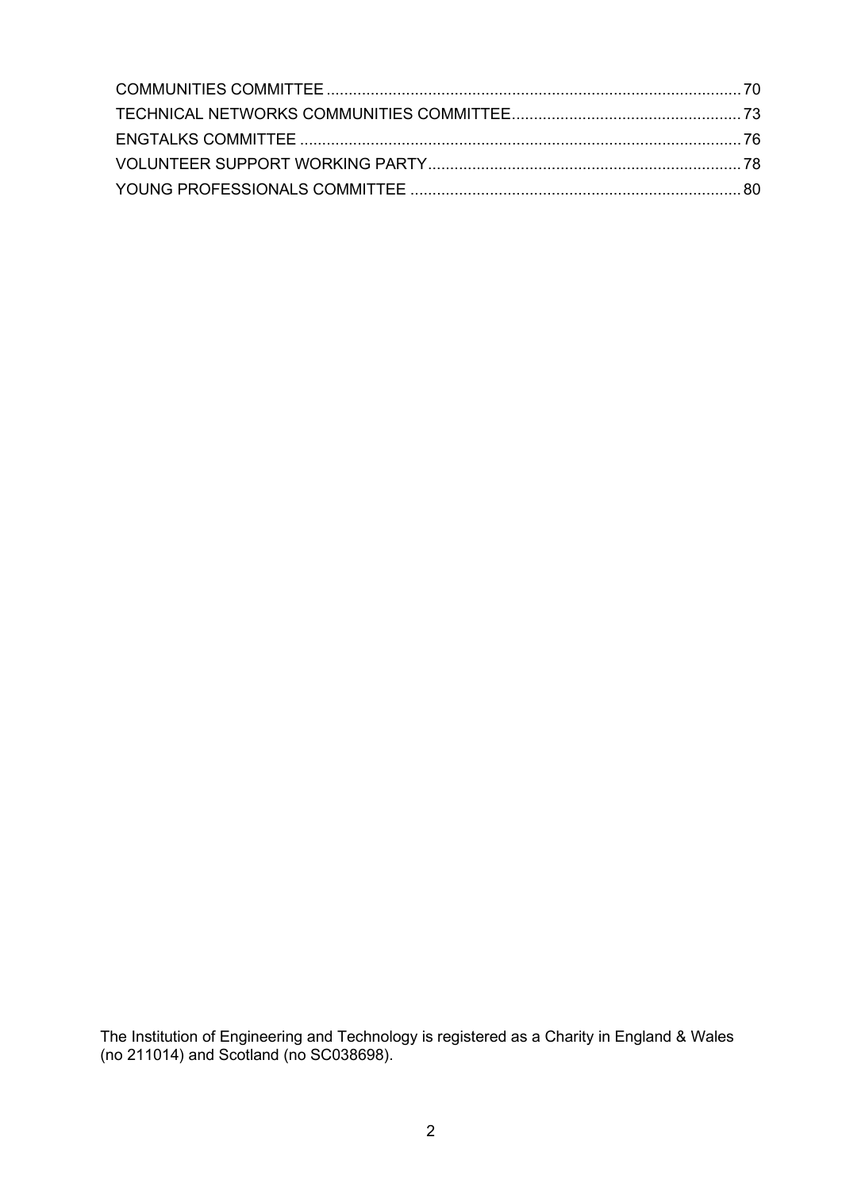COMMUNITIES COMMITTEE ........................................................................................... 70
TECHNICAL NETWORKS COMMUNITIES COMMITTEE ................................................... 73
ENGTALKS COMMITTEE ............................................................................................... 76
VOLUNTEER SUPPORT WORKING PARTY ...................................................................... 78
YOUNG PROFESSIONALS COMMITTEE ......................................................................... 80

The Institution of Engineering and Technology is registered as a Charity in England & Wales (no 211014) and Scotland (no SC038698).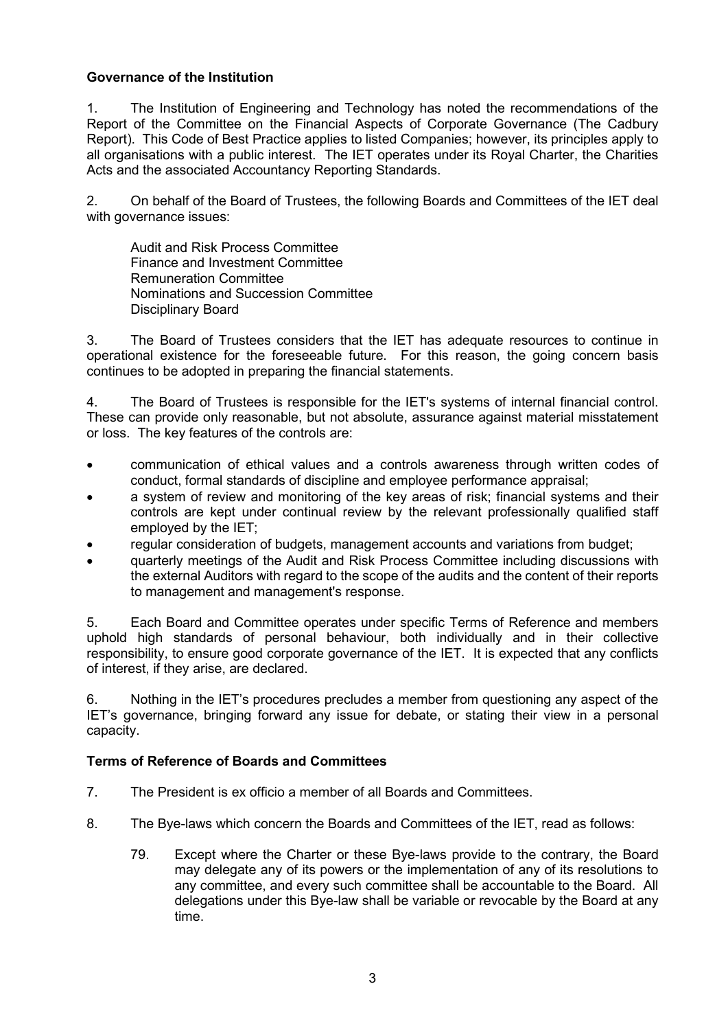**Governance of the Institution**

1. The Institution of Engineering and Technology has noted the recommendations of the Report of the Committee on the Financial Aspects of Corporate Governance (The Cadbury Report). This Code of Best Practice applies to listed Companies; however, its principles apply to all organisations with a public interest. The IET operates under its Royal Charter, the Charities Acts and the associated Accountancy Reporting Standards.

2. On behalf of the Board of Trustees, the following Boards and Committees of the IET deal with governance issues:

Audit and Risk Process Committee
Finance and Investment Committee
Remuneration Committee
Nominations and Succession Committee
Disciplinary Board

3. The Board of Trustees considers that the IET has adequate resources to continue in operational existence for the foreseeable future. For this reason, the going concern basis continues to be adopted in preparing the financial statements.

4. The Board of Trustees is responsible for the IET's systems of internal financial control. These can provide only reasonable, but not absolute, assurance against material misstatement or loss. The key features of the controls are:

- communication of ethical values and a controls awareness through written codes of conduct, formal standards of discipline and employee performance appraisal;
- a system of review and monitoring of the key areas of risk; financial systems and their controls are kept under continual review by the relevant professionally qualified staff employed by the IET;
- regular consideration of budgets, management accounts and variations from budget;
- quarterly meetings of the Audit and Risk Process Committee including discussions with the external Auditors with regard to the scope of the audits and the content of their reports to management and management's response.

5. Each Board and Committee operates under specific Terms of Reference and members uphold high standards of personal behaviour, both individually and in their collective responsibility, to ensure good corporate governance of the IET. It is expected that any conflicts of interest, if they arise, are declared.

6. Nothing in the IET's procedures precludes a member from questioning any aspect of the IET's governance, bringing forward any issue for debate, or stating their view in a personal capacity.

**Terms of Reference of Boards and Committees**

7. The President is ex officio a member of all Boards and Committees.

8. The Bye-laws which concern the Boards and Committees of the IET, read as follows:

> 79. Except where the Charter or these Bye-laws provide to the contrary, the Board may delegate any of its powers or the implementation of any of its resolutions to any committee, and every such committee shall be accountable to the Board. All delegations under this Bye-law shall be variable or revocable by the Board at any time.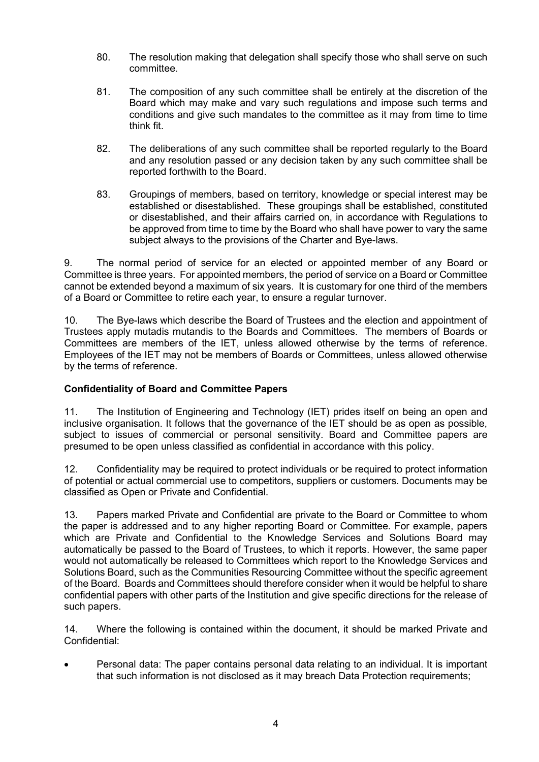80. The resolution making that delegation shall specify those who shall serve on such committee.

81. The composition of any such committee shall be entirely at the discretion of the Board which may make and vary such regulations and impose such terms and conditions and give such mandates to the committee as it may from time to time think fit.

82. The deliberations of any such committee shall be reported regularly to the Board and any resolution passed or any decision taken by any such committee shall be reported forthwith to the Board.

83. Groupings of members, based on territory, knowledge or special interest may be established or disestablished. These groupings shall be established, constituted or disestablished, and their affairs carried on, in accordance with Regulations to be approved from time to time by the Board who shall have power to vary the same subject always to the provisions of the Charter and Bye-laws.

9. The normal period of service for an elected or appointed member of any Board or Committee is three years. For appointed members, the period of service on a Board or Committee cannot be extended beyond a maximum of six years. It is customary for one third of the members of a Board or Committee to retire each year, to ensure a regular turnover.

10. The Bye-laws which describe the Board of Trustees and the election and appointment of Trustees apply mutadis mutandis to the Boards and Committees. The members of Boards or Committees are members of the IET, unless allowed otherwise by the terms of reference. Employees of the IET may not be members of Boards or Committees, unless allowed otherwise by the terms of reference.

**Confidentiality of Board and Committee Papers**

11. The Institution of Engineering and Technology (IET) prides itself on being an open and inclusive organisation. It follows that the governance of the IET should be as open as possible, subject to issues of commercial or personal sensitivity. Board and Committee papers are presumed to be open unless classified as confidential in accordance with this policy.

12. Confidentiality may be required to protect individuals or be required to protect information of potential or actual commercial use to competitors, suppliers or customers. Documents may be classified as Open or Private and Confidential.

13. Papers marked Private and Confidential are private to the Board or Committee to whom the paper is addressed and to any higher reporting Board or Committee. For example, papers which are Private and Confidential to the Knowledge Services and Solutions Board may automatically be passed to the Board of Trustees, to which it reports. However, the same paper would not automatically be released to Committees which report to the Knowledge Services and Solutions Board, such as the Communities Resourcing Committee without the specific agreement of the Board. Boards and Committees should therefore consider when it would be helpful to share confidential papers with other parts of the Institution and give specific directions for the release of such papers.

14. Where the following is contained within the document, it should be marked Private and Confidential:

- Personal data: The paper contains personal data relating to an individual. It is important that such information is not disclosed as it may breach Data Protection requirements;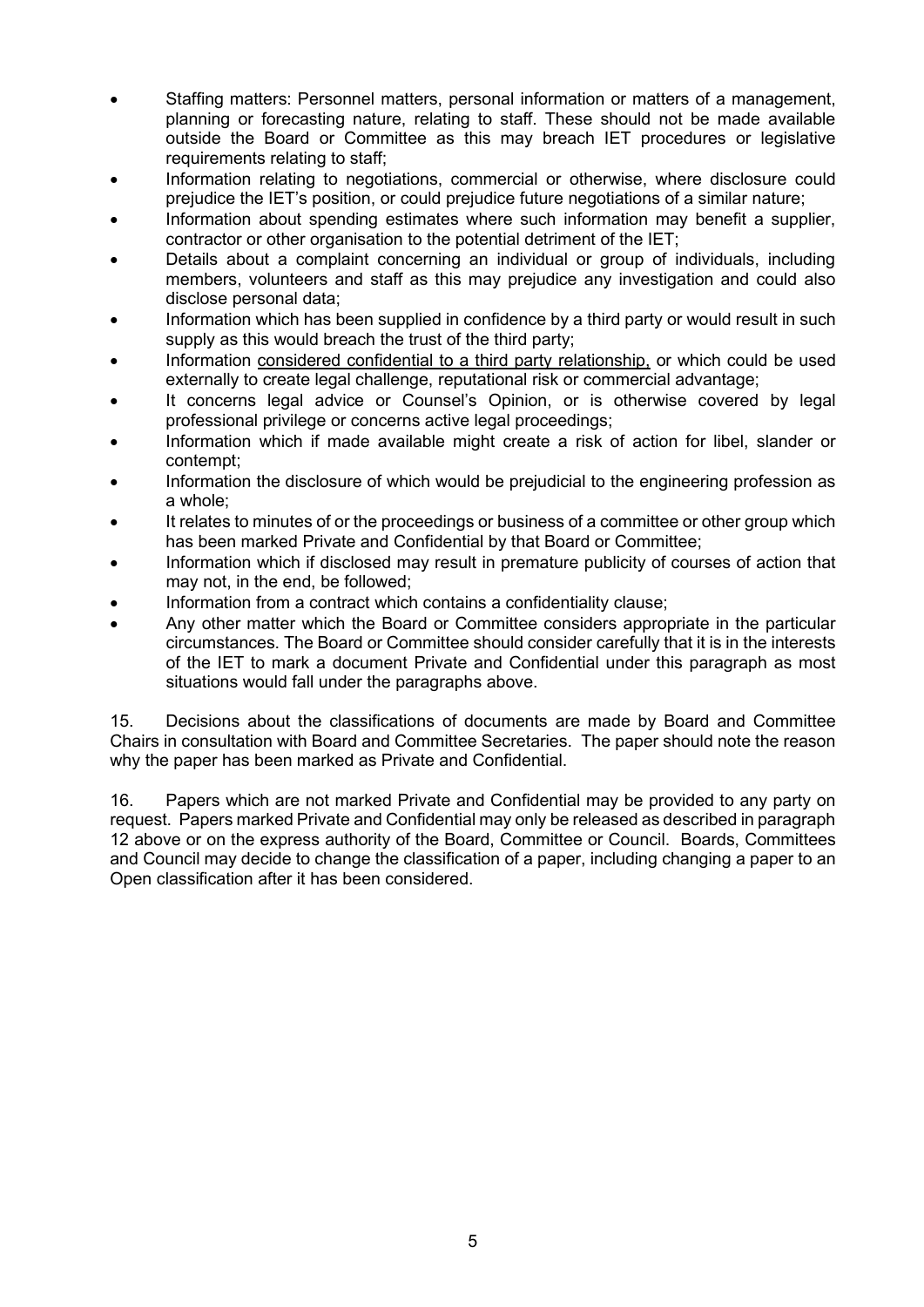- Staffing matters: Personnel matters, personal information or matters of a management, planning or forecasting nature, relating to staff. These should not be made available outside the Board or Committee as this may breach IET procedures or legislative requirements relating to staff;
- Information relating to negotiations, commercial or otherwise, where disclosure could prejudice the IET's position, or could prejudice future negotiations of a similar nature;
- Information about spending estimates where such information may benefit a supplier, contractor or other organisation to the potential detriment of the IET;
- Details about a complaint concerning an individual or group of individuals, including members, volunteers and staff as this may prejudice any investigation and could also disclose personal data;
- Information which has been supplied in confidence by a third party or would result in such supply as this would breach the trust of the third party;
- Information considered confidential to a third party relationship, or which could be used externally to create legal challenge, reputational risk or commercial advantage;
- It concerns legal advice or Counsel's Opinion, or is otherwise covered by legal professional privilege or concerns active legal proceedings;
- Information which if made available might create a risk of action for libel, slander or contempt;
- Information the disclosure of which would be prejudicial to the engineering profession as a whole;
- It relates to minutes of or the proceedings or business of a committee or other group which has been marked Private and Confidential by that Board or Committee;
- Information which if disclosed may result in premature publicity of courses of action that may not, in the end, be followed;
- Information from a contract which contains a confidentiality clause;
- Any other matter which the Board or Committee considers appropriate in the particular circumstances. The Board or Committee should consider carefully that it is in the interests of the IET to mark a document Private and Confidential under this paragraph as most situations would fall under the paragraphs above.

15. Decisions about the classifications of documents are made by Board and Committee Chairs in consultation with Board and Committee Secretaries. The paper should note the reason why the paper has been marked as Private and Confidential.

16. Papers which are not marked Private and Confidential may be provided to any party on request. Papers marked Private and Confidential may only be released as described in paragraph 12 above or on the express authority of the Board, Committee or Council. Boards, Committees and Council may decide to change the classification of a paper, including changing a paper to an Open classification after it has been considered.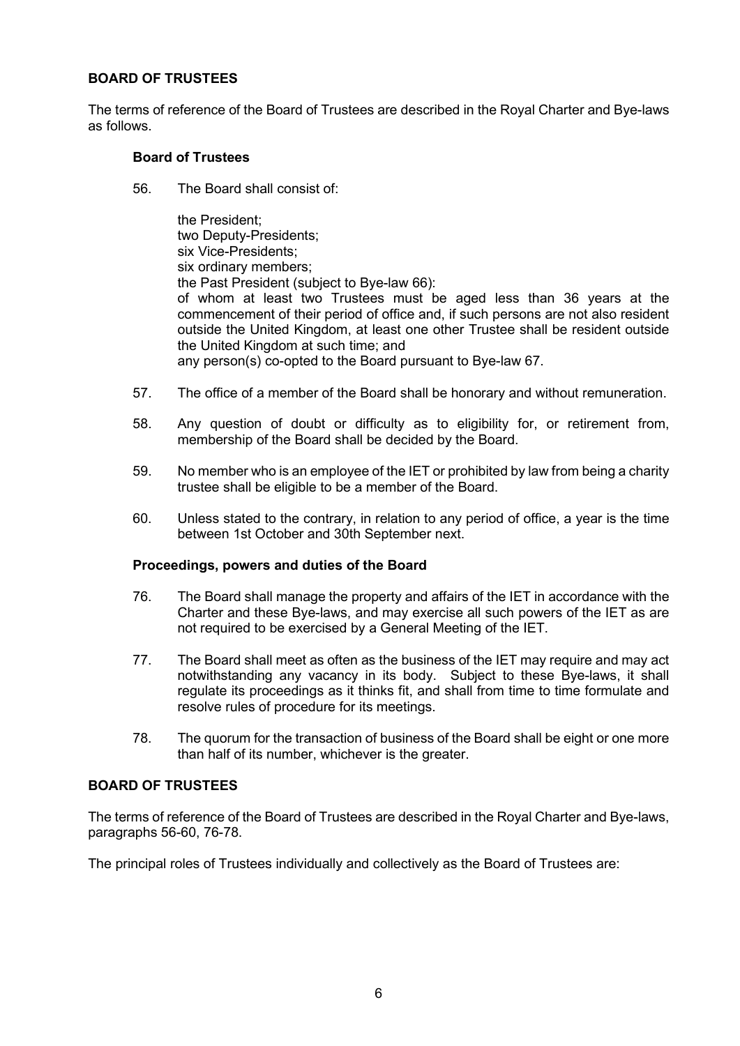**BOARD OF TRUSTEES**

The terms of reference of the Board of Trustees are described in the Royal Charter and Bye-laws as follows.

**Board of Trustees**

56. The Board shall consist of:

    the President;
    two Deputy-Presidents;
    six Vice-Presidents;
    six ordinary members;
    the Past President (subject to Bye-law 66):
    of whom at least two Trustees must be aged less than 36 years at the commencement of their period of office and, if such persons are not also resident outside the United Kingdom, at least one other Trustee shall be resident outside the United Kingdom at such time; and
    any person(s) co-opted to the Board pursuant to Bye-law 67.

57. The office of a member of the Board shall be honorary and without remuneration.

58. Any question of doubt or difficulty as to eligibility for, or retirement from, membership of the Board shall be decided by the Board.

59. No member who is an employee of the IET or prohibited by law from being a charity trustee shall be eligible to be a member of the Board.

60. Unless stated to the contrary, in relation to any period of office, a year is the time between 1st October and 30th September next.

**Proceedings, powers and duties of the Board**

76. The Board shall manage the property and affairs of the IET in accordance with the Charter and these Bye-laws, and may exercise all such powers of the IET as are not required to be exercised by a General Meeting of the IET.

77. The Board shall meet as often as the business of the IET may require and may act notwithstanding any vacancy in its body. Subject to these Bye-laws, it shall regulate its proceedings as it thinks fit, and shall from time to time formulate and resolve rules of procedure for its meetings.

78. The quorum for the transaction of business of the Board shall be eight or one more than half of its number, whichever is the greater.

**BOARD OF TRUSTEES**

The terms of reference of the Board of Trustees are described in the Royal Charter and Bye-laws, paragraphs 56-60, 76-78.

The principal roles of Trustees individually and collectively as the Board of Trustees are: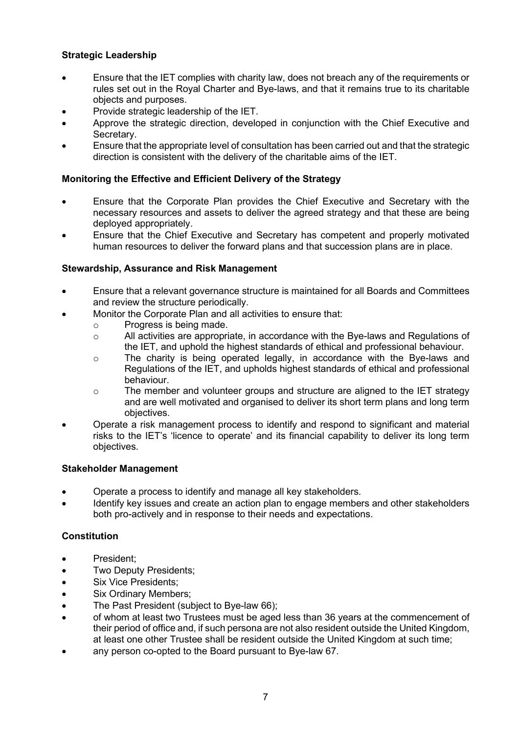**Strategic Leadership**

- Ensure that the IET complies with charity law, does not breach any of the requirements or rules set out in the Royal Charter and Bye-laws, and that it remains true to its charitable objects and purposes.
- Provide strategic leadership of the IET.
- Approve the strategic direction, developed in conjunction with the Chief Executive and Secretary.
- Ensure that the appropriate level of consultation has been carried out and that the strategic direction is consistent with the delivery of the charitable aims of the IET.

**Monitoring the Effective and Efficient Delivery of the Strategy**

- Ensure that the Corporate Plan provides the Chief Executive and Secretary with the necessary resources and assets to deliver the agreed strategy and that these are being deployed appropriately.
- Ensure that the Chief Executive and Secretary has competent and properly motivated human resources to deliver the forward plans and that succession plans are in place.

**Stewardship, Assurance and Risk Management**

- Ensure that a relevant governance structure is maintained for all Boards and Committees and review the structure periodically.
- Monitor the Corporate Plan and all activities to ensure that:
  - Progress is being made.
  - All activities are appropriate, in accordance with the Bye-laws and Regulations of the IET, and uphold the highest standards of ethical and professional behaviour.
  - The charity is being operated legally, in accordance with the Bye-laws and Regulations of the IET, and upholds highest standards of ethical and professional behaviour.
  - The member and volunteer groups and structure are aligned to the IET strategy and are well motivated and organised to deliver its short term plans and long term objectives.
- Operate a risk management process to identify and respond to significant and material risks to the IET's 'licence to operate' and its financial capability to deliver its long term objectives.

**Stakeholder Management**

- Operate a process to identify and manage all key stakeholders.
- Identify key issues and create an action plan to engage members and other stakeholders both pro-actively and in response to their needs and expectations.

**Constitution**

- President;
- Two Deputy Presidents;
- Six Vice Presidents;
- Six Ordinary Members;
- The Past President (subject to Bye-law 66);
- of whom at least two Trustees must be aged less than 36 years at the commencement of their period of office and, if such persona are not also resident outside the United Kingdom, at least one other Trustee shall be resident outside the United Kingdom at such time;
- any person co-opted to the Board pursuant to Bye-law 67.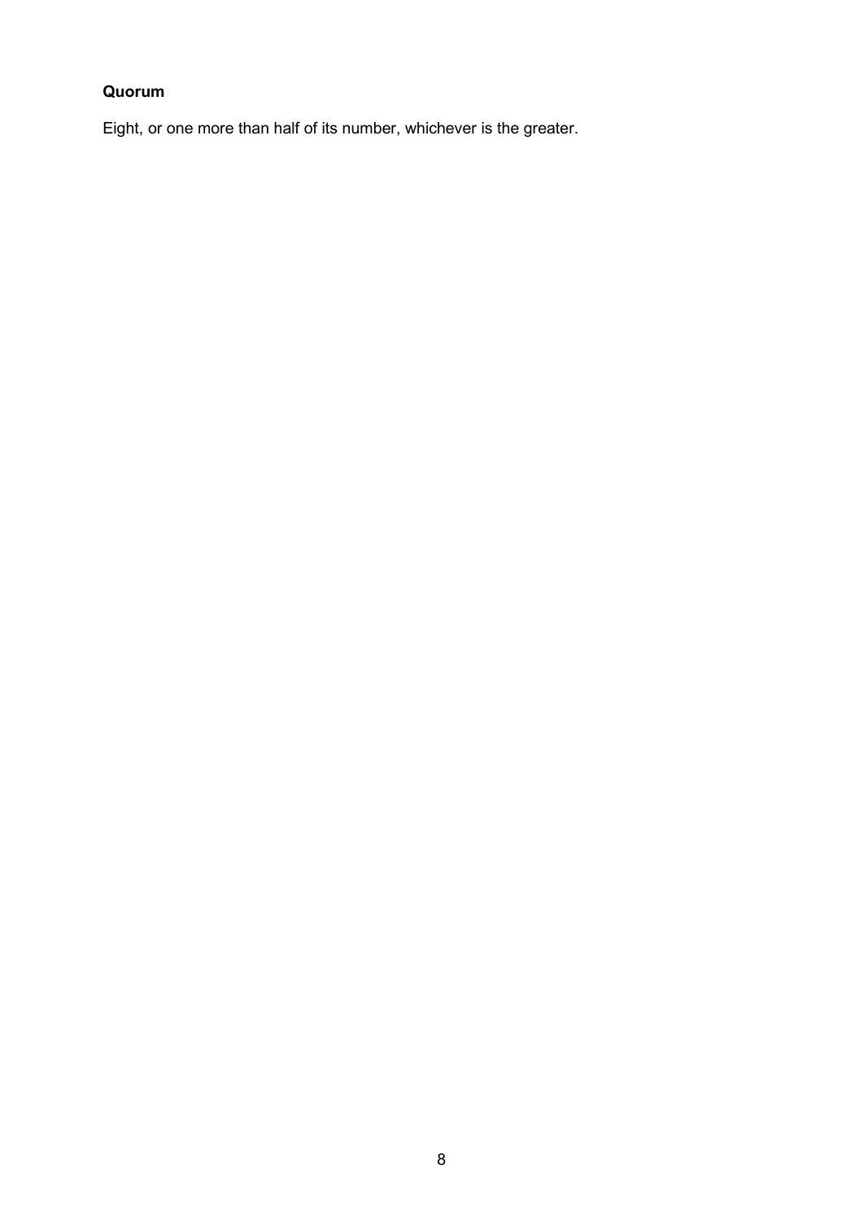**Quorum**

Eight, or one more than half of its number, whichever is the greater.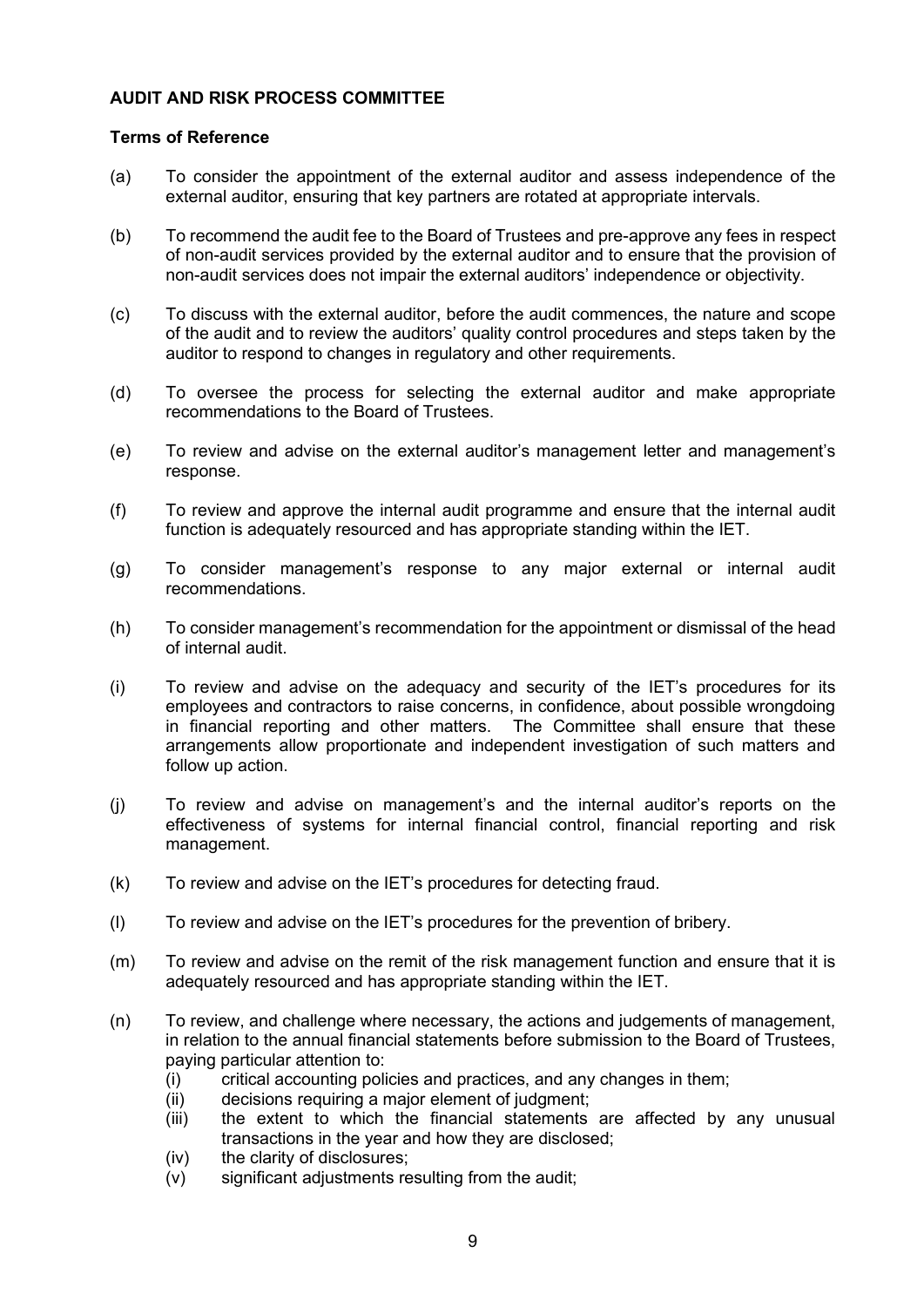**AUDIT AND RISK PROCESS COMMITTEE**

**Terms of Reference**

(a) To consider the appointment of the external auditor and assess independence of the external auditor, ensuring that key partners are rotated at appropriate intervals.

(b) To recommend the audit fee to the Board of Trustees and pre-approve any fees in respect of non-audit services provided by the external auditor and to ensure that the provision of non-audit services does not impair the external auditors' independence or objectivity.

(c) To discuss with the external auditor, before the audit commences, the nature and scope of the audit and to review the auditors' quality control procedures and steps taken by the auditor to respond to changes in regulatory and other requirements.

(d) To oversee the process for selecting the external auditor and make appropriate recommendations to the Board of Trustees.

(e) To review and advise on the external auditor's management letter and management's response.

(f) To review and approve the internal audit programme and ensure that the internal audit function is adequately resourced and has appropriate standing within the IET.

(g) To consider management's response to any major external or internal audit recommendations.

(h) To consider management's recommendation for the appointment or dismissal of the head of internal audit.

(i) To review and advise on the adequacy and security of the IET's procedures for its employees and contractors to raise concerns, in confidence, about possible wrongdoing in financial reporting and other matters. The Committee shall ensure that these arrangements allow proportionate and independent investigation of such matters and follow up action.

(j) To review and advise on management's and the internal auditor's reports on the effectiveness of systems for internal financial control, financial reporting and risk management.

(k) To review and advise on the IET's procedures for detecting fraud.

(l) To review and advise on the IET's procedures for the prevention of bribery.

(m) To review and advise on the remit of the risk management function and ensure that it is adequately resourced and has appropriate standing within the IET.

(n) To review, and challenge where necessary, the actions and judgements of management, in relation to the annual financial statements before submission to the Board of Trustees, paying particular attention to:
   (i) critical accounting policies and practices, and any changes in them;
   (ii) decisions requiring a major element of judgment;
   (iii) the extent to which the financial statements are affected by any unusual transactions in the year and how they are disclosed;
   (iv) the clarity of disclosures;
   (v) significant adjustments resulting from the audit;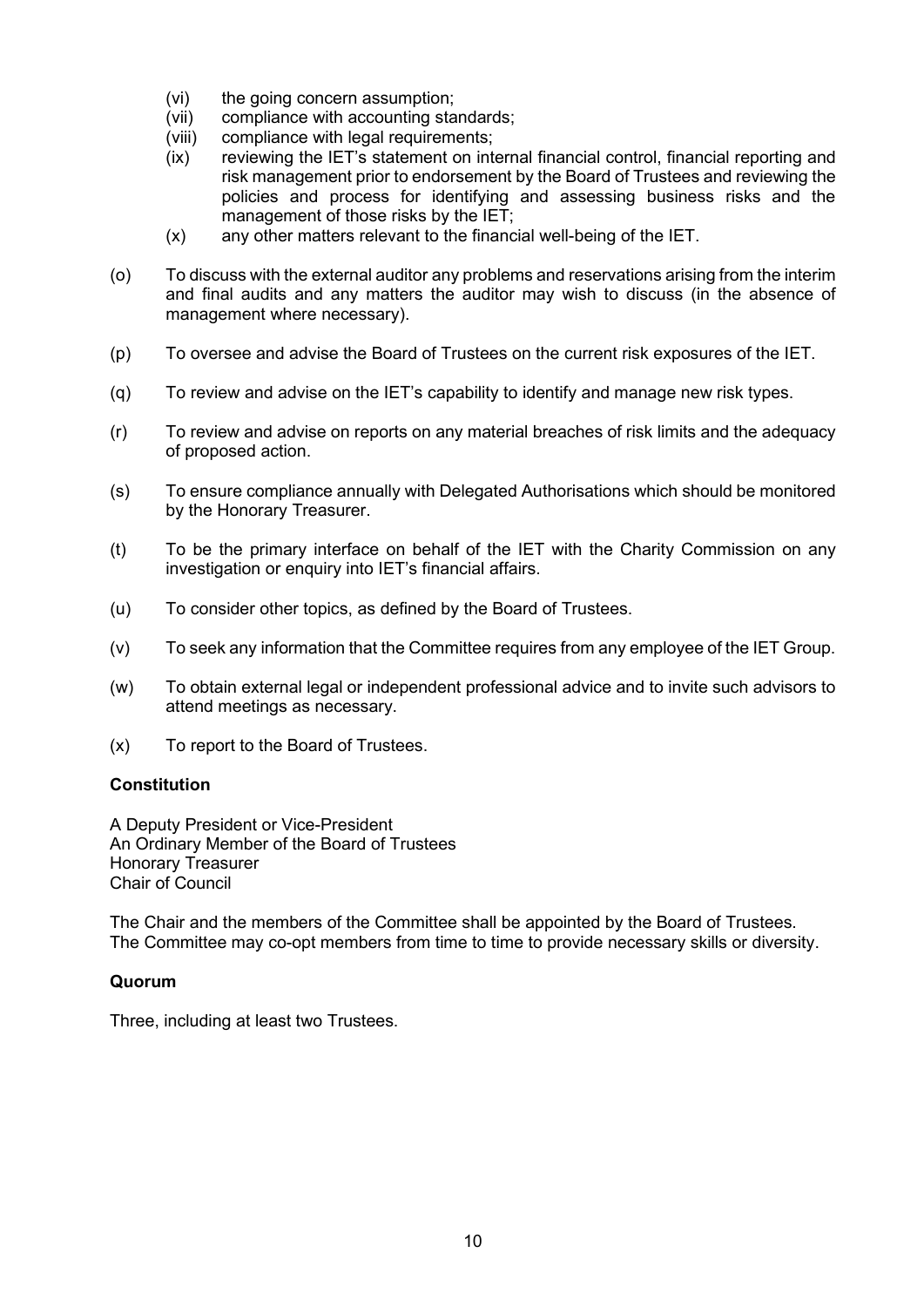(vi) the going concern assumption;
(vii) compliance with accounting standards;
(viii) compliance with legal requirements;
(ix) reviewing the IET's statement on internal financial control, financial reporting and risk management prior to endorsement by the Board of Trustees and reviewing the policies and process for identifying and assessing business risks and the management of those risks by the IET;
(x) any other matters relevant to the financial well-being of the IET.

(o) To discuss with the external auditor any problems and reservations arising from the interim and final audits and any matters the auditor may wish to discuss (in the absence of management where necessary).

(p) To oversee and advise the Board of Trustees on the current risk exposures of the IET.

(q) To review and advise on the IET's capability to identify and manage new risk types.

(r) To review and advise on reports on any material breaches of risk limits and the adequacy of proposed action.

(s) To ensure compliance annually with Delegated Authorisations which should be monitored by the Honorary Treasurer.

(t) To be the primary interface on behalf of the IET with the Charity Commission on any investigation or enquiry into IET's financial affairs.

(u) To consider other topics, as defined by the Board of Trustees.

(v) To seek any information that the Committee requires from any employee of the IET Group.

(w) To obtain external legal or independent professional advice and to invite such advisors to attend meetings as necessary.

(x) To report to the Board of Trustees.

**Constitution**

A Deputy President or Vice-President
An Ordinary Member of the Board of Trustees
Honorary Treasurer
Chair of Council

The Chair and the members of the Committee shall be appointed by the Board of Trustees.
The Committee may co-opt members from time to time to provide necessary skills or diversity.

**Quorum**

Three, including at least two Trustees.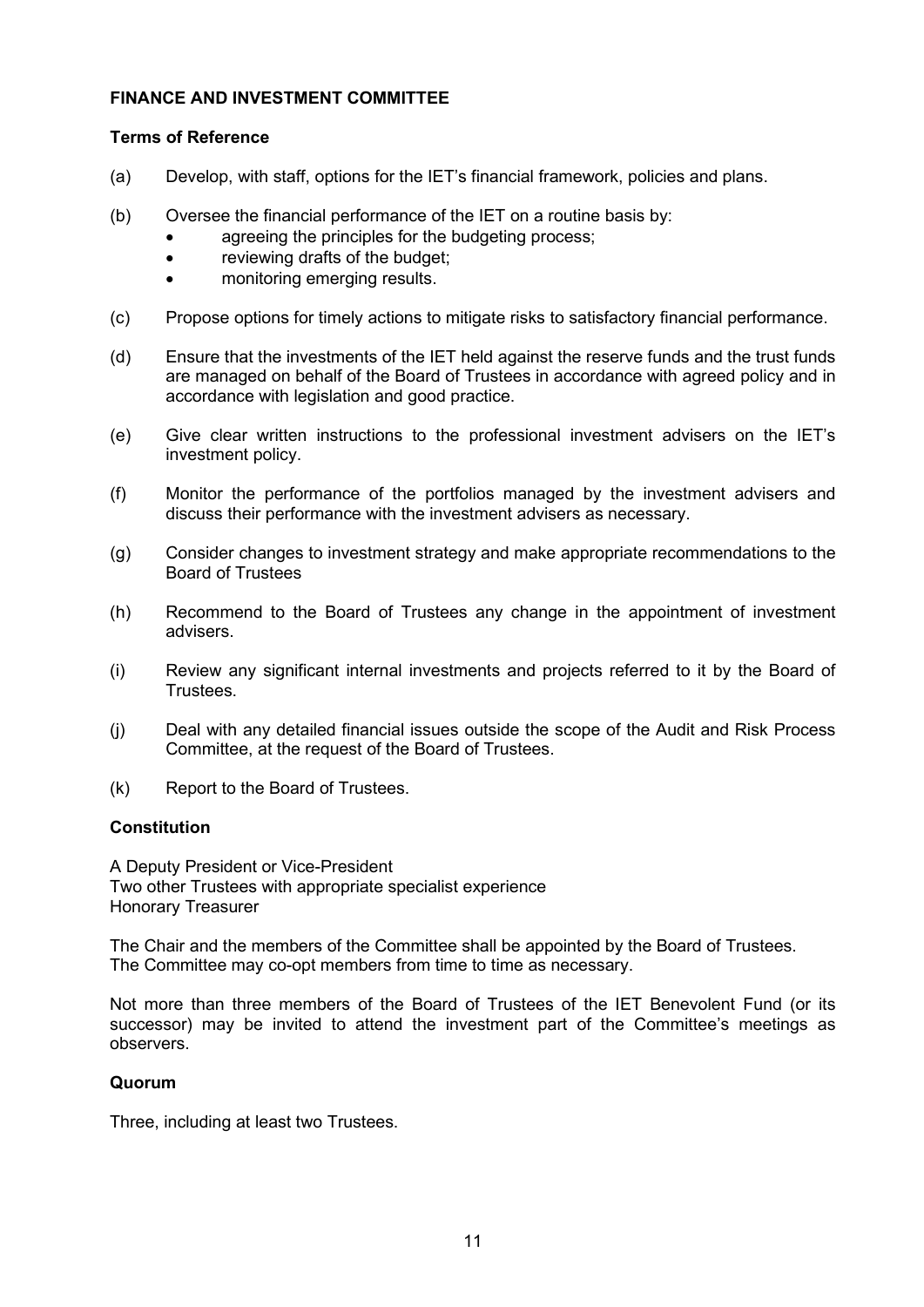## FINANCE AND INVESTMENT COMMITTEE

### Terms of Reference

(a) Develop, with staff, options for the IET's financial framework, policies and plans.

(b) Oversee the financial performance of the IET on a routine basis by:
- agreeing the principles for the budgeting process;
- reviewing drafts of the budget;
- monitoring emerging results.

(c) Propose options for timely actions to mitigate risks to satisfactory financial performance.

(d) Ensure that the investments of the IET held against the reserve funds and the trust funds are managed on behalf of the Board of Trustees in accordance with agreed policy and in accordance with legislation and good practice.

(e) Give clear written instructions to the professional investment advisers on the IET's investment policy.

(f) Monitor the performance of the portfolios managed by the investment advisers and discuss their performance with the investment advisers as necessary.

(g) Consider changes to investment strategy and make appropriate recommendations to the Board of Trustees

(h) Recommend to the Board of Trustees any change in the appointment of investment advisers.

(i) Review any significant internal investments and projects referred to it by the Board of Trustees.

(j) Deal with any detailed financial issues outside the scope of the Audit and Risk Process Committee, at the request of the Board of Trustees.

(k) Report to the Board of Trustees.

### Constitution

A Deputy President or Vice-President
Two other Trustees with appropriate specialist experience
Honorary Treasurer

The Chair and the members of the Committee shall be appointed by the Board of Trustees.
The Committee may co-opt members from time to time as necessary.

Not more than three members of the Board of Trustees of the IET Benevolent Fund (or its successor) may be invited to attend the investment part of the Committee's meetings as observers.

### Quorum

Three, including at least two Trustees.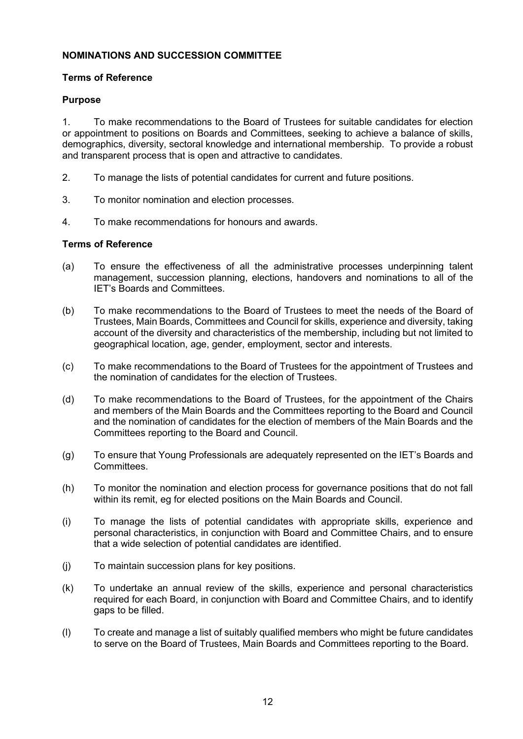**NOMINATIONS AND SUCCESSION COMMITTEE**

**Terms of Reference**

**Purpose**

1. To make recommendations to the Board of Trustees for suitable candidates for election or appointment to positions on Boards and Committees, seeking to achieve a balance of skills, demographics, diversity, sectoral knowledge and international membership. To provide a robust and transparent process that is open and attractive to candidates.

2. To manage the lists of potential candidates for current and future positions.

3. To monitor nomination and election processes.

4. To make recommendations for honours and awards.

**Terms of Reference**

(a) To ensure the effectiveness of all the administrative processes underpinning talent management, succession planning, elections, handovers and nominations to all of the IET's Boards and Committees.

(b) To make recommendations to the Board of Trustees to meet the needs of the Board of Trustees, Main Boards, Committees and Council for skills, experience and diversity, taking account of the diversity and characteristics of the membership, including but not limited to geographical location, age, gender, employment, sector and interests.

(c) To make recommendations to the Board of Trustees for the appointment of Trustees and the nomination of candidates for the election of Trustees.

(d) To make recommendations to the Board of Trustees, for the appointment of the Chairs and members of the Main Boards and the Committees reporting to the Board and Council and the nomination of candidates for the election of members of the Main Boards and the Committees reporting to the Board and Council.

(g) To ensure that Young Professionals are adequately represented on the IET's Boards and Committees.

(h) To monitor the nomination and election process for governance positions that do not fall within its remit, eg for elected positions on the Main Boards and Council.

(i) To manage the lists of potential candidates with appropriate skills, experience and personal characteristics, in conjunction with Board and Committee Chairs, and to ensure that a wide selection of potential candidates are identified.

(j) To maintain succession plans for key positions.

(k) To undertake an annual review of the skills, experience and personal characteristics required for each Board, in conjunction with Board and Committee Chairs, and to identify gaps to be filled.

(l) To create and manage a list of suitably qualified members who might be future candidates to serve on the Board of Trustees, Main Boards and Committees reporting to the Board.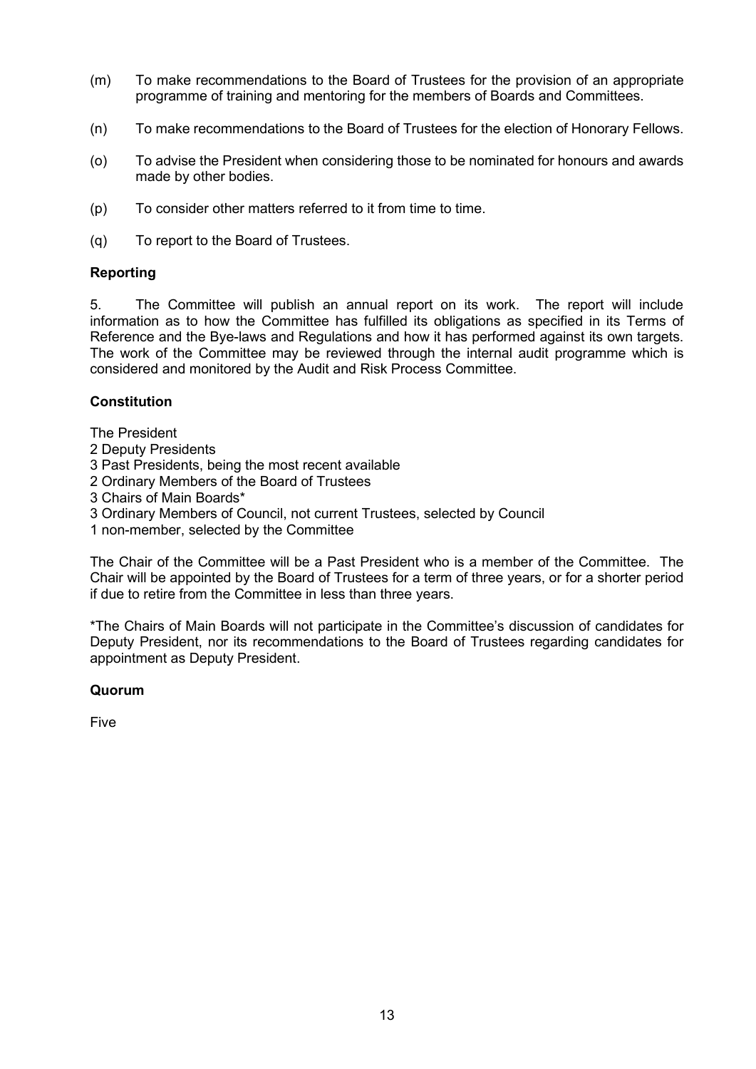(m) To make recommendations to the Board of Trustees for the provision of an appropriate programme of training and mentoring for the members of Boards and Committees.

(n) To make recommendations to the Board of Trustees for the election of Honorary Fellows.

(o) To advise the President when considering those to be nominated for honours and awards made by other bodies.

(p) To consider other matters referred to it from time to time.

(q) To report to the Board of Trustees.

**Reporting**

5. The Committee will publish an annual report on its work. The report will include information as to how the Committee has fulfilled its obligations as specified in its Terms of Reference and the Bye-laws and Regulations and how it has performed against its own targets. The work of the Committee may be reviewed through the internal audit programme which is considered and monitored by the Audit and Risk Process Committee.

**Constitution**

The President
2 Deputy Presidents
3 Past Presidents, being the most recent available
2 Ordinary Members of the Board of Trustees
3 Chairs of Main Boards*
3 Ordinary Members of Council, not current Trustees, selected by Council
1 non-member, selected by the Committee

The Chair of the Committee will be a Past President who is a member of the Committee. The Chair will be appointed by the Board of Trustees for a term of three years, or for a shorter period if due to retire from the Committee in less than three years.

*The Chairs of Main Boards will not participate in the Committee's discussion of candidates for Deputy President, nor its recommendations to the Board of Trustees regarding candidates for appointment as Deputy President.

**Quorum**

Five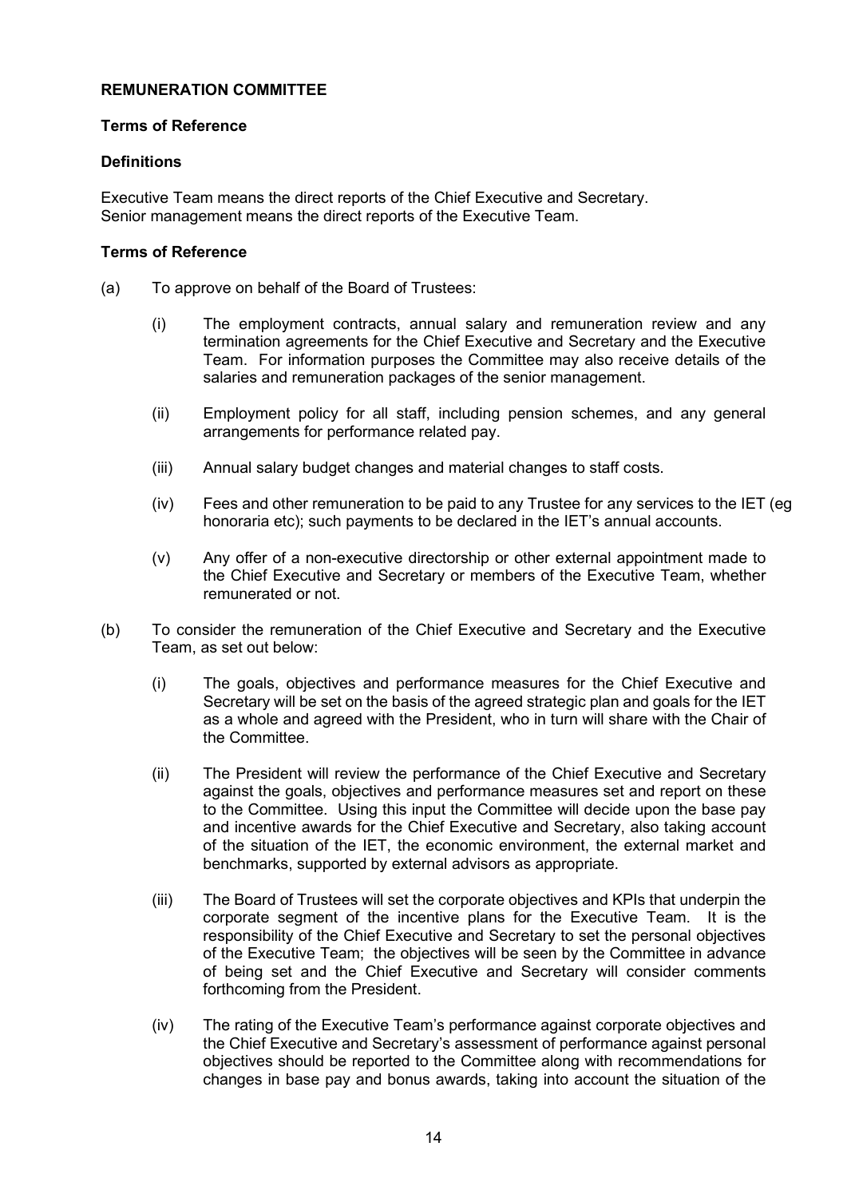**REMUNERATION COMMITTEE**

**Terms of Reference**

**Definitions**

Executive Team means the direct reports of the Chief Executive and Secretary.
Senior management means the direct reports of the Executive Team.

**Terms of Reference**

(a) To approve on behalf of the Board of Trustees:

   (i) The employment contracts, annual salary and remuneration review and any termination agreements for the Chief Executive and Secretary and the Executive Team. For information purposes the Committee may also receive details of the salaries and remuneration packages of the senior management.

   (ii) Employment policy for all staff, including pension schemes, and any general arrangements for performance related pay.

   (iii) Annual salary budget changes and material changes to staff costs.

   (iv) Fees and other remuneration to be paid to any Trustee for any services to the IET (eg honoraria etc); such payments to be declared in the IET's annual accounts.

   (v) Any offer of a non-executive directorship or other external appointment made to the Chief Executive and Secretary or members of the Executive Team, whether remunerated or not.

(b) To consider the remuneration of the Chief Executive and Secretary and the Executive Team, as set out below:

   (i) The goals, objectives and performance measures for the Chief Executive and Secretary will be set on the basis of the agreed strategic plan and goals for the IET as a whole and agreed with the President, who in turn will share with the Chair of the Committee.

   (ii) The President will review the performance of the Chief Executive and Secretary against the goals, objectives and performance measures set and report on these to the Committee. Using this input the Committee will decide upon the base pay and incentive awards for the Chief Executive and Secretary, also taking account of the situation of the IET, the economic environment, the external market and benchmarks, supported by external advisors as appropriate.

   (iii) The Board of Trustees will set the corporate objectives and KPIs that underpin the corporate segment of the incentive plans for the Executive Team. It is the responsibility of the Chief Executive and Secretary to set the personal objectives of the Executive Team; the objectives will be seen by the Committee in advance of being set and the Chief Executive and Secretary will consider comments forthcoming from the President.

   (iv) The rating of the Executive Team's performance against corporate objectives and the Chief Executive and Secretary's assessment of performance against personal objectives should be reported to the Committee along with recommendations for changes in base pay and bonus awards, taking into account the situation of the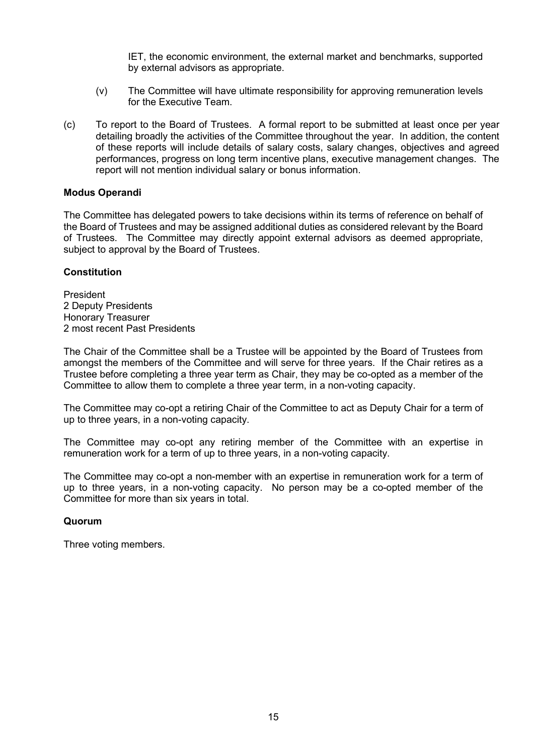IET, the economic environment, the external market and benchmarks, supported by external advisors as appropriate.

(v) The Committee will have ultimate responsibility for approving remuneration levels for the Executive Team.

(c) To report to the Board of Trustees. A formal report to be submitted at least once per year detailing broadly the activities of the Committee throughout the year. In addition, the content of these reports will include details of salary costs, salary changes, objectives and agreed performances, progress on long term incentive plans, executive management changes. The report will not mention individual salary or bonus information.

**Modus Operandi**

The Committee has delegated powers to take decisions within its terms of reference on behalf of the Board of Trustees and may be assigned additional duties as considered relevant by the Board of Trustees. The Committee may directly appoint external advisors as deemed appropriate, subject to approval by the Board of Trustees.

**Constitution**

President
2 Deputy Presidents
Honorary Treasurer
2 most recent Past Presidents

The Chair of the Committee shall be a Trustee will be appointed by the Board of Trustees from amongst the members of the Committee and will serve for three years. If the Chair retires as a Trustee before completing a three year term as Chair, they may be co-opted as a member of the Committee to allow them to complete a three year term, in a non-voting capacity.

The Committee may co-opt a retiring Chair of the Committee to act as Deputy Chair for a term of up to three years, in a non-voting capacity.

The Committee may co-opt any retiring member of the Committee with an expertise in remuneration work for a term of up to three years, in a non-voting capacity.

The Committee may co-opt a non-member with an expertise in remuneration work for a term of up to three years, in a non-voting capacity. No person may be a co-opted member of the Committee for more than six years in total.

**Quorum**

Three voting members.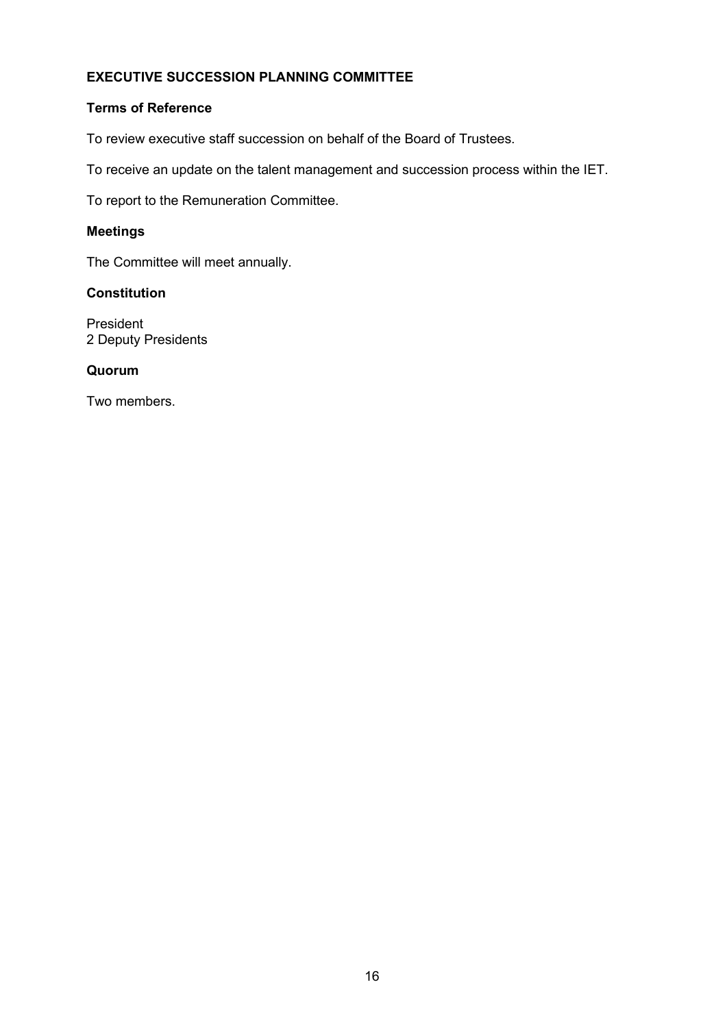## EXECUTIVE SUCCESSION PLANNING COMMITTEE

### Terms of Reference

To review executive staff succession on behalf of the Board of Trustees.

To receive an update on the talent management and succession process within the IET.

To report to the Remuneration Committee.

### Meetings

The Committee will meet annually.

### Constitution

President
2 Deputy Presidents

### Quorum

Two members.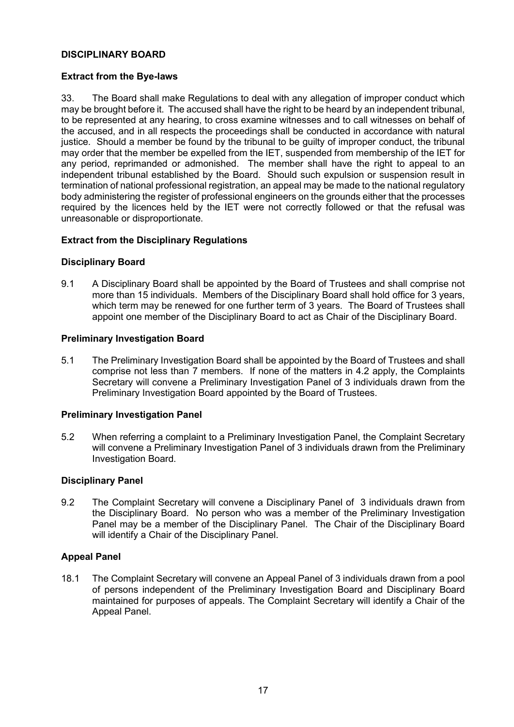## DISCIPLINARY BOARD

### Extract from the Bye-laws

33. The Board shall make Regulations to deal with any allegation of improper conduct which may be brought before it. The accused shall have the right to be heard by an independent tribunal, to be represented at any hearing, to cross examine witnesses and to call witnesses on behalf of the accused, and in all respects the proceedings shall be conducted in accordance with natural justice. Should a member be found by the tribunal to be guilty of improper conduct, the tribunal may order that the member be expelled from the IET, suspended from membership of the IET for any period, reprimanded or admonished. The member shall have the right to appeal to an independent tribunal established by the Board. Should such expulsion or suspension result in termination of national professional registration, an appeal may be made to the national regulatory body administering the register of professional engineers on the grounds either that the processes required by the licences held by the IET were not correctly followed or that the refusal was unreasonable or disproportionate.

### Extract from the Disciplinary Regulations

### Disciplinary Board

9.1 A Disciplinary Board shall be appointed by the Board of Trustees and shall comprise not more than 15 individuals. Members of the Disciplinary Board shall hold office for 3 years, which term may be renewed for one further term of 3 years. The Board of Trustees shall appoint one member of the Disciplinary Board to act as Chair of the Disciplinary Board.

### Preliminary Investigation Board

5.1 The Preliminary Investigation Board shall be appointed by the Board of Trustees and shall comprise not less than 7 members. If none of the matters in 4.2 apply, the Complaints Secretary will convene a Preliminary Investigation Panel of 3 individuals drawn from the Preliminary Investigation Board appointed by the Board of Trustees.

### Preliminary Investigation Panel

5.2 When referring a complaint to a Preliminary Investigation Panel, the Complaint Secretary will convene a Preliminary Investigation Panel of 3 individuals drawn from the Preliminary Investigation Board.

### Disciplinary Panel

9.2 The Complaint Secretary will convene a Disciplinary Panel of 3 individuals drawn from the Disciplinary Board. No person who was a member of the Preliminary Investigation Panel may be a member of the Disciplinary Panel. The Chair of the Disciplinary Board will identify a Chair of the Disciplinary Panel.

### Appeal Panel

18.1 The Complaint Secretary will convene an Appeal Panel of 3 individuals drawn from a pool of persons independent of the Preliminary Investigation Board and Disciplinary Board maintained for purposes of appeals. The Complaint Secretary will identify a Chair of the Appeal Panel.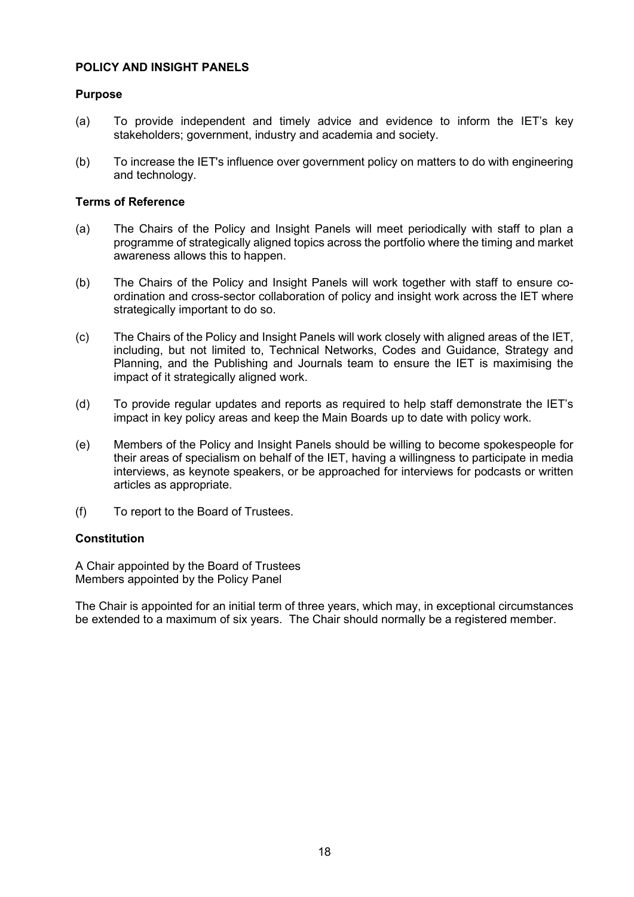## POLICY AND INSIGHT PANELS

### Purpose

(a) To provide independent and timely advice and evidence to inform the IET's key stakeholders; government, industry and academia and society.

(b) To increase the IET's influence over government policy on matters to do with engineering and technology.

### Terms of Reference

(a) The Chairs of the Policy and Insight Panels will meet periodically with staff to plan a programme of strategically aligned topics across the portfolio where the timing and market awareness allows this to happen.

(b) The Chairs of the Policy and Insight Panels will work together with staff to ensure co-ordination and cross-sector collaboration of policy and insight work across the IET where strategically important to do so.

(c) The Chairs of the Policy and Insight Panels will work closely with aligned areas of the IET, including, but not limited to, Technical Networks, Codes and Guidance, Strategy and Planning, and the Publishing and Journals team to ensure the IET is maximising the impact of it strategically aligned work.

(d) To provide regular updates and reports as required to help staff demonstrate the IET's impact in key policy areas and keep the Main Boards up to date with policy work.

(e) Members of the Policy and Insight Panels should be willing to become spokespeople for their areas of specialism on behalf of the IET, having a willingness to participate in media interviews, as keynote speakers, or be approached for interviews for podcasts or written articles as appropriate.

(f) To report to the Board of Trustees.

### Constitution

A Chair appointed by the Board of Trustees
Members appointed by the Policy Panel

The Chair is appointed for an initial term of three years, which may, in exceptional circumstances be extended to a maximum of six years. The Chair should normally be a registered member.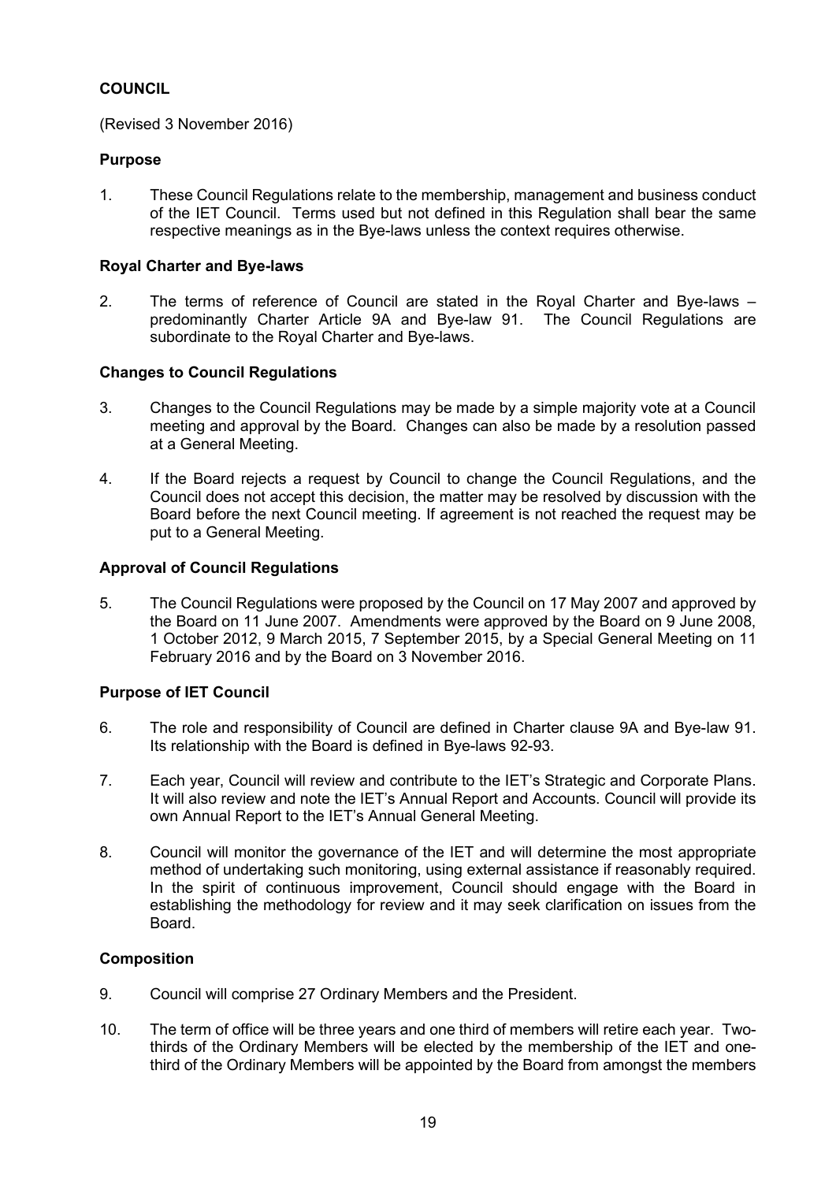## COUNCIL

(Revised 3 November 2016)

### Purpose

1. These Council Regulations relate to the membership, management and business conduct of the IET Council. Terms used but not defined in this Regulation shall bear the same respective meanings as in the Bye-laws unless the context requires otherwise.

### Royal Charter and Bye-laws

2. The terms of reference of Council are stated in the Royal Charter and Bye-laws – predominantly Charter Article 9A and Bye-law 91. The Council Regulations are subordinate to the Royal Charter and Bye-laws.

### Changes to Council Regulations

3. Changes to the Council Regulations may be made by a simple majority vote at a Council meeting and approval by the Board. Changes can also be made by a resolution passed at a General Meeting.

4. If the Board rejects a request by Council to change the Council Regulations, and the Council does not accept this decision, the matter may be resolved by discussion with the Board before the next Council meeting. If agreement is not reached the request may be put to a General Meeting.

### Approval of Council Regulations

5. The Council Regulations were proposed by the Council on 17 May 2007 and approved by the Board on 11 June 2007. Amendments were approved by the Board on 9 June 2008, 1 October 2012, 9 March 2015, 7 September 2015, by a Special General Meeting on 11 February 2016 and by the Board on 3 November 2016.

### Purpose of IET Council

6. The role and responsibility of Council are defined in Charter clause 9A and Bye-law 91. Its relationship with the Board is defined in Bye-laws 92-93.

7. Each year, Council will review and contribute to the IET's Strategic and Corporate Plans. It will also review and note the IET's Annual Report and Accounts. Council will provide its own Annual Report to the IET's Annual General Meeting.

8. Council will monitor the governance of the IET and will determine the most appropriate method of undertaking such monitoring, using external assistance if reasonably required. In the spirit of continuous improvement, Council should engage with the Board in establishing the methodology for review and it may seek clarification on issues from the Board.

### Composition

9. Council will comprise 27 Ordinary Members and the President.

10. The term of office will be three years and one third of members will retire each year. Two-thirds of the Ordinary Members will be elected by the membership of the IET and one-third of the Ordinary Members will be appointed by the Board from amongst the members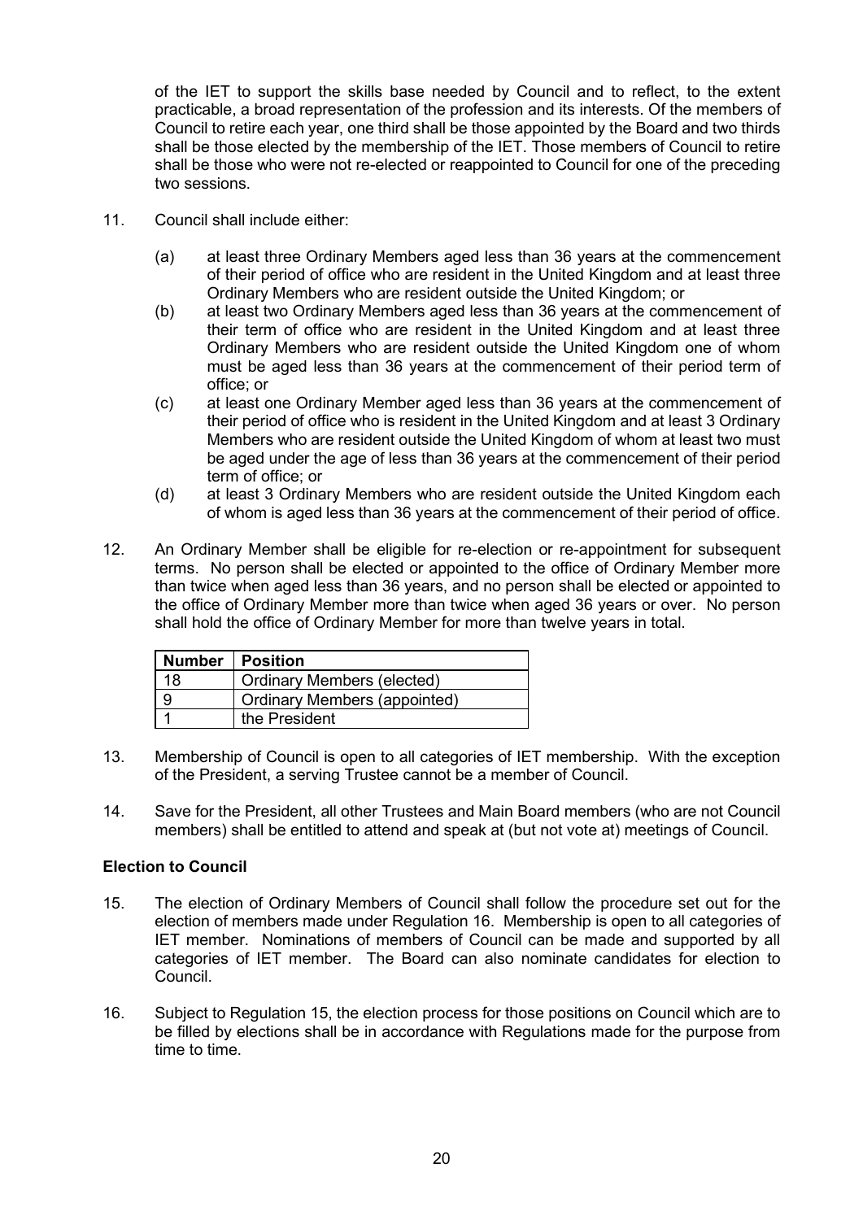of the IET to support the skills base needed by Council and to reflect, to the extent practicable, a broad representation of the profession and its interests. Of the members of Council to retire each year, one third shall be those appointed by the Board and two thirds shall be those elected by the membership of the IET. Those members of Council to retire shall be those who were not re-elected or reappointed to Council for one of the preceding two sessions.

11. Council shall include either:

    (a) at least three Ordinary Members aged less than 36 years at the commencement of their period of office who are resident in the United Kingdom and at least three Ordinary Members who are resident outside the United Kingdom; or

    (b) at least two Ordinary Members aged less than 36 years at the commencement of their term of office who are resident in the United Kingdom and at least three Ordinary Members who are resident outside the United Kingdom one of whom must be aged less than 36 years at the commencement of their period term of office; or

    (c) at least one Ordinary Member aged less than 36 years at the commencement of their period of office who is resident in the United Kingdom and at least 3 Ordinary Members who are resident outside the United Kingdom of whom at least two must be aged under the age of less than 36 years at the commencement of their period term of office; or

    (d) at least 3 Ordinary Members who are resident outside the United Kingdom each of whom is aged less than 36 years at the commencement of their period of office.

12. An Ordinary Member shall be eligible for re-election or re-appointment for subsequent terms. No person shall be elected or appointed to the office of Ordinary Member more than twice when aged less than 36 years, and no person shall be elected or appointed to the office of Ordinary Member more than twice when aged 36 years or over. No person shall hold the office of Ordinary Member for more than twelve years in total.

| Number | Position |
|---|---|
| 18 | Ordinary Members (elected) |
| 9 | Ordinary Members (appointed) |
| 1 | the President |

13. Membership of Council is open to all categories of IET membership. With the exception of the President, a serving Trustee cannot be a member of Council.

14. Save for the President, all other Trustees and Main Board members (who are not Council members) shall be entitled to attend and speak at (but not vote at) meetings of Council.

**Election to Council**

15. The election of Ordinary Members of Council shall follow the procedure set out for the election of members made under Regulation 16. Membership is open to all categories of IET member. Nominations of members of Council can be made and supported by all categories of IET member. The Board can also nominate candidates for election to Council.

16. Subject to Regulation 15, the election process for those positions on Council which are to be filled by elections shall be in accordance with Regulations made for the purpose from time to time.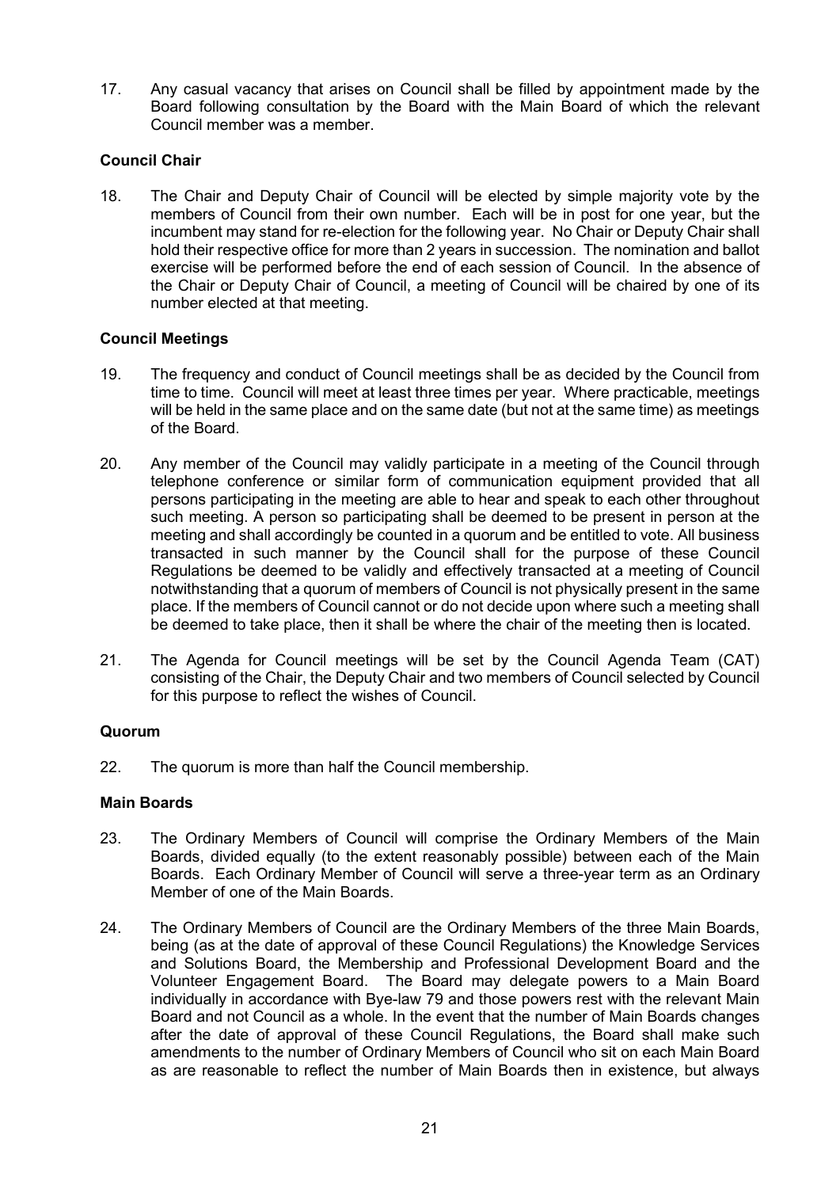17. Any casual vacancy that arises on Council shall be filled by appointment made by the Board following consultation by the Board with the Main Board of which the relevant Council member was a member.

**Council Chair**

18. The Chair and Deputy Chair of Council will be elected by simple majority vote by the members of Council from their own number. Each will be in post for one year, but the incumbent may stand for re-election for the following year. No Chair or Deputy Chair shall hold their respective office for more than 2 years in succession. The nomination and ballot exercise will be performed before the end of each session of Council. In the absence of the Chair or Deputy Chair of Council, a meeting of Council will be chaired by one of its number elected at that meeting.

**Council Meetings**

19. The frequency and conduct of Council meetings shall be as decided by the Council from time to time. Council will meet at least three times per year. Where practicable, meetings will be held in the same place and on the same date (but not at the same time) as meetings of the Board.

20. Any member of the Council may validly participate in a meeting of the Council through telephone conference or similar form of communication equipment provided that all persons participating in the meeting are able to hear and speak to each other throughout such meeting. A person so participating shall be deemed to be present in person at the meeting and shall accordingly be counted in a quorum and be entitled to vote. All business transacted in such manner by the Council shall for the purpose of these Council Regulations be deemed to be validly and effectively transacted at a meeting of Council notwithstanding that a quorum of members of Council is not physically present in the same place. If the members of Council cannot or do not decide upon where such a meeting shall be deemed to take place, then it shall be where the chair of the meeting then is located.

21. The Agenda for Council meetings will be set by the Council Agenda Team (CAT) consisting of the Chair, the Deputy Chair and two members of Council selected by Council for this purpose to reflect the wishes of Council.

**Quorum**

22. The quorum is more than half the Council membership.

**Main Boards**

23. The Ordinary Members of Council will comprise the Ordinary Members of the Main Boards, divided equally (to the extent reasonably possible) between each of the Main Boards. Each Ordinary Member of Council will serve a three-year term as an Ordinary Member of one of the Main Boards.

24. The Ordinary Members of Council are the Ordinary Members of the three Main Boards, being (as at the date of approval of these Council Regulations) the Knowledge Services and Solutions Board, the Membership and Professional Development Board and the Volunteer Engagement Board. The Board may delegate powers to a Main Board individually in accordance with Bye-law 79 and those powers rest with the relevant Main Board and not Council as a whole. In the event that the number of Main Boards changes after the date of approval of these Council Regulations, the Board shall make such amendments to the number of Ordinary Members of Council who sit on each Main Board as are reasonable to reflect the number of Main Boards then in existence, but always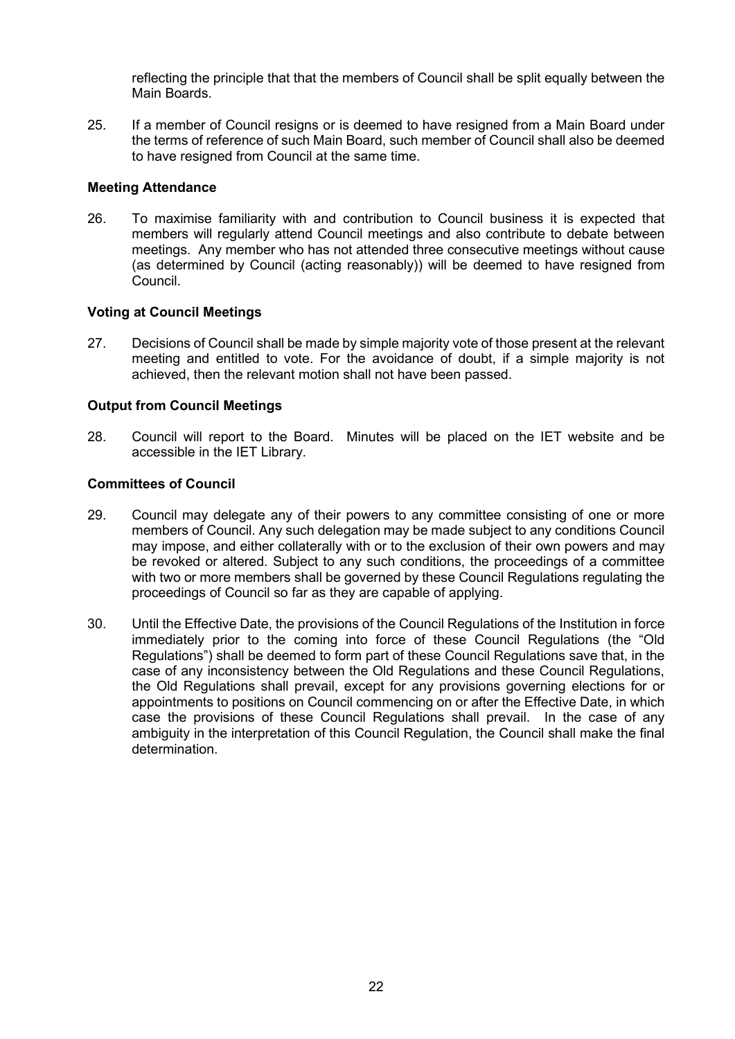reflecting the principle that that the members of Council shall be split equally between the Main Boards.

25. If a member of Council resigns or is deemed to have resigned from a Main Board under the terms of reference of such Main Board, such member of Council shall also be deemed to have resigned from Council at the same time.

**Meeting Attendance**

26. To maximise familiarity with and contribution to Council business it is expected that members will regularly attend Council meetings and also contribute to debate between meetings. Any member who has not attended three consecutive meetings without cause (as determined by Council (acting reasonably)) will be deemed to have resigned from Council.

**Voting at Council Meetings**

27. Decisions of Council shall be made by simple majority vote of those present at the relevant meeting and entitled to vote. For the avoidance of doubt, if a simple majority is not achieved, then the relevant motion shall not have been passed.

**Output from Council Meetings**

28. Council will report to the Board. Minutes will be placed on the IET website and be accessible in the IET Library.

**Committees of Council**

29. Council may delegate any of their powers to any committee consisting of one or more members of Council. Any such delegation may be made subject to any conditions Council may impose, and either collaterally with or to the exclusion of their own powers and may be revoked or altered. Subject to any such conditions, the proceedings of a committee with two or more members shall be governed by these Council Regulations regulating the proceedings of Council so far as they are capable of applying.

30. Until the Effective Date, the provisions of the Council Regulations of the Institution in force immediately prior to the coming into force of these Council Regulations (the "Old Regulations") shall be deemed to form part of these Council Regulations save that, in the case of any inconsistency between the Old Regulations and these Council Regulations, the Old Regulations shall prevail, except for any provisions governing elections for or appointments to positions on Council commencing on or after the Effective Date, in which case the provisions of these Council Regulations shall prevail. In the case of any ambiguity in the interpretation of this Council Regulation, the Council shall make the final determination.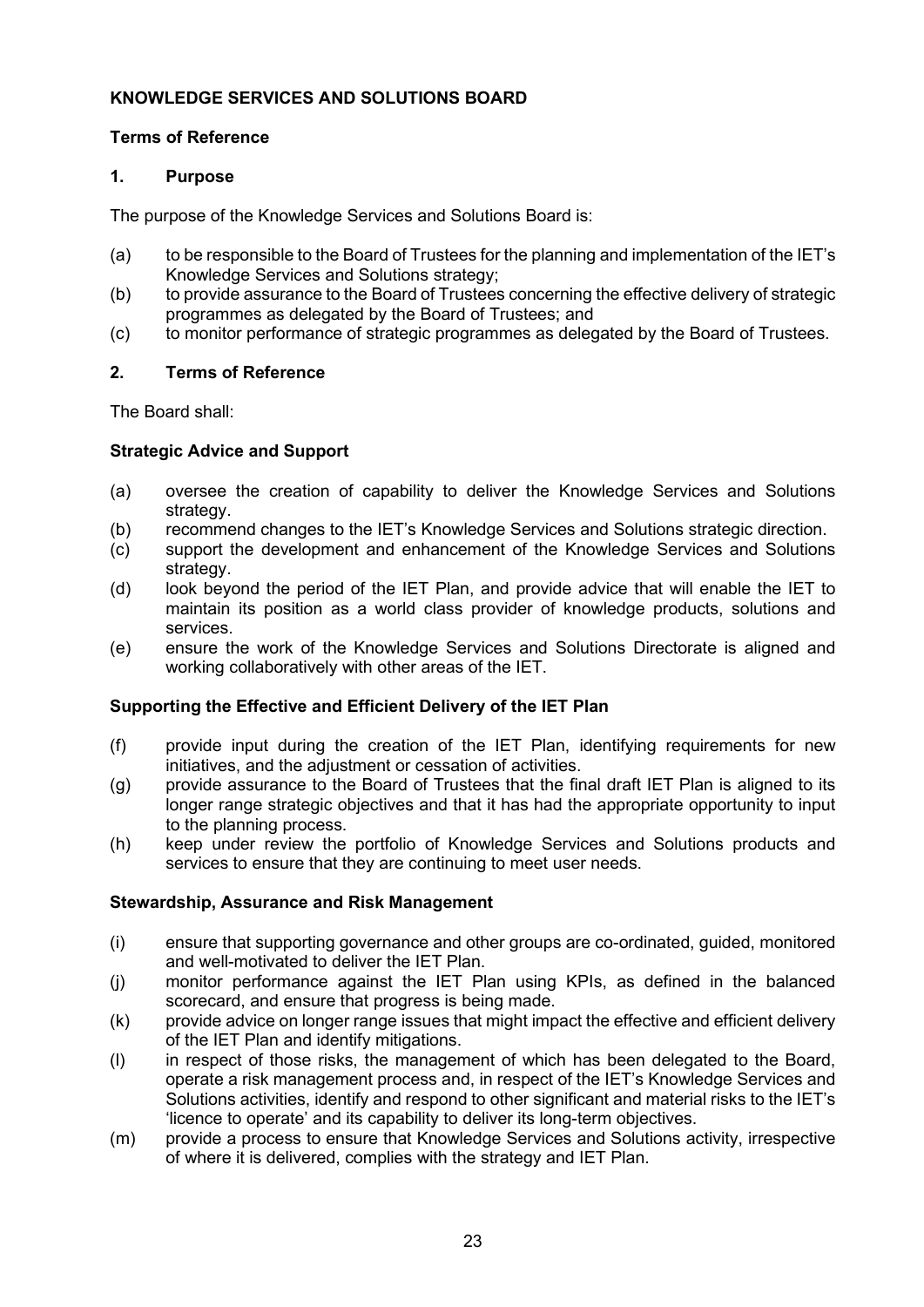**KNOWLEDGE SERVICES AND SOLUTIONS BOARD**

**Terms of Reference**

**1. Purpose**

The purpose of the Knowledge Services and Solutions Board is:

(a) to be responsible to the Board of Trustees for the planning and implementation of the IET's Knowledge Services and Solutions strategy;

(b) to provide assurance to the Board of Trustees concerning the effective delivery of strategic programmes as delegated by the Board of Trustees; and

(c) to monitor performance of strategic programmes as delegated by the Board of Trustees.

**2. Terms of Reference**

The Board shall:

**Strategic Advice and Support**

(a) oversee the creation of capability to deliver the Knowledge Services and Solutions strategy.

(b) recommend changes to the IET's Knowledge Services and Solutions strategic direction.

(c) support the development and enhancement of the Knowledge Services and Solutions strategy.

(d) look beyond the period of the IET Plan, and provide advice that will enable the IET to maintain its position as a world class provider of knowledge products, solutions and services.

(e) ensure the work of the Knowledge Services and Solutions Directorate is aligned and working collaboratively with other areas of the IET.

**Supporting the Effective and Efficient Delivery of the IET Plan**

(f) provide input during the creation of the IET Plan, identifying requirements for new initiatives, and the adjustment or cessation of activities.

(g) provide assurance to the Board of Trustees that the final draft IET Plan is aligned to its longer range strategic objectives and that it has had the appropriate opportunity to input to the planning process.

(h) keep under review the portfolio of Knowledge Services and Solutions products and services to ensure that they are continuing to meet user needs.

**Stewardship, Assurance and Risk Management**

(i) ensure that supporting governance and other groups are co-ordinated, guided, monitored and well-motivated to deliver the IET Plan.

(j) monitor performance against the IET Plan using KPIs, as defined in the balanced scorecard, and ensure that progress is being made.

(k) provide advice on longer range issues that might impact the effective and efficient delivery of the IET Plan and identify mitigations.

(l) in respect of those risks, the management of which has been delegated to the Board, operate a risk management process and, in respect of the IET's Knowledge Services and Solutions activities, identify and respond to other significant and material risks to the IET's 'licence to operate' and its capability to deliver its long-term objectives.

(m) provide a process to ensure that Knowledge Services and Solutions activity, irrespective of where it is delivered, complies with the strategy and IET Plan.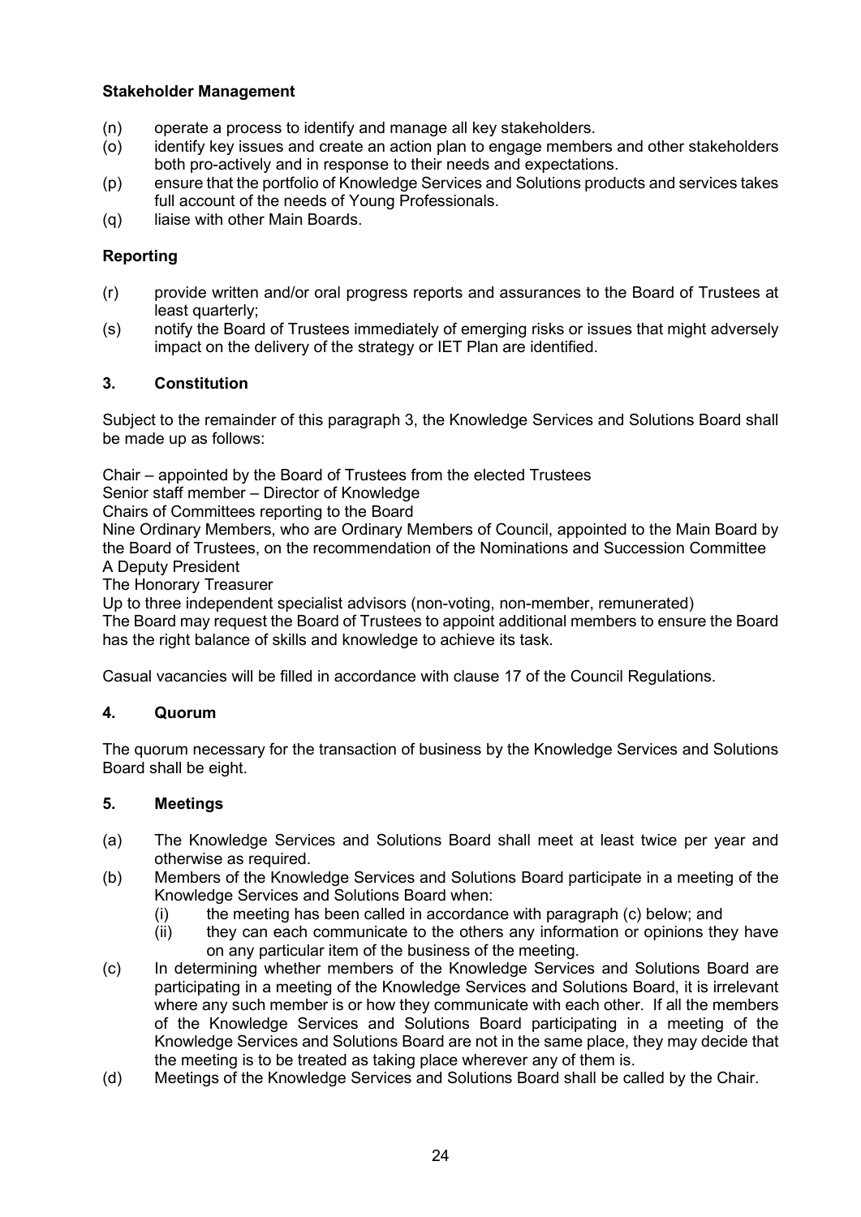**Stakeholder Management**

(n) operate a process to identify and manage all key stakeholders.
(o) identify key issues and create an action plan to engage members and other stakeholders both pro-actively and in response to their needs and expectations.
(p) ensure that the portfolio of Knowledge Services and Solutions products and services takes full account of the needs of Young Professionals.
(q) liaise with other Main Boards.

**Reporting**

(r) provide written and/or oral progress reports and assurances to the Board of Trustees at least quarterly;
(s) notify the Board of Trustees immediately of emerging risks or issues that might adversely impact on the delivery of the strategy or IET Plan are identified.

## 3. Constitution

Subject to the remainder of this paragraph 3, the Knowledge Services and Solutions Board shall be made up as follows:

Chair – appointed by the Board of Trustees from the elected Trustees
Senior staff member – Director of Knowledge
Chairs of Committees reporting to the Board
Nine Ordinary Members, who are Ordinary Members of Council, appointed to the Main Board by the Board of Trustees, on the recommendation of the Nominations and Succession Committee
A Deputy President
The Honorary Treasurer
Up to three independent specialist advisors (non-voting, non-member, remunerated)
The Board may request the Board of Trustees to appoint additional members to ensure the Board has the right balance of skills and knowledge to achieve its task.

Casual vacancies will be filled in accordance with clause 17 of the Council Regulations.

## 4. Quorum

The quorum necessary for the transaction of business by the Knowledge Services and Solutions Board shall be eight.

## 5. Meetings

(a) The Knowledge Services and Solutions Board shall meet at least twice per year and otherwise as required.
(b) Members of the Knowledge Services and Solutions Board participate in a meeting of the Knowledge Services and Solutions Board when:
    (i) the meeting has been called in accordance with paragraph (c) below; and
    (ii) they can each communicate to the others any information or opinions they have on any particular item of the business of the meeting.
(c) In determining whether members of the Knowledge Services and Solutions Board are participating in a meeting of the Knowledge Services and Solutions Board, it is irrelevant where any such member is or how they communicate with each other. If all the members of the Knowledge Services and Solutions Board participating in a meeting of the Knowledge Services and Solutions Board are not in the same place, they may decide that the meeting is to be treated as taking place wherever any of them is.
(d) Meetings of the Knowledge Services and Solutions Board shall be called by the Chair.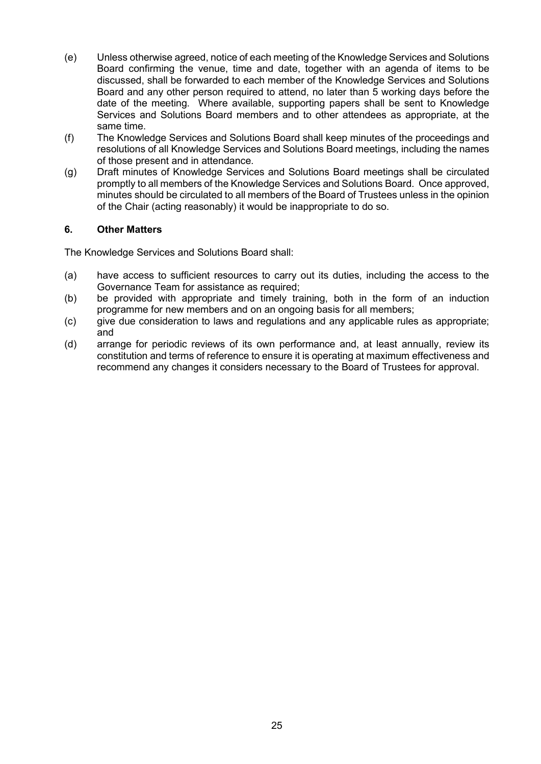(e) Unless otherwise agreed, notice of each meeting of the Knowledge Services and Solutions Board confirming the venue, time and date, together with an agenda of items to be discussed, shall be forwarded to each member of the Knowledge Services and Solutions Board and any other person required to attend, no later than 5 working days before the date of the meeting. Where available, supporting papers shall be sent to Knowledge Services and Solutions Board members and to other attendees as appropriate, at the same time.

(f) The Knowledge Services and Solutions Board shall keep minutes of the proceedings and resolutions of all Knowledge Services and Solutions Board meetings, including the names of those present and in attendance.

(g) Draft minutes of Knowledge Services and Solutions Board meetings shall be circulated promptly to all members of the Knowledge Services and Solutions Board. Once approved, minutes should be circulated to all members of the Board of Trustees unless in the opinion of the Chair (acting reasonably) it would be inappropriate to do so.

### 6. Other Matters

The Knowledge Services and Solutions Board shall:

(a) have access to sufficient resources to carry out its duties, including the access to the Governance Team for assistance as required;

(b) be provided with appropriate and timely training, both in the form of an induction programme for new members and on an ongoing basis for all members;

(c) give due consideration to laws and regulations and any applicable rules as appropriate; and

(d) arrange for periodic reviews of its own performance and, at least annually, review its constitution and terms of reference to ensure it is operating at maximum effectiveness and recommend any changes it considers necessary to the Board of Trustees for approval.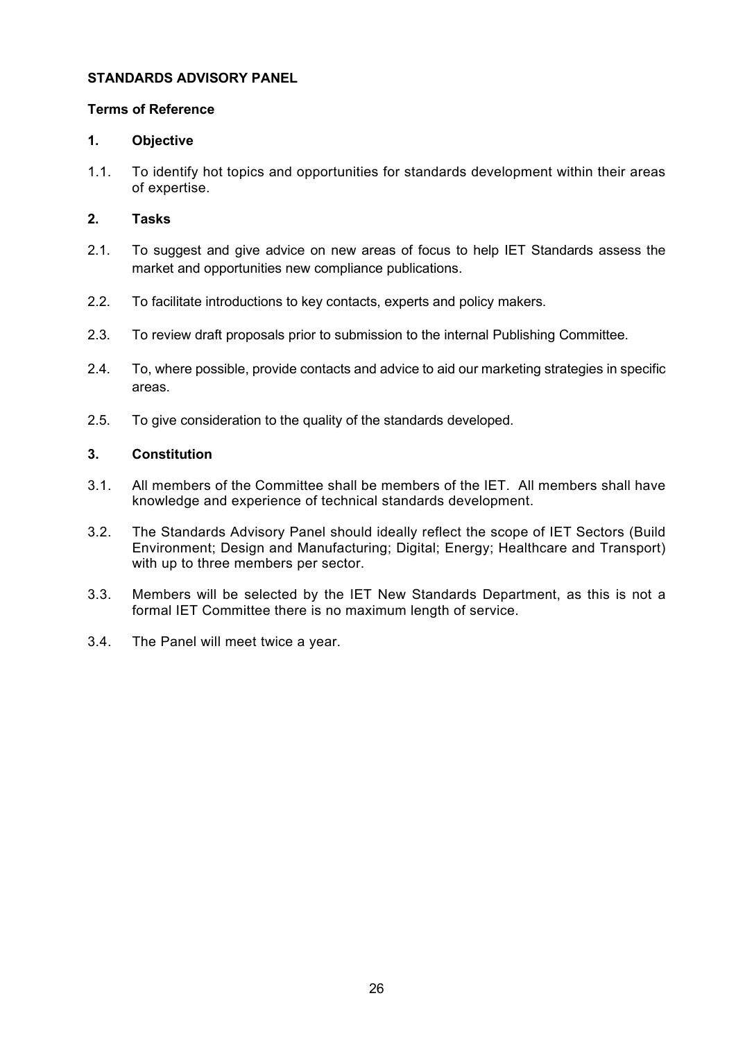**STANDARDS ADVISORY PANEL**

**Terms of Reference**

**1. Objective**

1.1. To identify hot topics and opportunities for standards development within their areas of expertise.

**2. Tasks**

2.1. To suggest and give advice on new areas of focus to help IET Standards assess the market and opportunities new compliance publications.

2.2. To facilitate introductions to key contacts, experts and policy makers.

2.3. To review draft proposals prior to submission to the internal Publishing Committee.

2.4. To, where possible, provide contacts and advice to aid our marketing strategies in specific areas.

2.5. To give consideration to the quality of the standards developed.

**3. Constitution**

3.1. All members of the Committee shall be members of the IET. All members shall have knowledge and experience of technical standards development.

3.2. The Standards Advisory Panel should ideally reflect the scope of IET Sectors (Build Environment; Design and Manufacturing; Digital; Energy; Healthcare and Transport) with up to three members per sector.

3.3. Members will be selected by the IET New Standards Department, as this is not a formal IET Committee there is no maximum length of service.

3.4. The Panel will meet twice a year.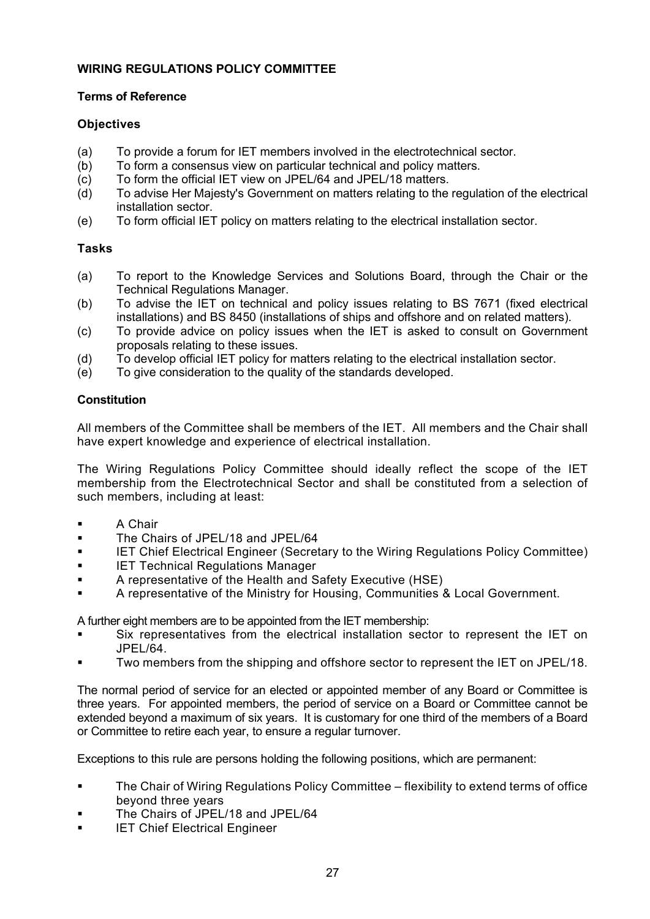## WIRING REGULATIONS POLICY COMMITTEE

### Terms of Reference

### Objectives

(a) To provide a forum for IET members involved in the electrotechnical sector.
(b) To form a consensus view on particular technical and policy matters.
(c) To form the official IET view on JPEL/64 and JPEL/18 matters.
(d) To advise Her Majesty's Government on matters relating to the regulation of the electrical installation sector.
(e) To form official IET policy on matters relating to the electrical installation sector.

### Tasks

(a) To report to the Knowledge Services and Solutions Board, through the Chair or the Technical Regulations Manager.
(b) To advise the IET on technical and policy issues relating to BS 7671 (fixed electrical installations) and BS 8450 (installations of ships and offshore and on related matters).
(c) To provide advice on policy issues when the IET is asked to consult on Government proposals relating to these issues.
(d) To develop official IET policy for matters relating to the electrical installation sector.
(e) To give consideration to the quality of the standards developed.

### Constitution

All members of the Committee shall be members of the IET. All members and the Chair shall have expert knowledge and experience of electrical installation.

The Wiring Regulations Policy Committee should ideally reflect the scope of the IET membership from the Electrotechnical Sector and shall be constituted from a selection of such members, including at least:

- A Chair
- The Chairs of JPEL/18 and JPEL/64
- IET Chief Electrical Engineer (Secretary to the Wiring Regulations Policy Committee)
- IET Technical Regulations Manager
- A representative of the Health and Safety Executive (HSE)
- A representative of the Ministry for Housing, Communities & Local Government.

A further eight members are to be appointed from the IET membership:

- Six representatives from the electrical installation sector to represent the IET on JPEL/64.
- Two members from the shipping and offshore sector to represent the IET on JPEL/18.

The normal period of service for an elected or appointed member of any Board or Committee is three years. For appointed members, the period of service on a Board or Committee cannot be extended beyond a maximum of six years. It is customary for one third of the members of a Board or Committee to retire each year, to ensure a regular turnover.

Exceptions to this rule are persons holding the following positions, which are permanent:

- The Chair of Wiring Regulations Policy Committee – flexibility to extend terms of office beyond three years
- The Chairs of JPEL/18 and JPEL/64
- IET Chief Electrical Engineer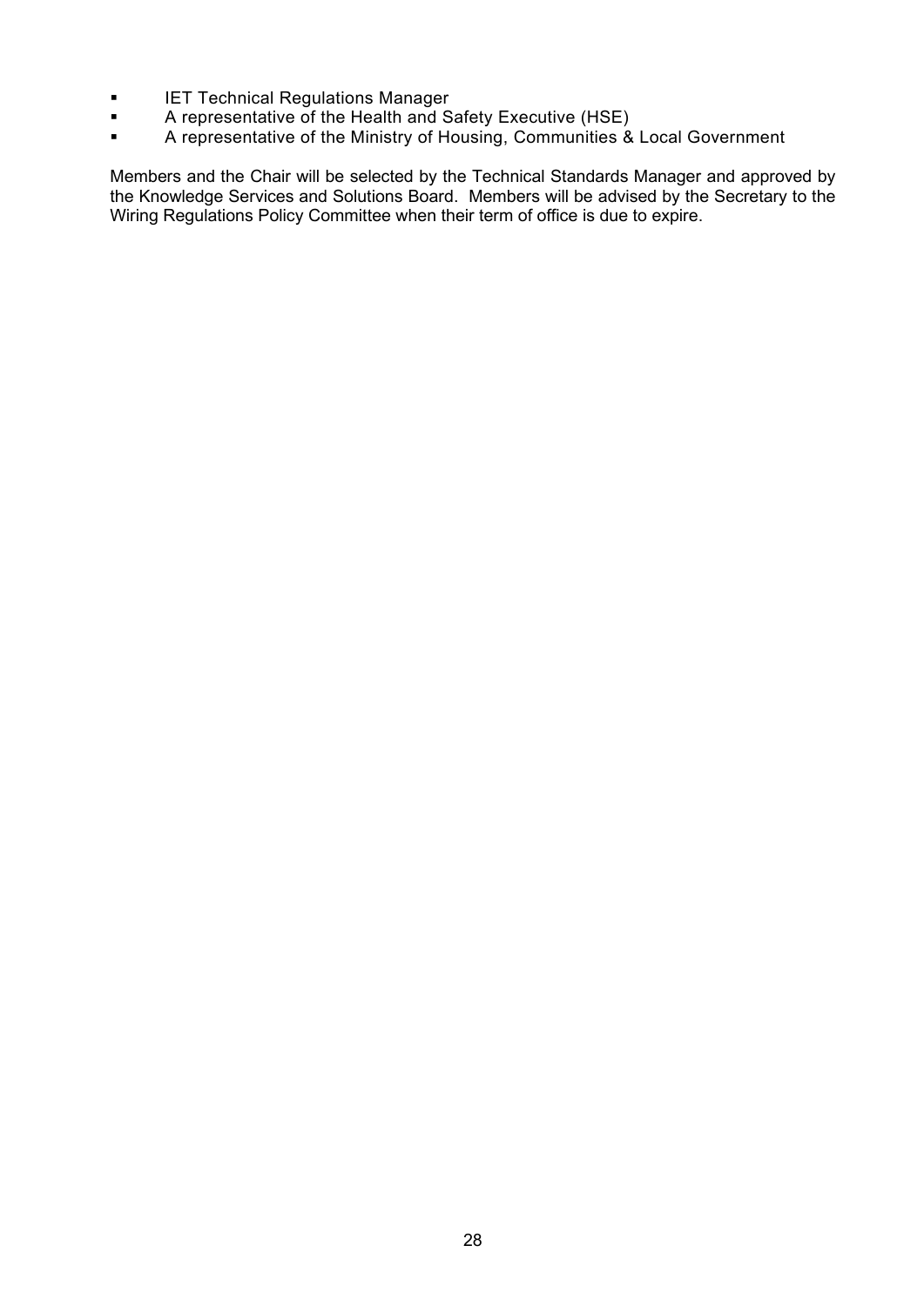- IET Technical Regulations Manager
- A representative of the Health and Safety Executive (HSE)
- A representative of the Ministry of Housing, Communities & Local Government

Members and the Chair will be selected by the Technical Standards Manager and approved by the Knowledge Services and Solutions Board. Members will be advised by the Secretary to the Wiring Regulations Policy Committee when their term of office is due to expire.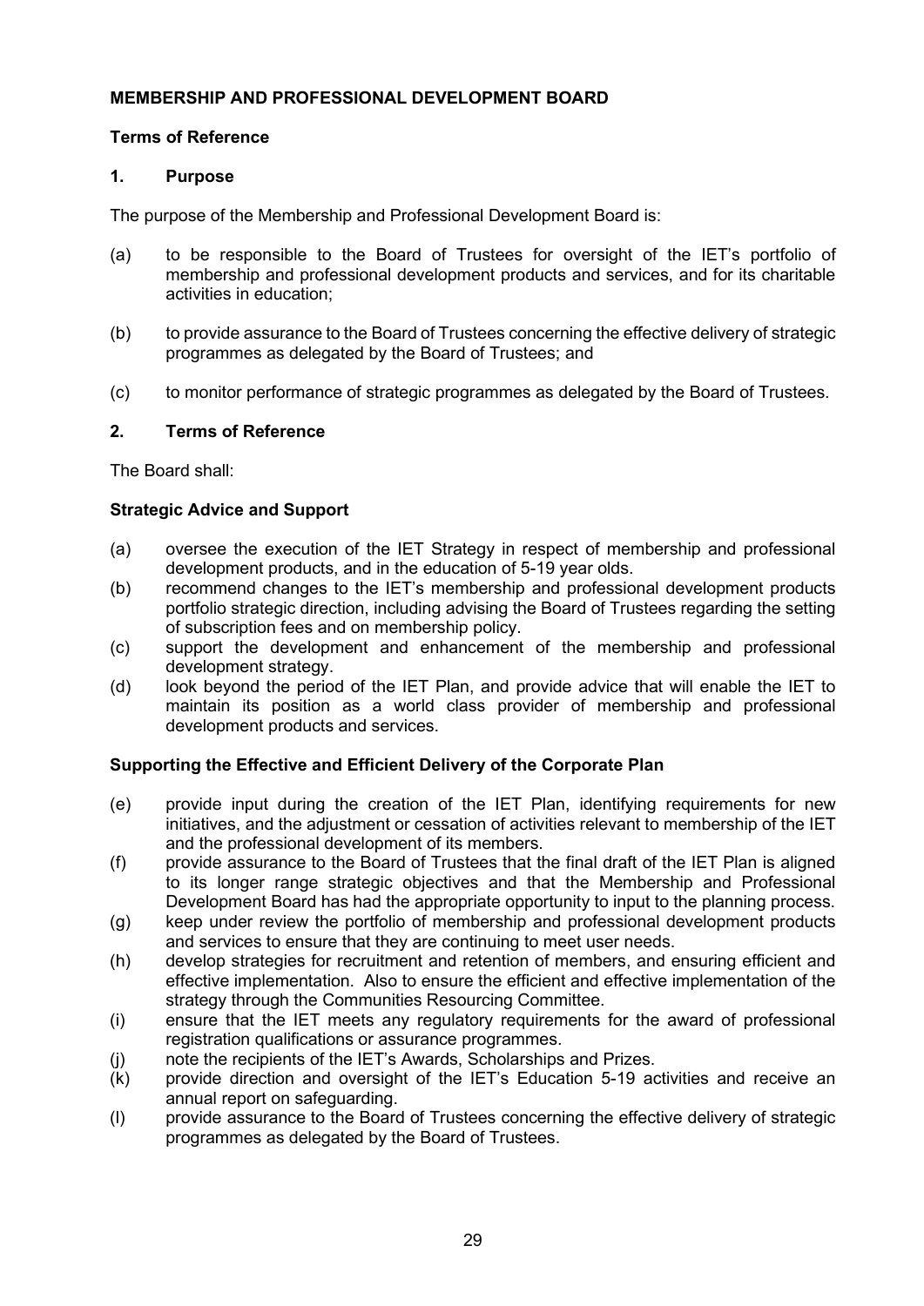**MEMBERSHIP AND PROFESSIONAL DEVELOPMENT BOARD**

**Terms of Reference**

## 1. Purpose

The purpose of the Membership and Professional Development Board is:

(a) to be responsible to the Board of Trustees for oversight of the IET's portfolio of membership and professional development products and services, and for its charitable activities in education;

(b) to provide assurance to the Board of Trustees concerning the effective delivery of strategic programmes as delegated by the Board of Trustees; and

(c) to monitor performance of strategic programmes as delegated by the Board of Trustees.

## 2. Terms of Reference

The Board shall:

### Strategic Advice and Support

(a) oversee the execution of the IET Strategy in respect of membership and professional development products, and in the education of 5-19 year olds.

(b) recommend changes to the IET's membership and professional development products portfolio strategic direction, including advising the Board of Trustees regarding the setting of subscription fees and on membership policy.

(c) support the development and enhancement of the membership and professional development strategy.

(d) look beyond the period of the IET Plan, and provide advice that will enable the IET to maintain its position as a world class provider of membership and professional development products and services.

### Supporting the Effective and Efficient Delivery of the Corporate Plan

(e) provide input during the creation of the IET Plan, identifying requirements for new initiatives, and the adjustment or cessation of activities relevant to membership of the IET and the professional development of its members.

(f) provide assurance to the Board of Trustees that the final draft of the IET Plan is aligned to its longer range strategic objectives and that the Membership and Professional Development Board has had the appropriate opportunity to input to the planning process.

(g) keep under review the portfolio of membership and professional development products and services to ensure that they are continuing to meet user needs.

(h) develop strategies for recruitment and retention of members, and ensuring efficient and effective implementation. Also to ensure the efficient and effective implementation of the strategy through the Communities Resourcing Committee.

(i) ensure that the IET meets any regulatory requirements for the award of professional registration qualifications or assurance programmes.

(j) note the recipients of the IET's Awards, Scholarships and Prizes.

(k) provide direction and oversight of the IET's Education 5-19 activities and receive an annual report on safeguarding.

(l) provide assurance to the Board of Trustees concerning the effective delivery of strategic programmes as delegated by the Board of Trustees.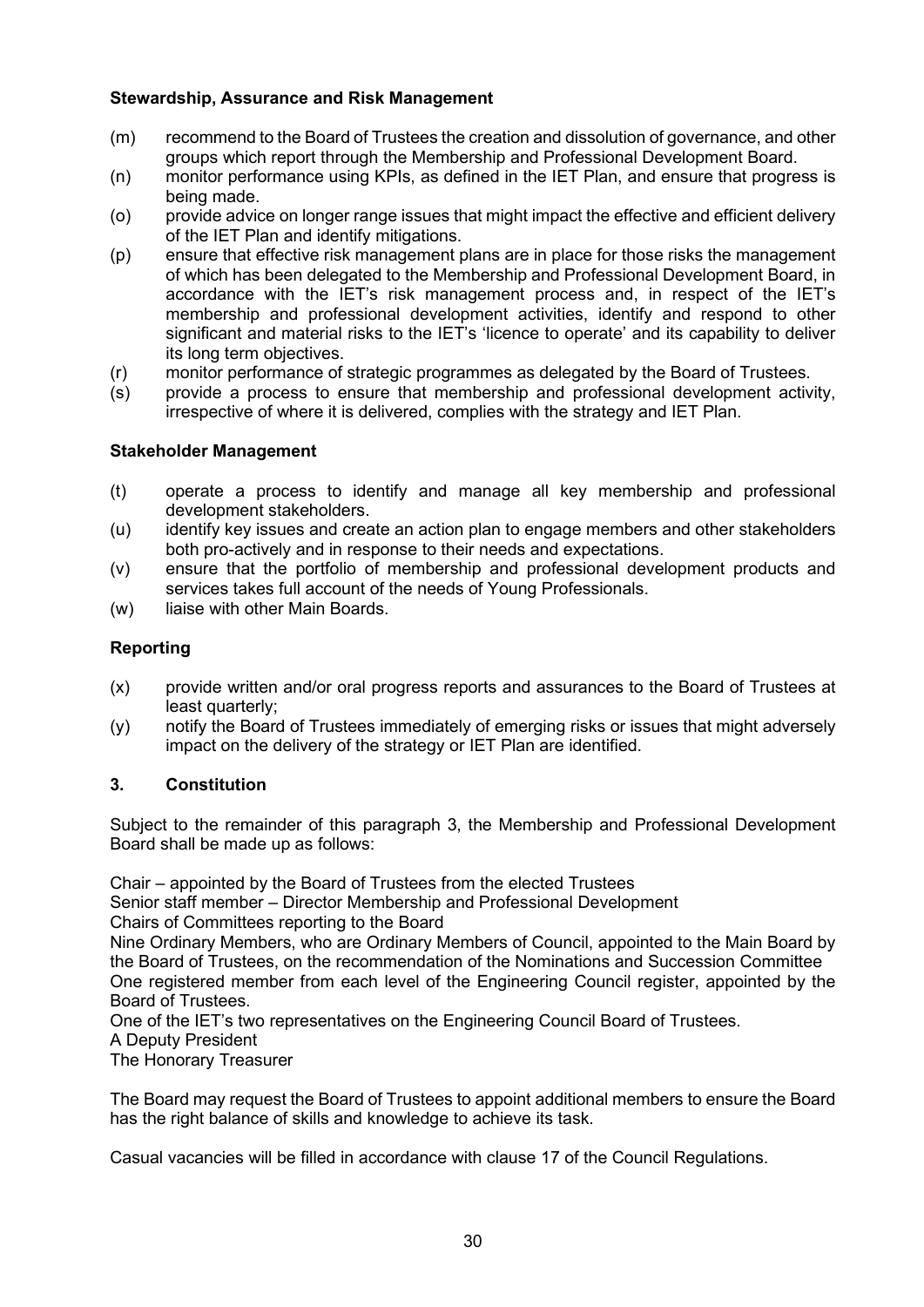**Stewardship, Assurance and Risk Management**

(m) recommend to the Board of Trustees the creation and dissolution of governance, and other groups which report through the Membership and Professional Development Board.

(n) monitor performance using KPIs, as defined in the IET Plan, and ensure that progress is being made.

(o) provide advice on longer range issues that might impact the effective and efficient delivery of the IET Plan and identify mitigations.

(p) ensure that effective risk management plans are in place for those risks the management of which has been delegated to the Membership and Professional Development Board, in accordance with the IET's risk management process and, in respect of the IET's membership and professional development activities, identify and respond to other significant and material risks to the IET's 'licence to operate' and its capability to deliver its long term objectives.

(r) monitor performance of strategic programmes as delegated by the Board of Trustees.

(s) provide a process to ensure that membership and professional development activity, irrespective of where it is delivered, complies with the strategy and IET Plan.

**Stakeholder Management**

(t) operate a process to identify and manage all key membership and professional development stakeholders.

(u) identify key issues and create an action plan to engage members and other stakeholders both pro-actively and in response to their needs and expectations.

(v) ensure that the portfolio of membership and professional development products and services takes full account of the needs of Young Professionals.

(w) liaise with other Main Boards.

## Reporting

(x) provide written and/or oral progress reports and assurances to the Board of Trustees at least quarterly;

(y) notify the Board of Trustees immediately of emerging risks or issues that might adversely impact on the delivery of the strategy or IET Plan are identified.

## 3. Constitution

Subject to the remainder of this paragraph 3, the Membership and Professional Development Board shall be made up as follows:

Chair – appointed by the Board of Trustees from the elected Trustees
Senior staff member – Director Membership and Professional Development
Chairs of Committees reporting to the Board
Nine Ordinary Members, who are Ordinary Members of Council, appointed to the Main Board by the Board of Trustees, on the recommendation of the Nominations and Succession Committee
One registered member from each level of the Engineering Council register, appointed by the Board of Trustees.
One of the IET's two representatives on the Engineering Council Board of Trustees.
A Deputy President
The Honorary Treasurer

The Board may request the Board of Trustees to appoint additional members to ensure the Board has the right balance of skills and knowledge to achieve its task.

Casual vacancies will be filled in accordance with clause 17 of the Council Regulations.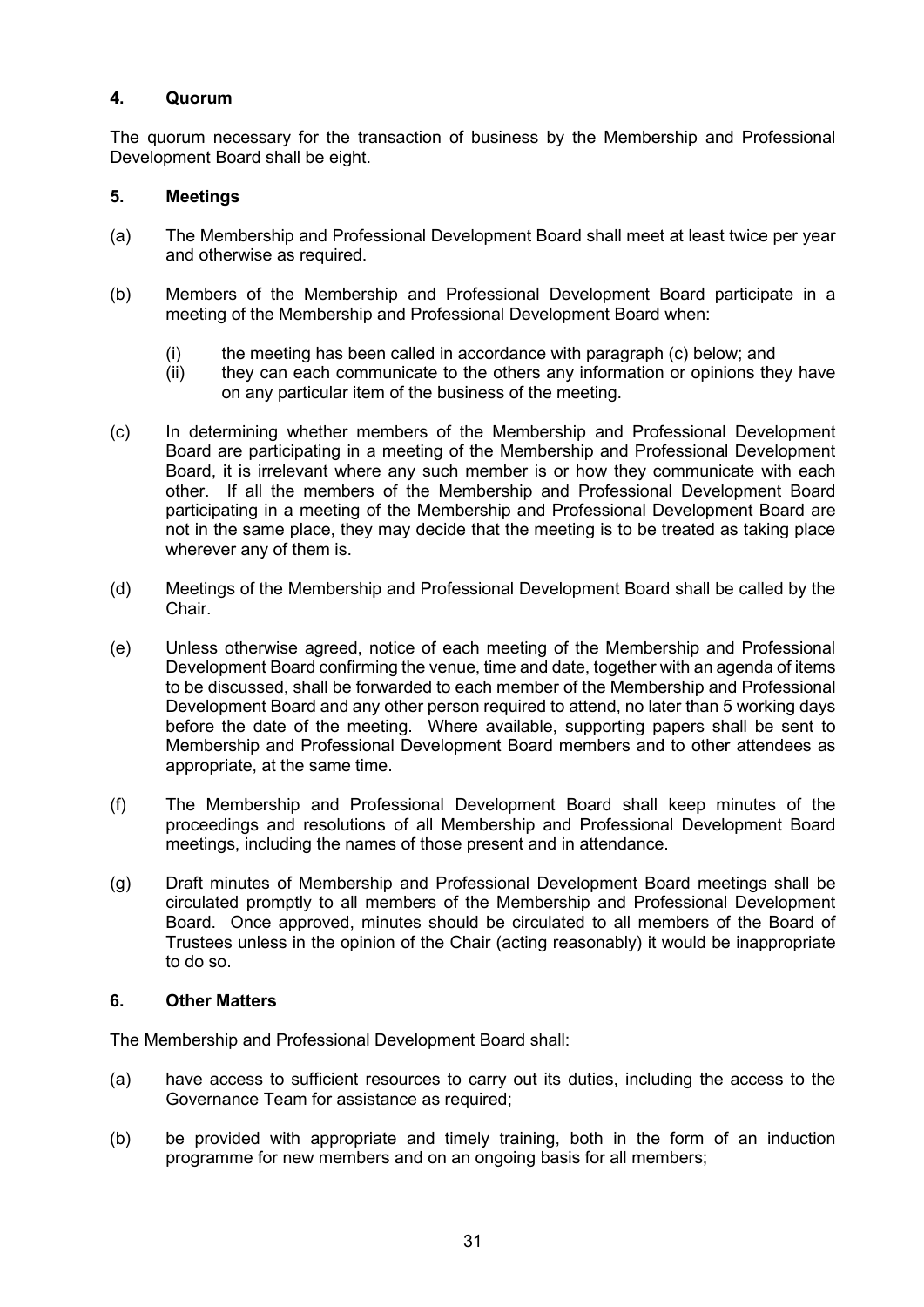## 4. Quorum

The quorum necessary for the transaction of business by the Membership and Professional Development Board shall be eight.

## 5. Meetings

(a) The Membership and Professional Development Board shall meet at least twice per year and otherwise as required.

(b) Members of the Membership and Professional Development Board participate in a meeting of the Membership and Professional Development Board when:

  (i) the meeting has been called in accordance with paragraph (c) below; and
  (ii) they can each communicate to the others any information or opinions they have on any particular item of the business of the meeting.

(c) In determining whether members of the Membership and Professional Development Board are participating in a meeting of the Membership and Professional Development Board, it is irrelevant where any such member is or how they communicate with each other. If all the members of the Membership and Professional Development Board participating in a meeting of the Membership and Professional Development Board are not in the same place, they may decide that the meeting is to be treated as taking place wherever any of them is.

(d) Meetings of the Membership and Professional Development Board shall be called by the Chair.

(e) Unless otherwise agreed, notice of each meeting of the Membership and Professional Development Board confirming the venue, time and date, together with an agenda of items to be discussed, shall be forwarded to each member of the Membership and Professional Development Board and any other person required to attend, no later than 5 working days before the date of the meeting. Where available, supporting papers shall be sent to Membership and Professional Development Board members and to other attendees as appropriate, at the same time.

(f) The Membership and Professional Development Board shall keep minutes of the proceedings and resolutions of all Membership and Professional Development Board meetings, including the names of those present and in attendance.

(g) Draft minutes of Membership and Professional Development Board meetings shall be circulated promptly to all members of the Membership and Professional Development Board. Once approved, minutes should be circulated to all members of the Board of Trustees unless in the opinion of the Chair (acting reasonably) it would be inappropriate to do so.

## 6. Other Matters

The Membership and Professional Development Board shall:

(a) have access to sufficient resources to carry out its duties, including the access to the Governance Team for assistance as required;

(b) be provided with appropriate and timely training, both in the form of an induction programme for new members and on an ongoing basis for all members;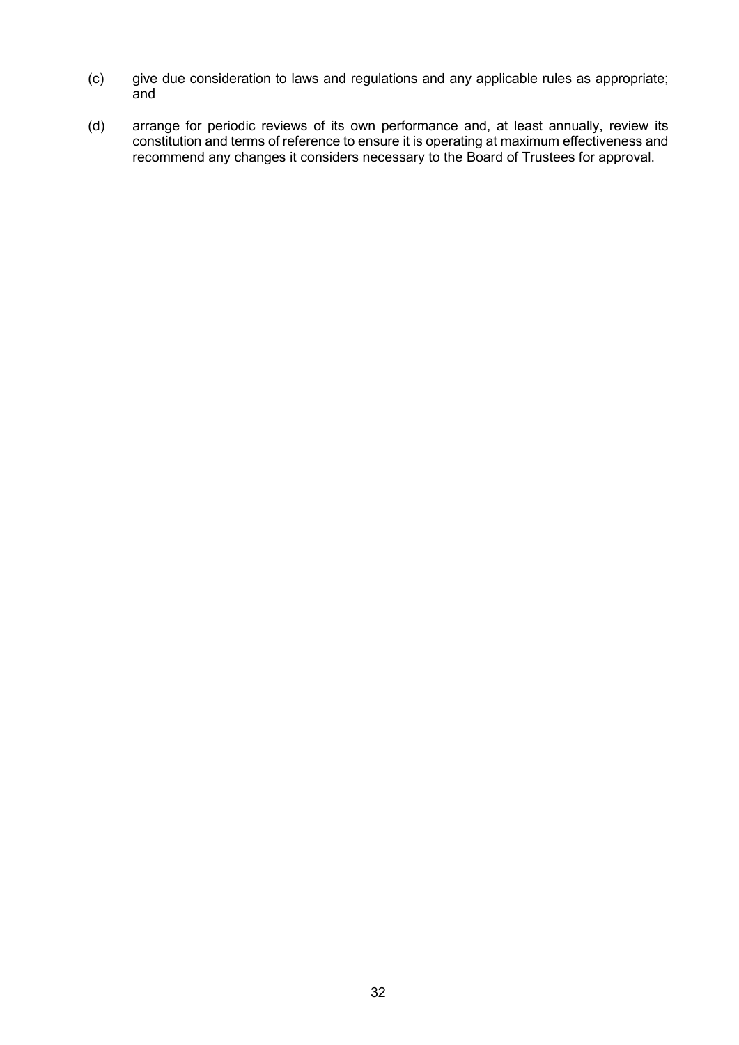(c) give due consideration to laws and regulations and any applicable rules as appropriate; and

(d) arrange for periodic reviews of its own performance and, at least annually, review its constitution and terms of reference to ensure it is operating at maximum effectiveness and recommend any changes it considers necessary to the Board of Trustees for approval.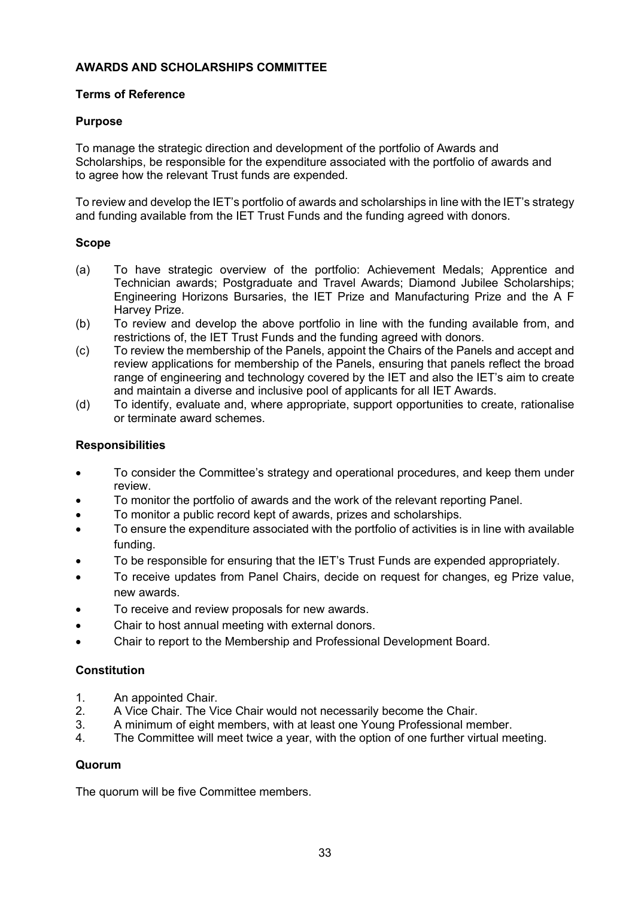# AWARDS AND SCHOLARSHIPS COMMITTEE

## Terms of Reference

### Purpose

To manage the strategic direction and development of the portfolio of Awards and Scholarships, be responsible for the expenditure associated with the portfolio of awards and to agree how the relevant Trust funds are expended.

To review and develop the IET's portfolio of awards and scholarships in line with the IET's strategy and funding available from the IET Trust Funds and the funding agreed with donors.

### Scope

(a) To have strategic overview of the portfolio: Achievement Medals; Apprentice and Technician awards; Postgraduate and Travel Awards; Diamond Jubilee Scholarships; Engineering Horizons Bursaries, the IET Prize and Manufacturing Prize and the A F Harvey Prize.

(b) To review and develop the above portfolio in line with the funding available from, and restrictions of, the IET Trust Funds and the funding agreed with donors.

(c) To review the membership of the Panels, appoint the Chairs of the Panels and accept and review applications for membership of the Panels, ensuring that panels reflect the broad range of engineering and technology covered by the IET and also the IET's aim to create and maintain a diverse and inclusive pool of applicants for all IET Awards.

(d) To identify, evaluate and, where appropriate, support opportunities to create, rationalise or terminate award schemes.

### Responsibilities

- To consider the Committee's strategy and operational procedures, and keep them under review.
- To monitor the portfolio of awards and the work of the relevant reporting Panel.
- To monitor a public record kept of awards, prizes and scholarships.
- To ensure the expenditure associated with the portfolio of activities is in line with available funding.
- To be responsible for ensuring that the IET's Trust Funds are expended appropriately.
- To receive updates from Panel Chairs, decide on request for changes, eg Prize value, new awards.
- To receive and review proposals for new awards.
- Chair to host annual meeting with external donors.
- Chair to report to the Membership and Professional Development Board.

### Constitution

1. An appointed Chair.
2. A Vice Chair. The Vice Chair would not necessarily become the Chair.
3. A minimum of eight members, with at least one Young Professional member.
4. The Committee will meet twice a year, with the option of one further virtual meeting.

### Quorum

The quorum will be five Committee members.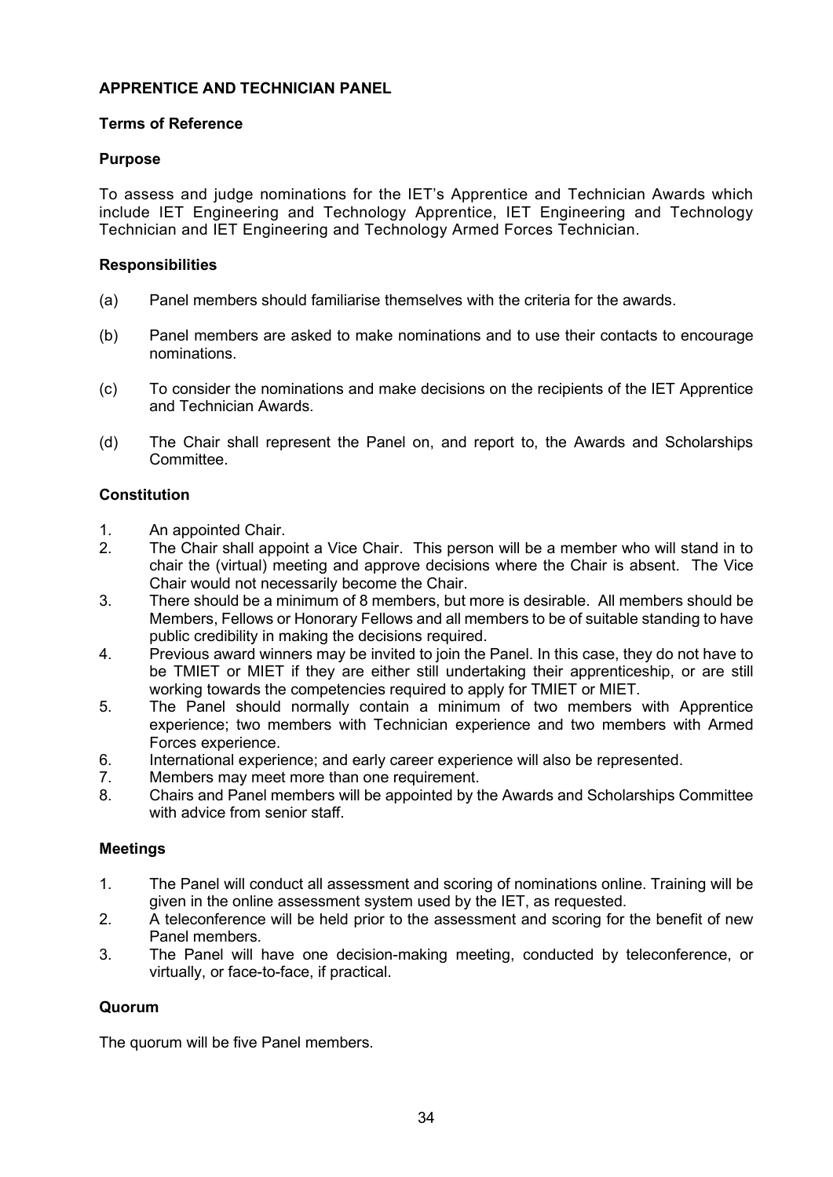## APPRENTICE AND TECHNICIAN PANEL

### Terms of Reference

### Purpose

To assess and judge nominations for the IET's Apprentice and Technician Awards which include IET Engineering and Technology Apprentice, IET Engineering and Technology Technician and IET Engineering and Technology Armed Forces Technician.

### Responsibilities

(a) Panel members should familiarise themselves with the criteria for the awards.

(b) Panel members are asked to make nominations and to use their contacts to encourage nominations.

(c) To consider the nominations and make decisions on the recipients of the IET Apprentice and Technician Awards.

(d) The Chair shall represent the Panel on, and report to, the Awards and Scholarships Committee.

### Constitution

1. An appointed Chair.
2. The Chair shall appoint a Vice Chair. This person will be a member who will stand in to chair the (virtual) meeting and approve decisions where the Chair is absent. The Vice Chair would not necessarily become the Chair.
3. There should be a minimum of 8 members, but more is desirable. All members should be Members, Fellows or Honorary Fellows and all members to be of suitable standing to have public credibility in making the decisions required.
4. Previous award winners may be invited to join the Panel. In this case, they do not have to be TMIET or MIET if they are either still undertaking their apprenticeship, or are still working towards the competencies required to apply for TMIET or MIET.
5. The Panel should normally contain a minimum of two members with Apprentice experience; two members with Technician experience and two members with Armed Forces experience.
6. International experience; and early career experience will also be represented.
7. Members may meet more than one requirement.
8. Chairs and Panel members will be appointed by the Awards and Scholarships Committee with advice from senior staff.

### Meetings

1. The Panel will conduct all assessment and scoring of nominations online. Training will be given in the online assessment system used by the IET, as requested.
2. A teleconference will be held prior to the assessment and scoring for the benefit of new Panel members.
3. The Panel will have one decision-making meeting, conducted by teleconference, or virtually, or face-to-face, if practical.

### Quorum

The quorum will be five Panel members.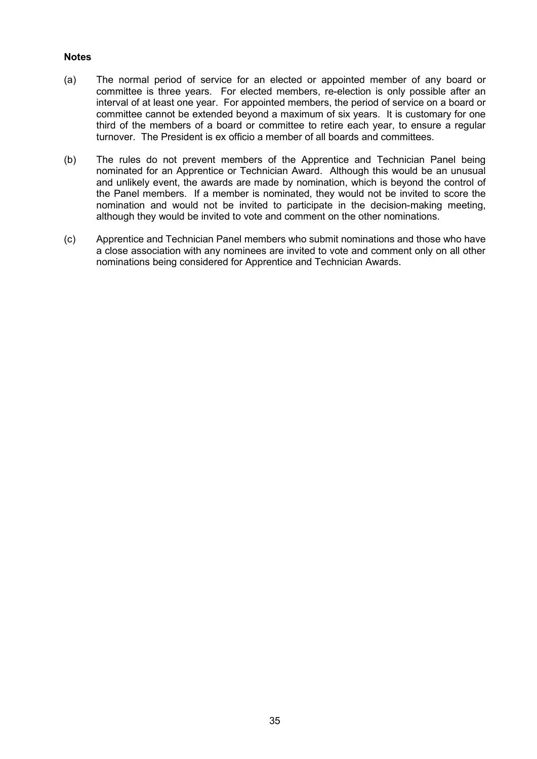**Notes**

(a) The normal period of service for an elected or appointed member of any board or committee is three years. For elected members, re-election is only possible after an interval of at least one year. For appointed members, the period of service on a board or committee cannot be extended beyond a maximum of six years. It is customary for one third of the members of a board or committee to retire each year, to ensure a regular turnover. The President is ex officio a member of all boards and committees.

(b) The rules do not prevent members of the Apprentice and Technician Panel being nominated for an Apprentice or Technician Award. Although this would be an unusual and unlikely event, the awards are made by nomination, which is beyond the control of the Panel members. If a member is nominated, they would not be invited to score the nomination and would not be invited to participate in the decision-making meeting, although they would be invited to vote and comment on the other nominations.

(c) Apprentice and Technician Panel members who submit nominations and those who have a close association with any nominees are invited to vote and comment only on all other nominations being considered for Apprentice and Technician Awards.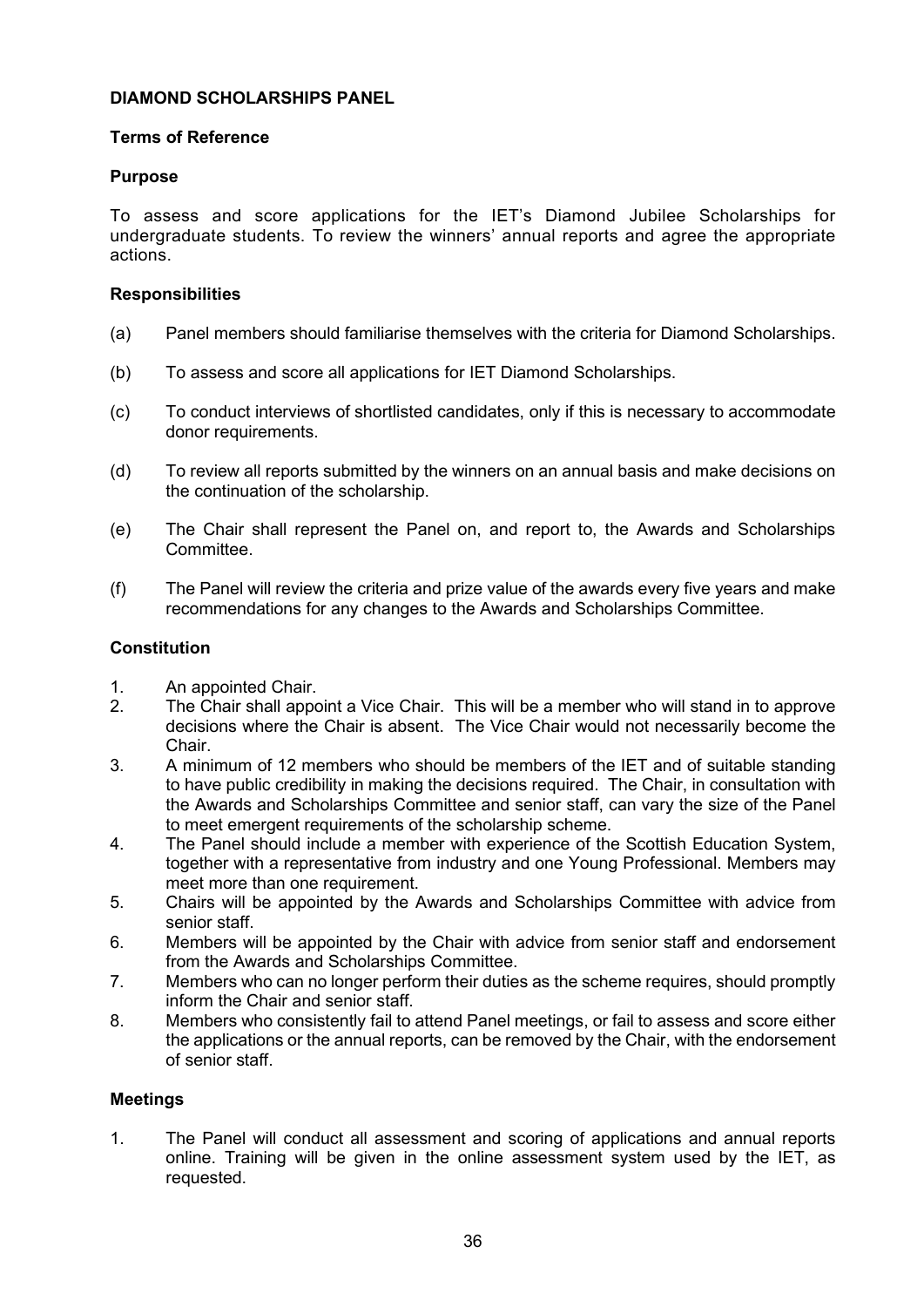**DIAMOND SCHOLARSHIPS PANEL**

**Terms of Reference**

**Purpose**

To assess and score applications for the IET's Diamond Jubilee Scholarships for undergraduate students. To review the winners' annual reports and agree the appropriate actions.

**Responsibilities**

(a) Panel members should familiarise themselves with the criteria for Diamond Scholarships.

(b) To assess and score all applications for IET Diamond Scholarships.

(c) To conduct interviews of shortlisted candidates, only if this is necessary to accommodate donor requirements.

(d) To review all reports submitted by the winners on an annual basis and make decisions on the continuation of the scholarship.

(e) The Chair shall represent the Panel on, and report to, the Awards and Scholarships Committee.

(f) The Panel will review the criteria and prize value of the awards every five years and make recommendations for any changes to the Awards and Scholarships Committee.

**Constitution**

1. An appointed Chair.
2. The Chair shall appoint a Vice Chair. This will be a member who will stand in to approve decisions where the Chair is absent. The Vice Chair would not necessarily become the Chair.
3. A minimum of 12 members who should be members of the IET and of suitable standing to have public credibility in making the decisions required. The Chair, in consultation with the Awards and Scholarships Committee and senior staff, can vary the size of the Panel to meet emergent requirements of the scholarship scheme.
4. The Panel should include a member with experience of the Scottish Education System, together with a representative from industry and one Young Professional. Members may meet more than one requirement.
5. Chairs will be appointed by the Awards and Scholarships Committee with advice from senior staff.
6. Members will be appointed by the Chair with advice from senior staff and endorsement from the Awards and Scholarships Committee.
7. Members who can no longer perform their duties as the scheme requires, should promptly inform the Chair and senior staff.
8. Members who consistently fail to attend Panel meetings, or fail to assess and score either the applications or the annual reports, can be removed by the Chair, with the endorsement of senior staff.

**Meetings**

1. The Panel will conduct all assessment and scoring of applications and annual reports online. Training will be given in the online assessment system used by the IET, as requested.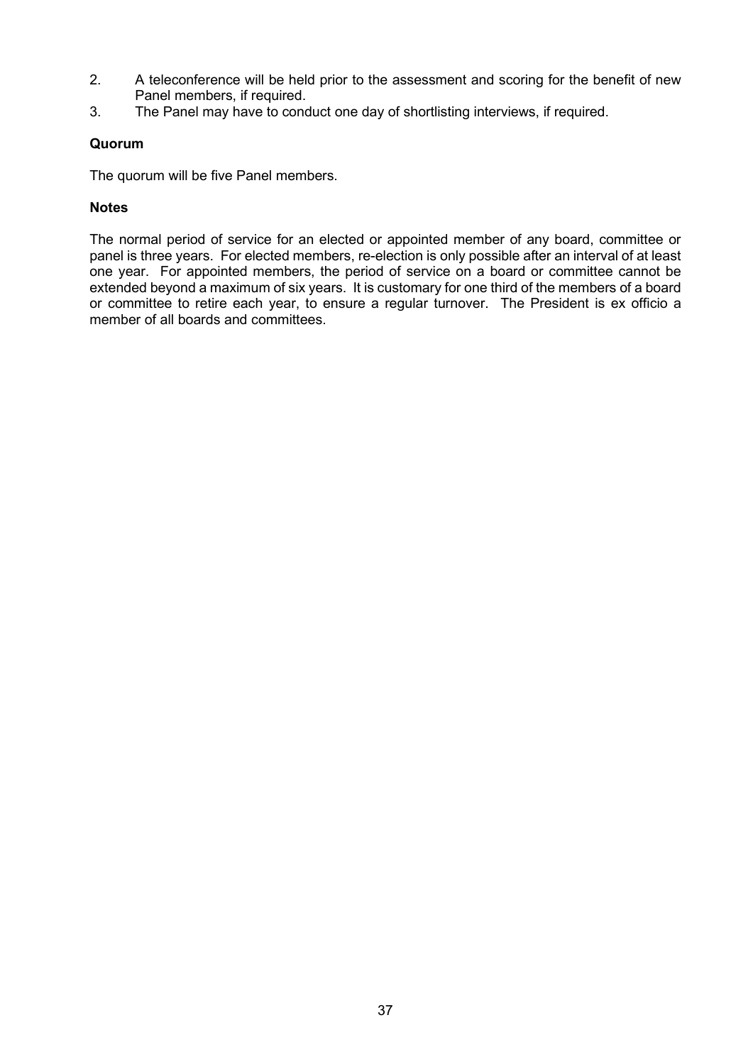2. A teleconference will be held prior to the assessment and scoring for the benefit of new Panel members, if required.
3. The Panel may have to conduct one day of shortlisting interviews, if required.

**Quorum**

The quorum will be five Panel members.

**Notes**

The normal period of service for an elected or appointed member of any board, committee or panel is three years. For elected members, re-election is only possible after an interval of at least one year. For appointed members, the period of service on a board or committee cannot be extended beyond a maximum of six years. It is customary for one third of the members of a board or committee to retire each year, to ensure a regular turnover. The President is ex officio a member of all boards and committees.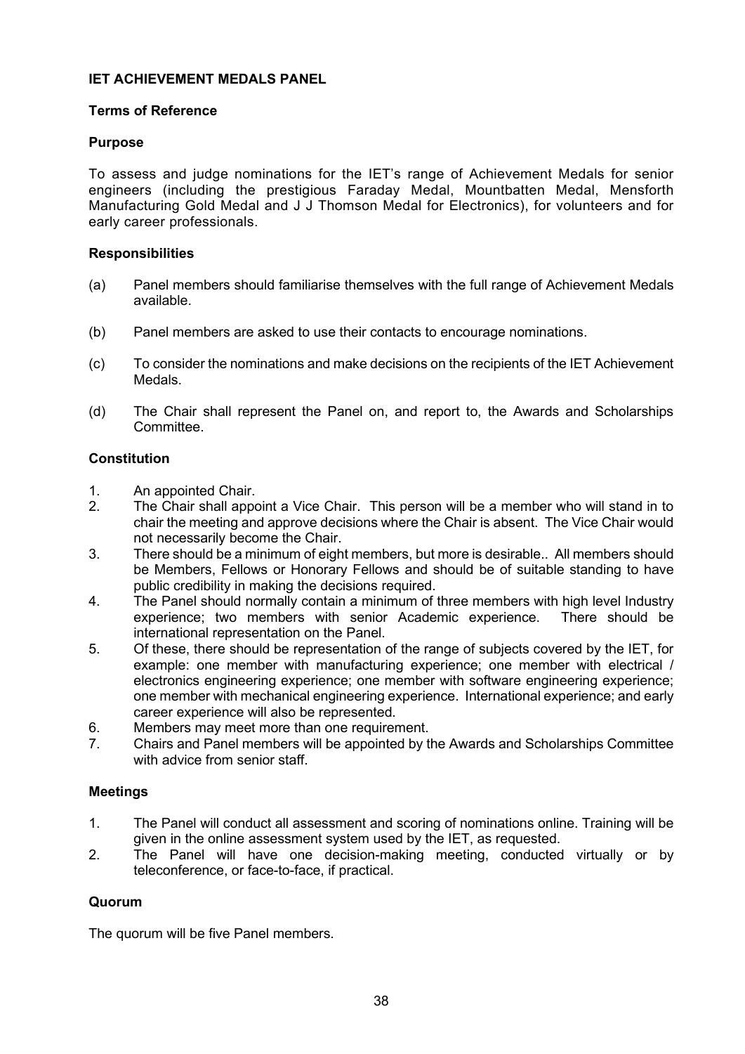**IET ACHIEVEMENT MEDALS PANEL**

**Terms of Reference**

**Purpose**

To assess and judge nominations for the IET's range of Achievement Medals for senior engineers (including the prestigious Faraday Medal, Mountbatten Medal, Mensforth Manufacturing Gold Medal and J J Thomson Medal for Electronics), for volunteers and for early career professionals.

**Responsibilities**

(a) Panel members should familiarise themselves with the full range of Achievement Medals available.

(b) Panel members are asked to use their contacts to encourage nominations.

(c) To consider the nominations and make decisions on the recipients of the IET Achievement Medals.

(d) The Chair shall represent the Panel on, and report to, the Awards and Scholarships Committee.

**Constitution**

1. An appointed Chair.
2. The Chair shall appoint a Vice Chair. This person will be a member who will stand in to chair the meeting and approve decisions where the Chair is absent. The Vice Chair would not necessarily become the Chair.
3. There should be a minimum of eight members, but more is desirable.. All members should be Members, Fellows or Honorary Fellows and should be of suitable standing to have public credibility in making the decisions required.
4. The Panel should normally contain a minimum of three members with high level Industry experience; two members with senior Academic experience. There should be international representation on the Panel.
5. Of these, there should be representation of the range of subjects covered by the IET, for example: one member with manufacturing experience; one member with electrical / electronics engineering experience; one member with software engineering experience; one member with mechanical engineering experience. International experience; and early career experience will also be represented.
6. Members may meet more than one requirement.
7. Chairs and Panel members will be appointed by the Awards and Scholarships Committee with advice from senior staff.

**Meetings**

1. The Panel will conduct all assessment and scoring of nominations online. Training will be given in the online assessment system used by the IET, as requested.
2. The Panel will have one decision-making meeting, conducted virtually or by teleconference, or face-to-face, if practical.

**Quorum**

The quorum will be five Panel members.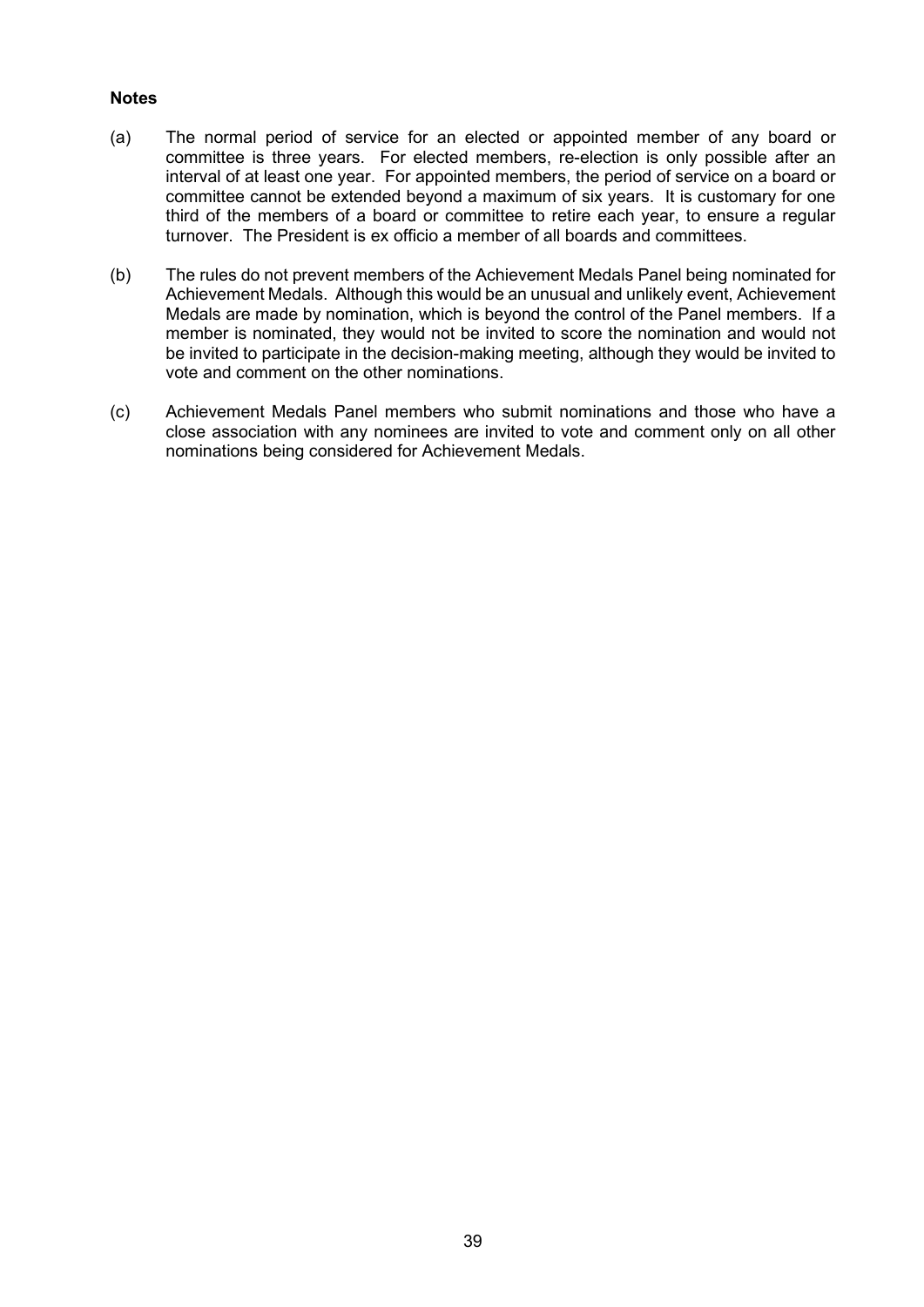**Notes**

(a) The normal period of service for an elected or appointed member of any board or committee is three years. For elected members, re-election is only possible after an interval of at least one year. For appointed members, the period of service on a board or committee cannot be extended beyond a maximum of six years. It is customary for one third of the members of a board or committee to retire each year, to ensure a regular turnover. The President is ex officio a member of all boards and committees.

(b) The rules do not prevent members of the Achievement Medals Panel being nominated for Achievement Medals. Although this would be an unusual and unlikely event, Achievement Medals are made by nomination, which is beyond the control of the Panel members. If a member is nominated, they would not be invited to score the nomination and would not be invited to participate in the decision-making meeting, although they would be invited to vote and comment on the other nominations.

(c) Achievement Medals Panel members who submit nominations and those who have a close association with any nominees are invited to vote and comment only on all other nominations being considered for Achievement Medals.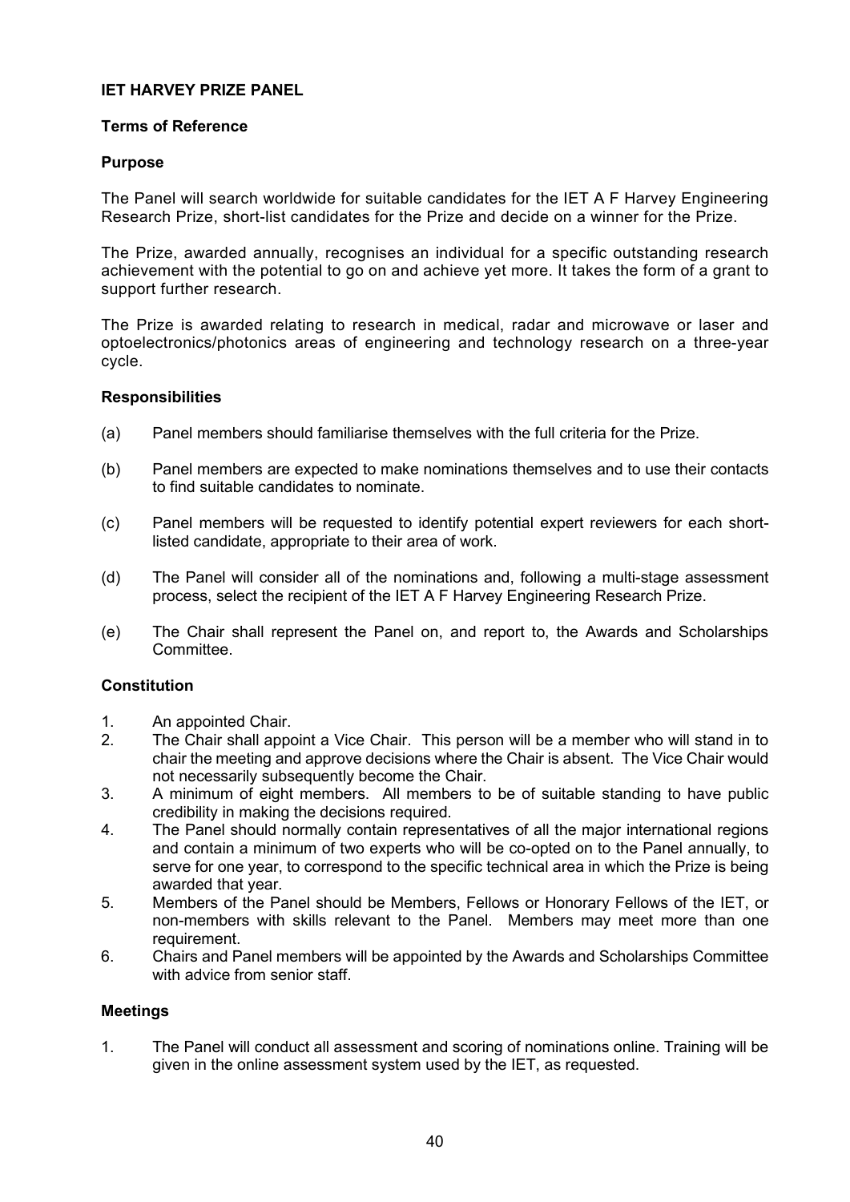**IET HARVEY PRIZE PANEL**

**Terms of Reference**

**Purpose**

The Panel will search worldwide for suitable candidates for the IET A F Harvey Engineering Research Prize, short-list candidates for the Prize and decide on a winner for the Prize.

The Prize, awarded annually, recognises an individual for a specific outstanding research achievement with the potential to go on and achieve yet more. It takes the form of a grant to support further research.

The Prize is awarded relating to research in medical, radar and microwave or laser and optoelectronics/photonics areas of engineering and technology research on a three-year cycle.

**Responsibilities**

(a) Panel members should familiarise themselves with the full criteria for the Prize.

(b) Panel members are expected to make nominations themselves and to use their contacts to find suitable candidates to nominate.

(c) Panel members will be requested to identify potential expert reviewers for each short-listed candidate, appropriate to their area of work.

(d) The Panel will consider all of the nominations and, following a multi-stage assessment process, select the recipient of the IET A F Harvey Engineering Research Prize.

(e) The Chair shall represent the Panel on, and report to, the Awards and Scholarships Committee.

**Constitution**

1. An appointed Chair.
2. The Chair shall appoint a Vice Chair. This person will be a member who will stand in to chair the meeting and approve decisions where the Chair is absent. The Vice Chair would not necessarily subsequently become the Chair.
3. A minimum of eight members. All members to be of suitable standing to have public credibility in making the decisions required.
4. The Panel should normally contain representatives of all the major international regions and contain a minimum of two experts who will be co-opted on to the Panel annually, to serve for one year, to correspond to the specific technical area in which the Prize is being awarded that year.
5. Members of the Panel should be Members, Fellows or Honorary Fellows of the IET, or non-members with skills relevant to the Panel. Members may meet more than one requirement.
6. Chairs and Panel members will be appointed by the Awards and Scholarships Committee with advice from senior staff.

**Meetings**

1. The Panel will conduct all assessment and scoring of nominations online. Training will be given in the online assessment system used by the IET, as requested.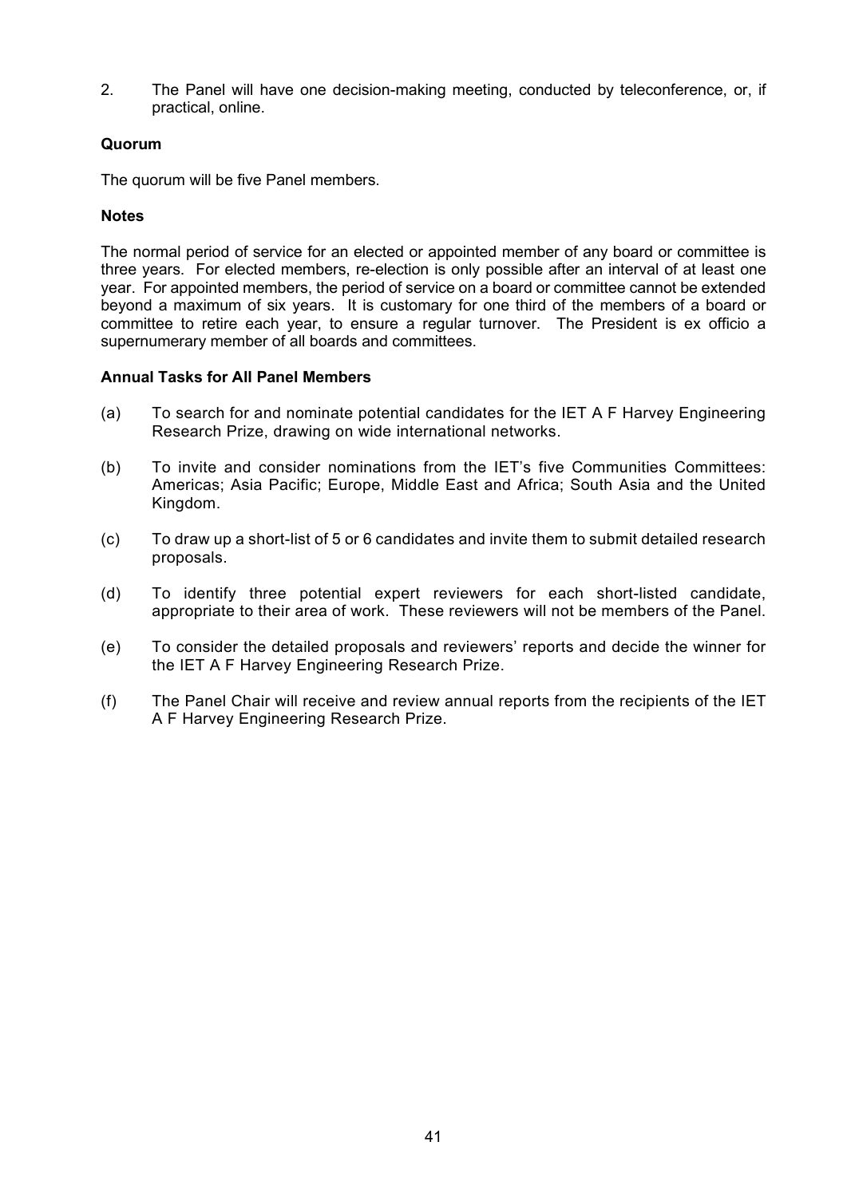2. The Panel will have one decision-making meeting, conducted by teleconference, or, if practical, online.

**Quorum**

The quorum will be five Panel members.

**Notes**

The normal period of service for an elected or appointed member of any board or committee is three years. For elected members, re-election is only possible after an interval of at least one year. For appointed members, the period of service on a board or committee cannot be extended beyond a maximum of six years. It is customary for one third of the members of a board or committee to retire each year, to ensure a regular turnover. The President is ex officio a supernumerary member of all boards and committees.

**Annual Tasks for All Panel Members**

(a) To search for and nominate potential candidates for the IET A F Harvey Engineering Research Prize, drawing on wide international networks.

(b) To invite and consider nominations from the IET's five Communities Committees: Americas; Asia Pacific; Europe, Middle East and Africa; South Asia and the United Kingdom.

(c) To draw up a short-list of 5 or 6 candidates and invite them to submit detailed research proposals.

(d) To identify three potential expert reviewers for each short-listed candidate, appropriate to their area of work. These reviewers will not be members of the Panel.

(e) To consider the detailed proposals and reviewers' reports and decide the winner for the IET A F Harvey Engineering Research Prize.

(f) The Panel Chair will receive and review annual reports from the recipients of the IET A F Harvey Engineering Research Prize.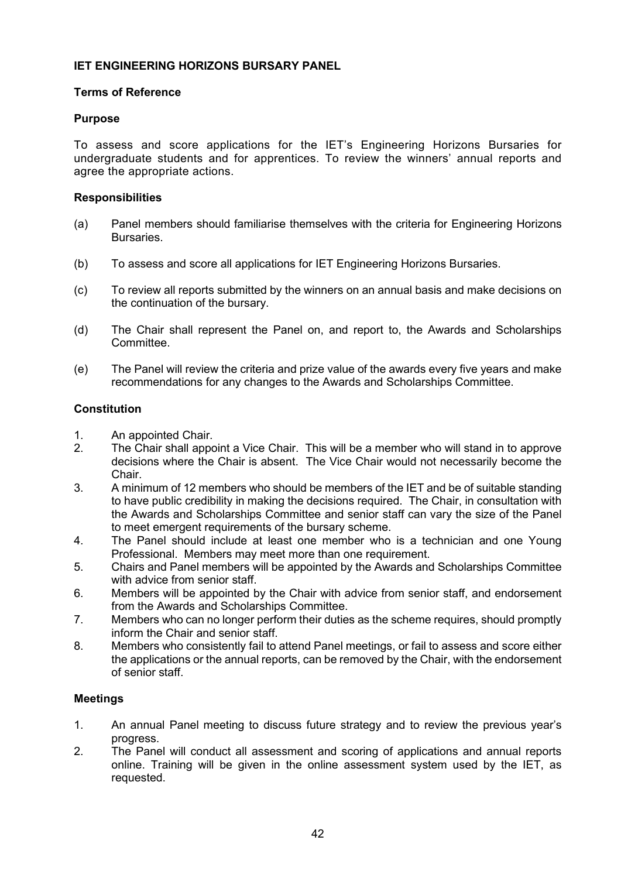**IET ENGINEERING HORIZONS BURSARY PANEL**

**Terms of Reference**

**Purpose**

To assess and score applications for the IET's Engineering Horizons Bursaries for undergraduate students and for apprentices. To review the winners' annual reports and agree the appropriate actions.

**Responsibilities**

(a) Panel members should familiarise themselves with the criteria for Engineering Horizons Bursaries.

(b) To assess and score all applications for IET Engineering Horizons Bursaries.

(c) To review all reports submitted by the winners on an annual basis and make decisions on the continuation of the bursary.

(d) The Chair shall represent the Panel on, and report to, the Awards and Scholarships Committee.

(e) The Panel will review the criteria and prize value of the awards every five years and make recommendations for any changes to the Awards and Scholarships Committee.

**Constitution**

1. An appointed Chair.
2. The Chair shall appoint a Vice Chair. This will be a member who will stand in to approve decisions where the Chair is absent. The Vice Chair would not necessarily become the Chair.
3. A minimum of 12 members who should be members of the IET and be of suitable standing to have public credibility in making the decisions required. The Chair, in consultation with the Awards and Scholarships Committee and senior staff can vary the size of the Panel to meet emergent requirements of the bursary scheme.
4. The Panel should include at least one member who is a technician and one Young Professional. Members may meet more than one requirement.
5. Chairs and Panel members will be appointed by the Awards and Scholarships Committee with advice from senior staff.
6. Members will be appointed by the Chair with advice from senior staff, and endorsement from the Awards and Scholarships Committee.
7. Members who can no longer perform their duties as the scheme requires, should promptly inform the Chair and senior staff.
8. Members who consistently fail to attend Panel meetings, or fail to assess and score either the applications or the annual reports, can be removed by the Chair, with the endorsement of senior staff.

**Meetings**

1. An annual Panel meeting to discuss future strategy and to review the previous year's progress.
2. The Panel will conduct all assessment and scoring of applications and annual reports online. Training will be given in the online assessment system used by the IET, as requested.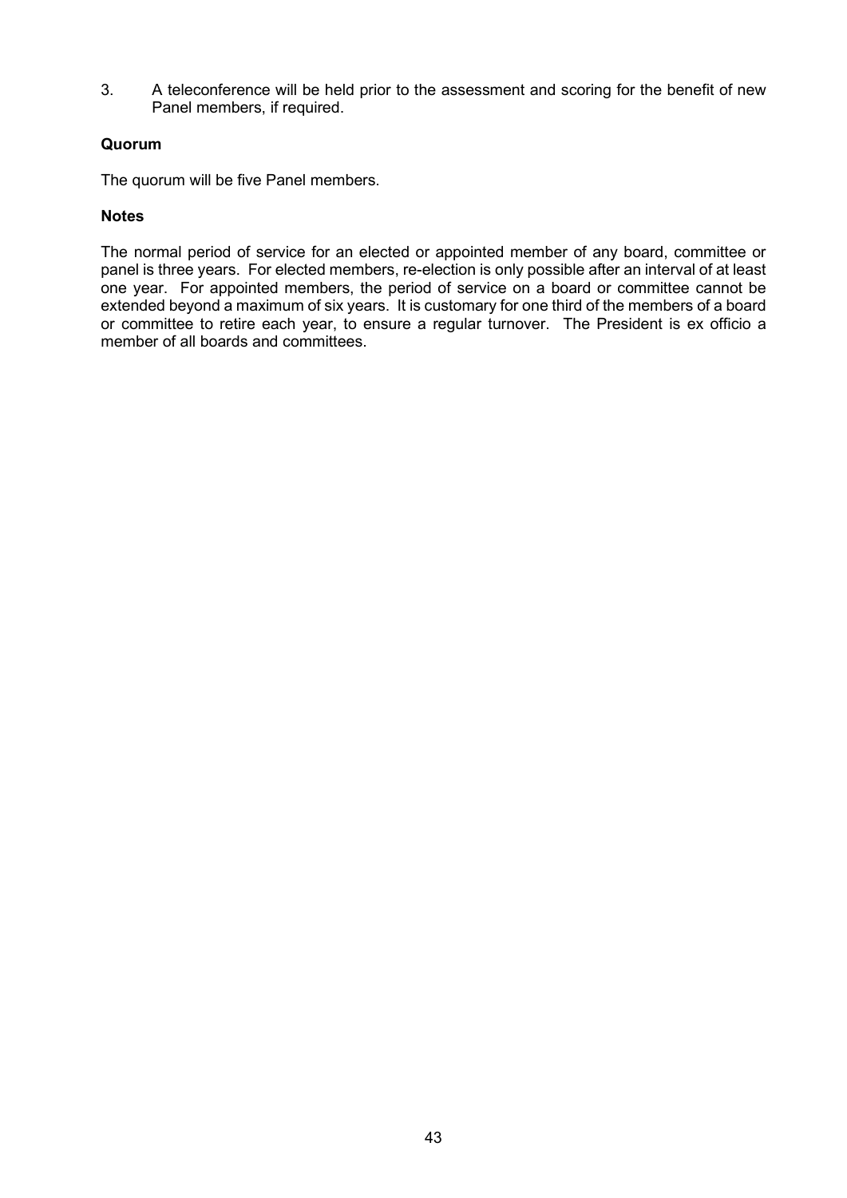3. A teleconference will be held prior to the assessment and scoring for the benefit of new Panel members, if required.

**Quorum**

The quorum will be five Panel members.

**Notes**

The normal period of service for an elected or appointed member of any board, committee or panel is three years. For elected members, re-election is only possible after an interval of at least one year. For appointed members, the period of service on a board or committee cannot be extended beyond a maximum of six years. It is customary for one third of the members of a board or committee to retire each year, to ensure a regular turnover. The President is ex officio a member of all boards and committees.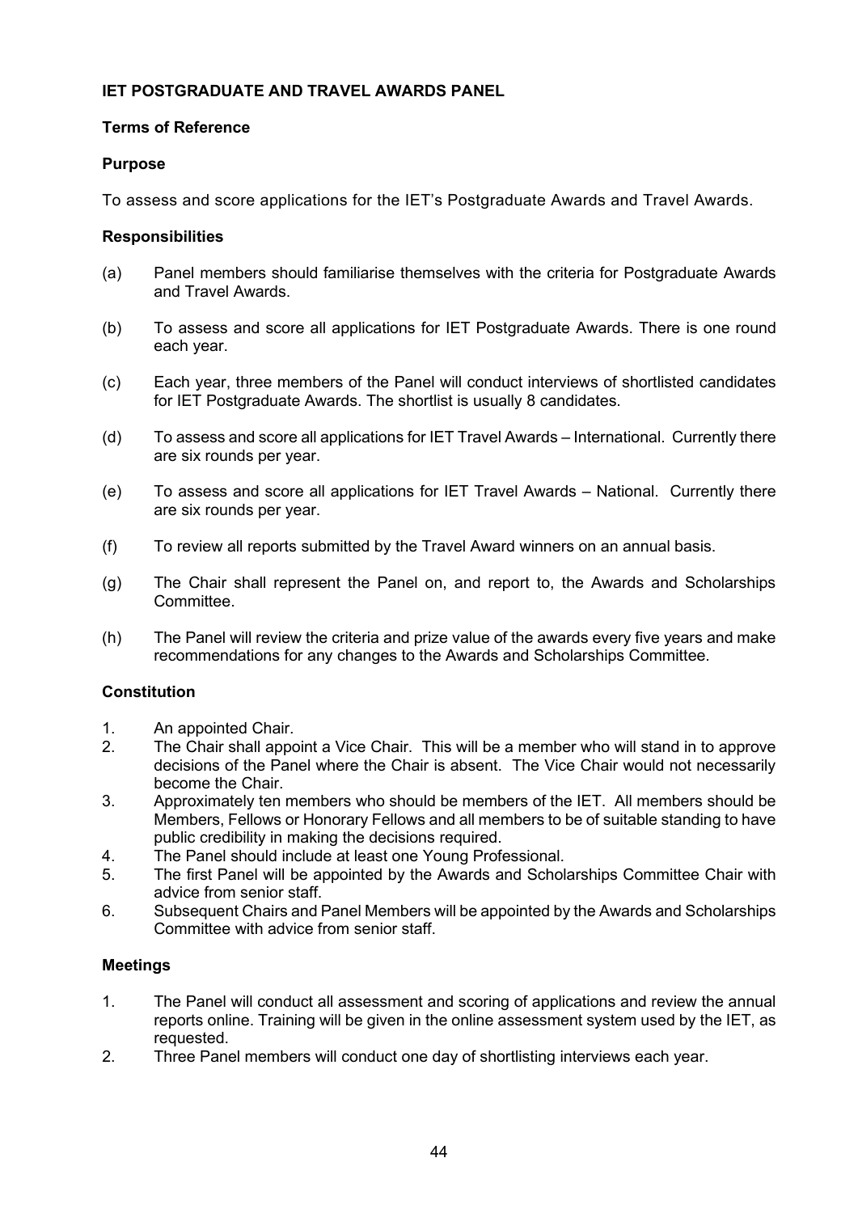## IET POSTGRADUATE AND TRAVEL AWARDS PANEL

### Terms of Reference

### Purpose

To assess and score applications for the IET's Postgraduate Awards and Travel Awards.

### Responsibilities

(a) Panel members should familiarise themselves with the criteria for Postgraduate Awards and Travel Awards.

(b) To assess and score all applications for IET Postgraduate Awards. There is one round each year.

(c) Each year, three members of the Panel will conduct interviews of shortlisted candidates for IET Postgraduate Awards. The shortlist is usually 8 candidates.

(d) To assess and score all applications for IET Travel Awards – International. Currently there are six rounds per year.

(e) To assess and score all applications for IET Travel Awards – National. Currently there are six rounds per year.

(f) To review all reports submitted by the Travel Award winners on an annual basis.

(g) The Chair shall represent the Panel on, and report to, the Awards and Scholarships Committee.

(h) The Panel will review the criteria and prize value of the awards every five years and make recommendations for any changes to the Awards and Scholarships Committee.

### Constitution

1. An appointed Chair.
2. The Chair shall appoint a Vice Chair. This will be a member who will stand in to approve decisions of the Panel where the Chair is absent. The Vice Chair would not necessarily become the Chair.
3. Approximately ten members who should be members of the IET. All members should be Members, Fellows or Honorary Fellows and all members to be of suitable standing to have public credibility in making the decisions required.
4. The Panel should include at least one Young Professional.
5. The first Panel will be appointed by the Awards and Scholarships Committee Chair with advice from senior staff.
6. Subsequent Chairs and Panel Members will be appointed by the Awards and Scholarships Committee with advice from senior staff.

### Meetings

1. The Panel will conduct all assessment and scoring of applications and review the annual reports online. Training will be given in the online assessment system used by the IET, as requested.
2. Three Panel members will conduct one day of shortlisting interviews each year.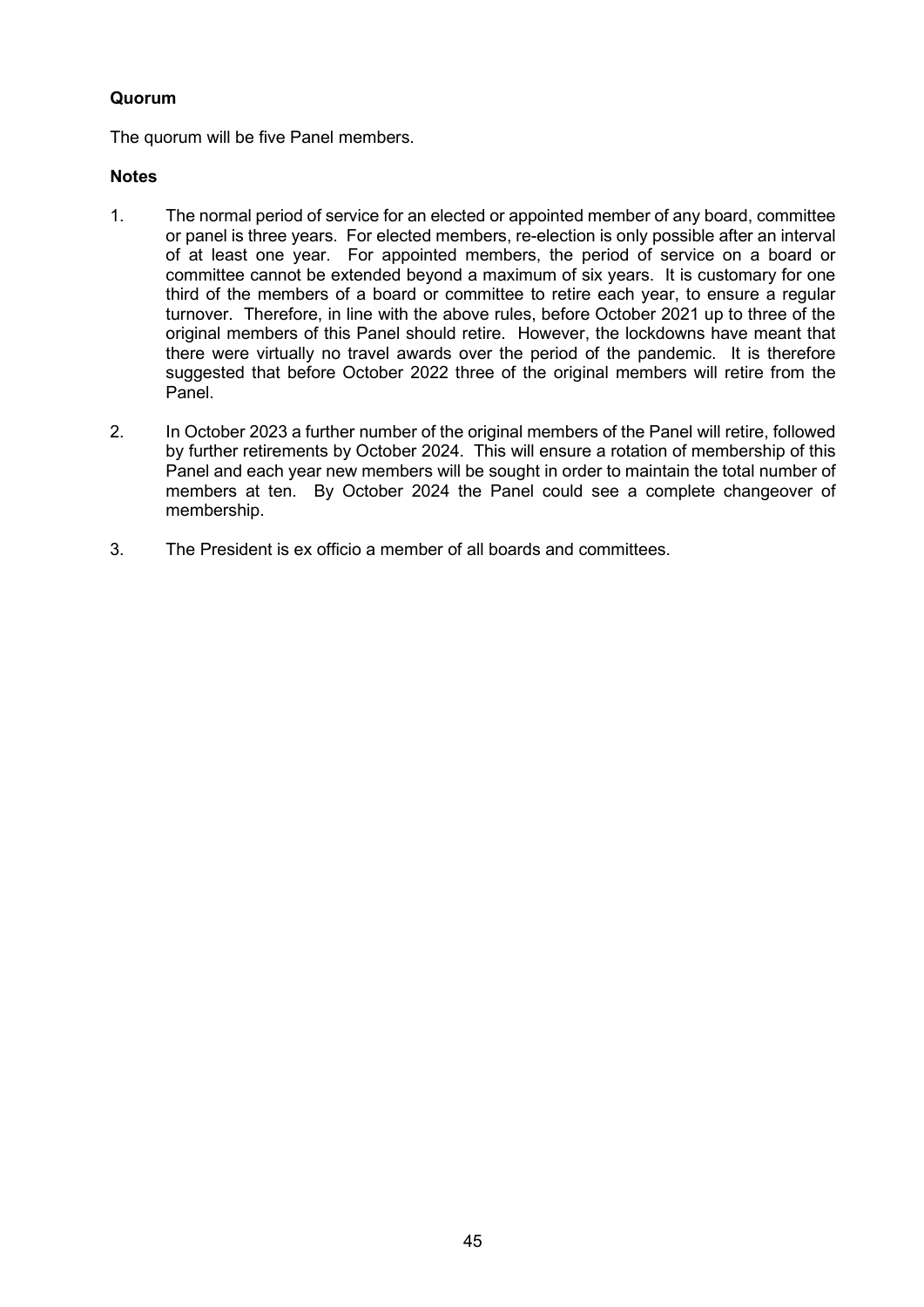**Quorum**

The quorum will be five Panel members.

**Notes**

1. The normal period of service for an elected or appointed member of any board, committee or panel is three years. For elected members, re-election is only possible after an interval of at least one year. For appointed members, the period of service on a board or committee cannot be extended beyond a maximum of six years. It is customary for one third of the members of a board or committee to retire each year, to ensure a regular turnover. Therefore, in line with the above rules, before October 2021 up to three of the original members of this Panel should retire. However, the lockdowns have meant that there were virtually no travel awards over the period of the pandemic. It is therefore suggested that before October 2022 three of the original members will retire from the Panel.

2. In October 2023 a further number of the original members of the Panel will retire, followed by further retirements by October 2024. This will ensure a rotation of membership of this Panel and each year new members will be sought in order to maintain the total number of members at ten. By October 2024 the Panel could see a complete changeover of membership.

3. The President is ex officio a member of all boards and committees.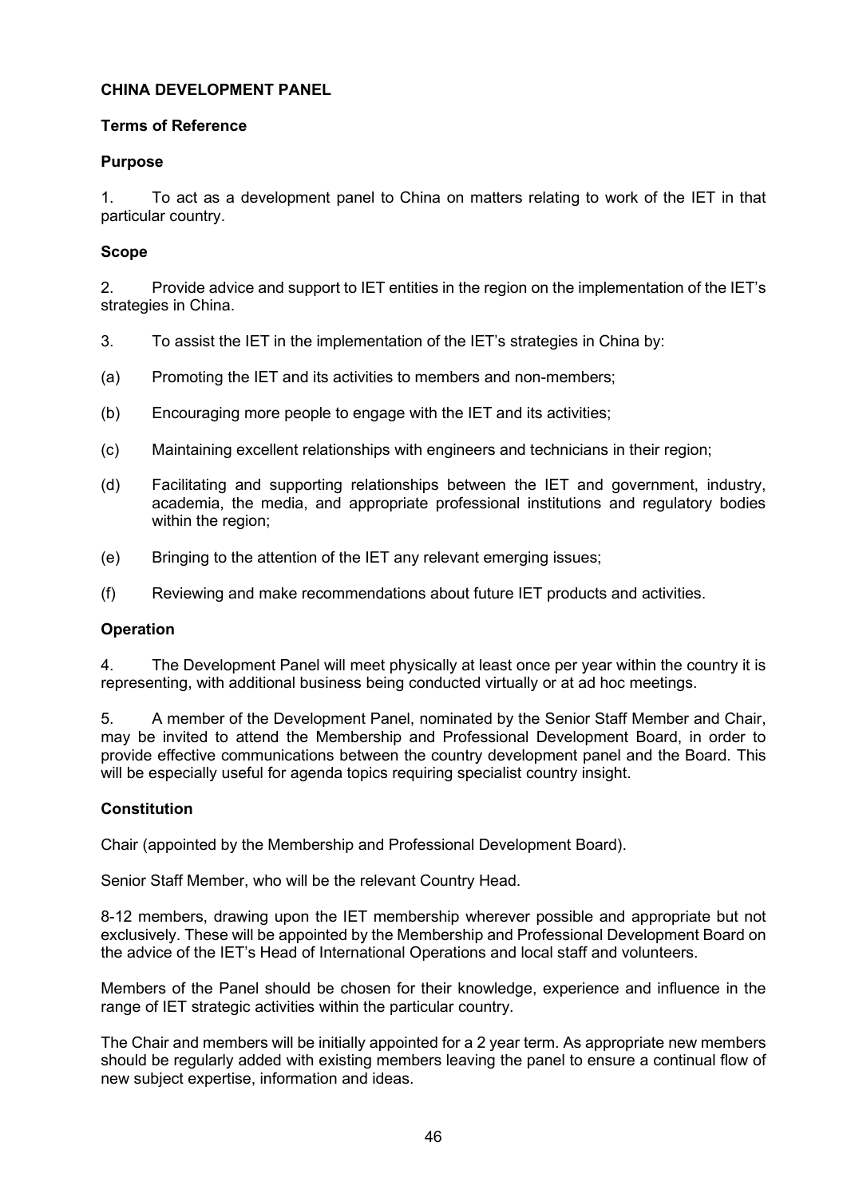**CHINA DEVELOPMENT PANEL**

**Terms of Reference**

**Purpose**

1. To act as a development panel to China on matters relating to work of the IET in that particular country.

**Scope**

2. Provide advice and support to IET entities in the region on the implementation of the IET's strategies in China.

3. To assist the IET in the implementation of the IET's strategies in China by:

(a) Promoting the IET and its activities to members and non-members;

(b) Encouraging more people to engage with the IET and its activities;

(c) Maintaining excellent relationships with engineers and technicians in their region;

(d) Facilitating and supporting relationships between the IET and government, industry, academia, the media, and appropriate professional institutions and regulatory bodies within the region;

(e) Bringing to the attention of the IET any relevant emerging issues;

(f) Reviewing and make recommendations about future IET products and activities.

**Operation**

4. The Development Panel will meet physically at least once per year within the country it is representing, with additional business being conducted virtually or at ad hoc meetings.

5. A member of the Development Panel, nominated by the Senior Staff Member and Chair, may be invited to attend the Membership and Professional Development Board, in order to provide effective communications between the country development panel and the Board. This will be especially useful for agenda topics requiring specialist country insight.

**Constitution**

Chair (appointed by the Membership and Professional Development Board).

Senior Staff Member, who will be the relevant Country Head.

8-12 members, drawing upon the IET membership wherever possible and appropriate but not exclusively. These will be appointed by the Membership and Professional Development Board on the advice of the IET's Head of International Operations and local staff and volunteers.

Members of the Panel should be chosen for their knowledge, experience and influence in the range of IET strategic activities within the particular country.

The Chair and members will be initially appointed for a 2 year term. As appropriate new members should be regularly added with existing members leaving the panel to ensure a continual flow of new subject expertise, information and ideas.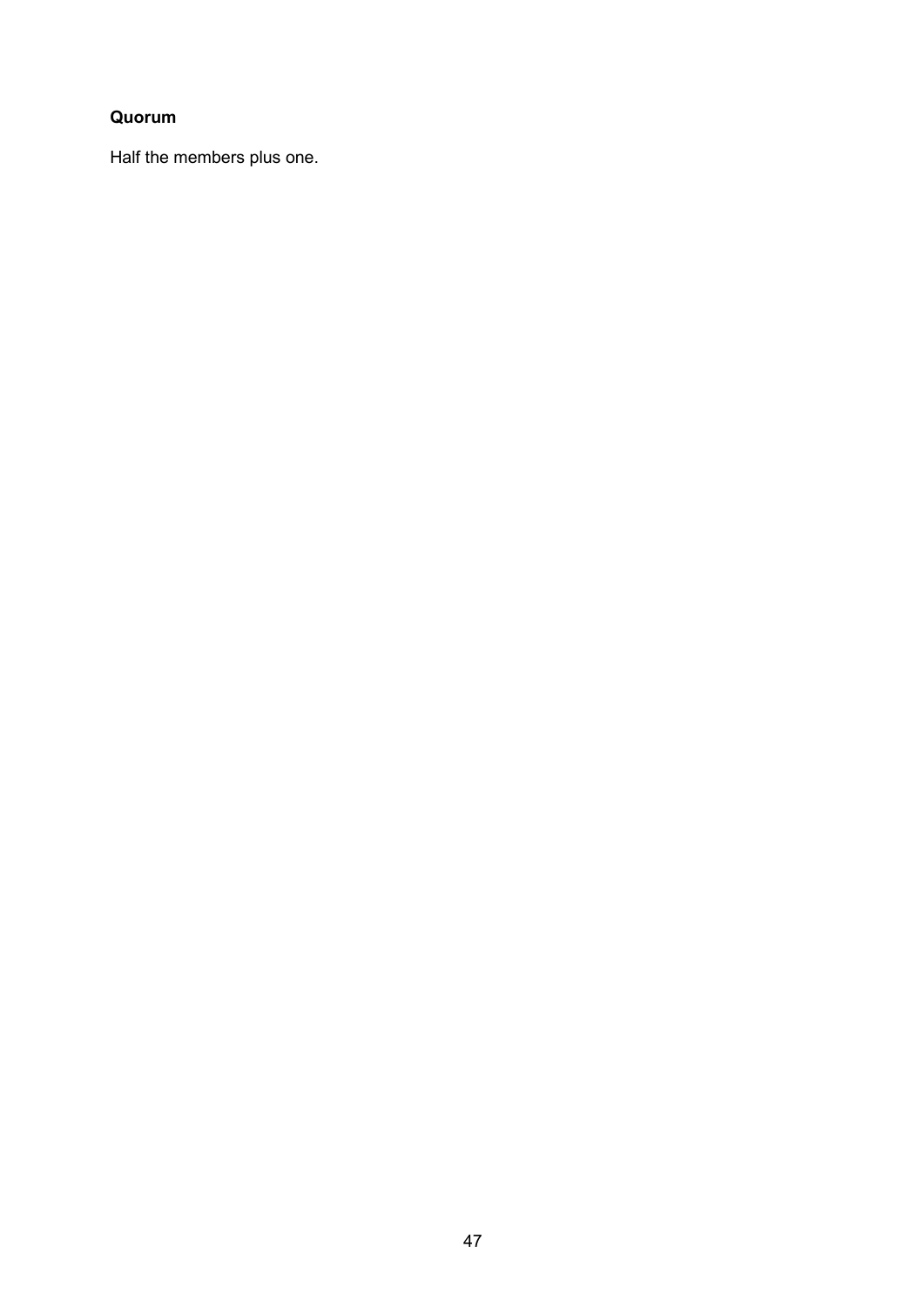**Quorum**

Half the members plus one.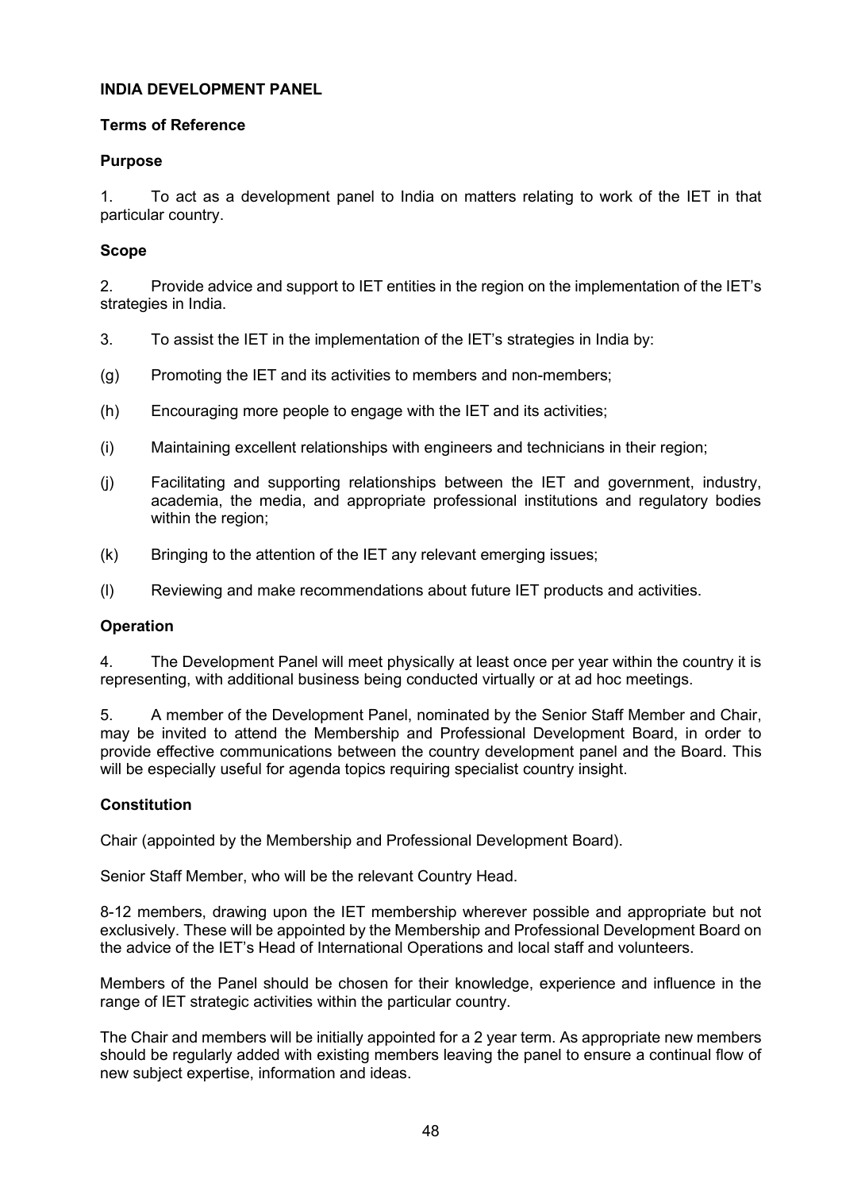**INDIA DEVELOPMENT PANEL**

**Terms of Reference**

**Purpose**

1. To act as a development panel to India on matters relating to work of the IET in that particular country.

**Scope**

2. Provide advice and support to IET entities in the region on the implementation of the IET's strategies in India.

3. To assist the IET in the implementation of the IET's strategies in India by:

(g) Promoting the IET and its activities to members and non-members;

(h) Encouraging more people to engage with the IET and its activities;

(i) Maintaining excellent relationships with engineers and technicians in their region;

(j) Facilitating and supporting relationships between the IET and government, industry, academia, the media, and appropriate professional institutions and regulatory bodies within the region;

(k) Bringing to the attention of the IET any relevant emerging issues;

(l) Reviewing and make recommendations about future IET products and activities.

**Operation**

4. The Development Panel will meet physically at least once per year within the country it is representing, with additional business being conducted virtually or at ad hoc meetings.

5. A member of the Development Panel, nominated by the Senior Staff Member and Chair, may be invited to attend the Membership and Professional Development Board, in order to provide effective communications between the country development panel and the Board. This will be especially useful for agenda topics requiring specialist country insight.

**Constitution**

Chair (appointed by the Membership and Professional Development Board).

Senior Staff Member, who will be the relevant Country Head.

8-12 members, drawing upon the IET membership wherever possible and appropriate but not exclusively. These will be appointed by the Membership and Professional Development Board on the advice of the IET's Head of International Operations and local staff and volunteers.

Members of the Panel should be chosen for their knowledge, experience and influence in the range of IET strategic activities within the particular country.

The Chair and members will be initially appointed for a 2 year term. As appropriate new members should be regularly added with existing members leaving the panel to ensure a continual flow of new subject expertise, information and ideas.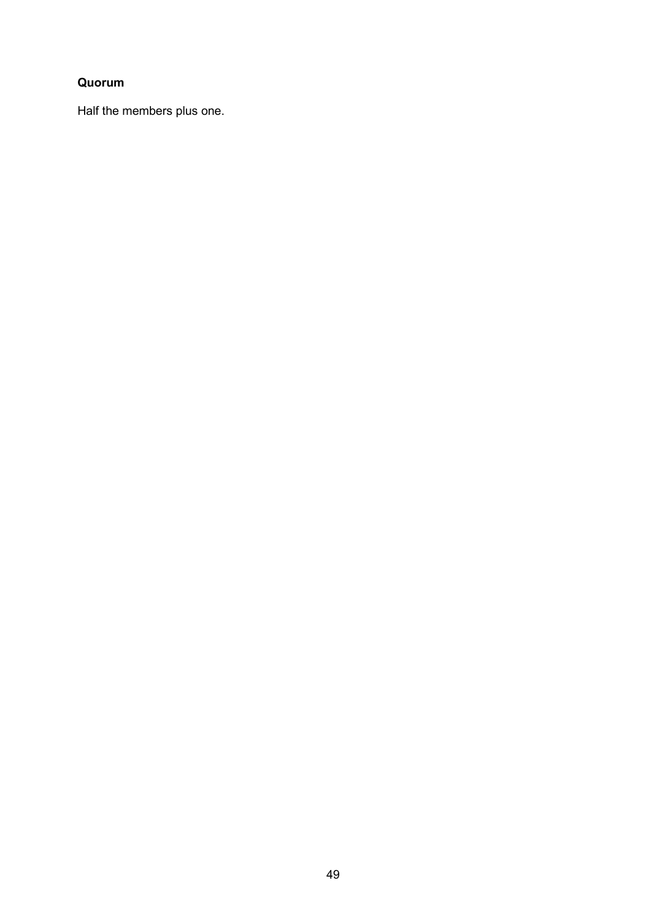**Quorum**

Half the members plus one.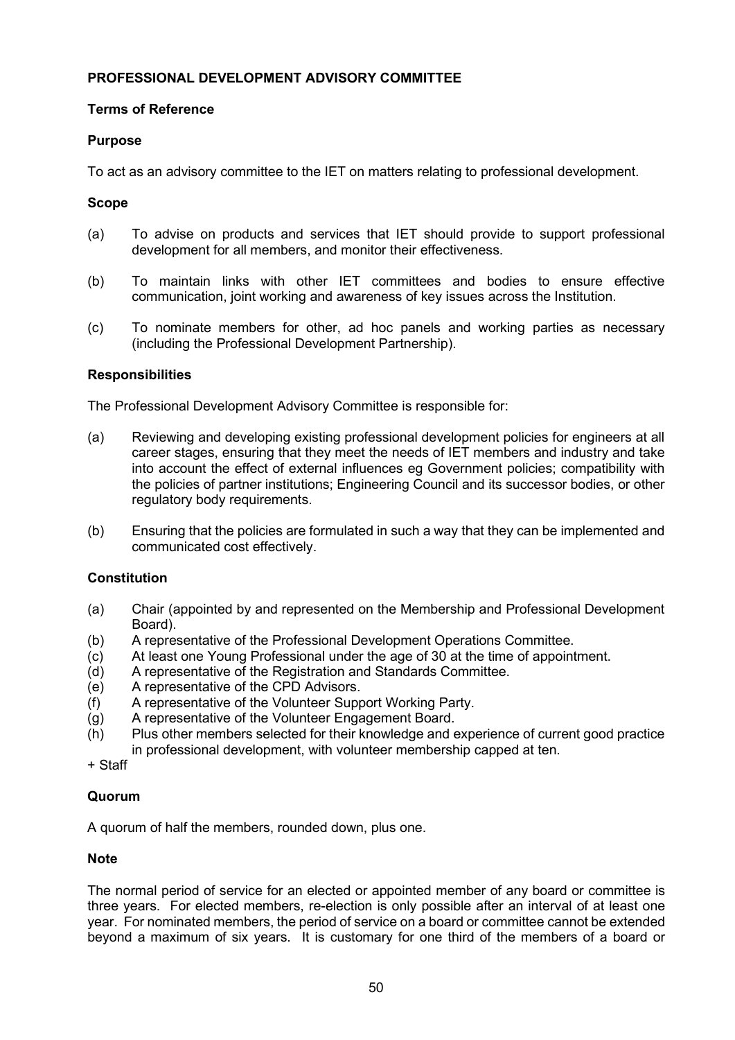## PROFESSIONAL DEVELOPMENT ADVISORY COMMITTEE

### Terms of Reference

### Purpose

To act as an advisory committee to the IET on matters relating to professional development.

### Scope

(a) To advise on products and services that IET should provide to support professional development for all members, and monitor their effectiveness.

(b) To maintain links with other IET committees and bodies to ensure effective communication, joint working and awareness of key issues across the Institution.

(c) To nominate members for other, ad hoc panels and working parties as necessary (including the Professional Development Partnership).

### Responsibilities

The Professional Development Advisory Committee is responsible for:

(a) Reviewing and developing existing professional development policies for engineers at all career stages, ensuring that they meet the needs of IET members and industry and take into account the effect of external influences eg Government policies; compatibility with the policies of partner institutions; Engineering Council and its successor bodies, or other regulatory body requirements.

(b) Ensuring that the policies are formulated in such a way that they can be implemented and communicated cost effectively.

### Constitution

(a) Chair (appointed by and represented on the Membership and Professional Development Board).
(b) A representative of the Professional Development Operations Committee.
(c) At least one Young Professional under the age of 30 at the time of appointment.
(d) A representative of the Registration and Standards Committee.
(e) A representative of the CPD Advisors.
(f) A representative of the Volunteer Support Working Party.
(g) A representative of the Volunteer Engagement Board.
(h) Plus other members selected for their knowledge and experience of current good practice in professional development, with volunteer membership capped at ten.

+ Staff

### Quorum

A quorum of half the members, rounded down, plus one.

### Note

The normal period of service for an elected or appointed member of any board or committee is three years. For elected members, re-election is only possible after an interval of at least one year. For nominated members, the period of service on a board or committee cannot be extended beyond a maximum of six years. It is customary for one third of the members of a board or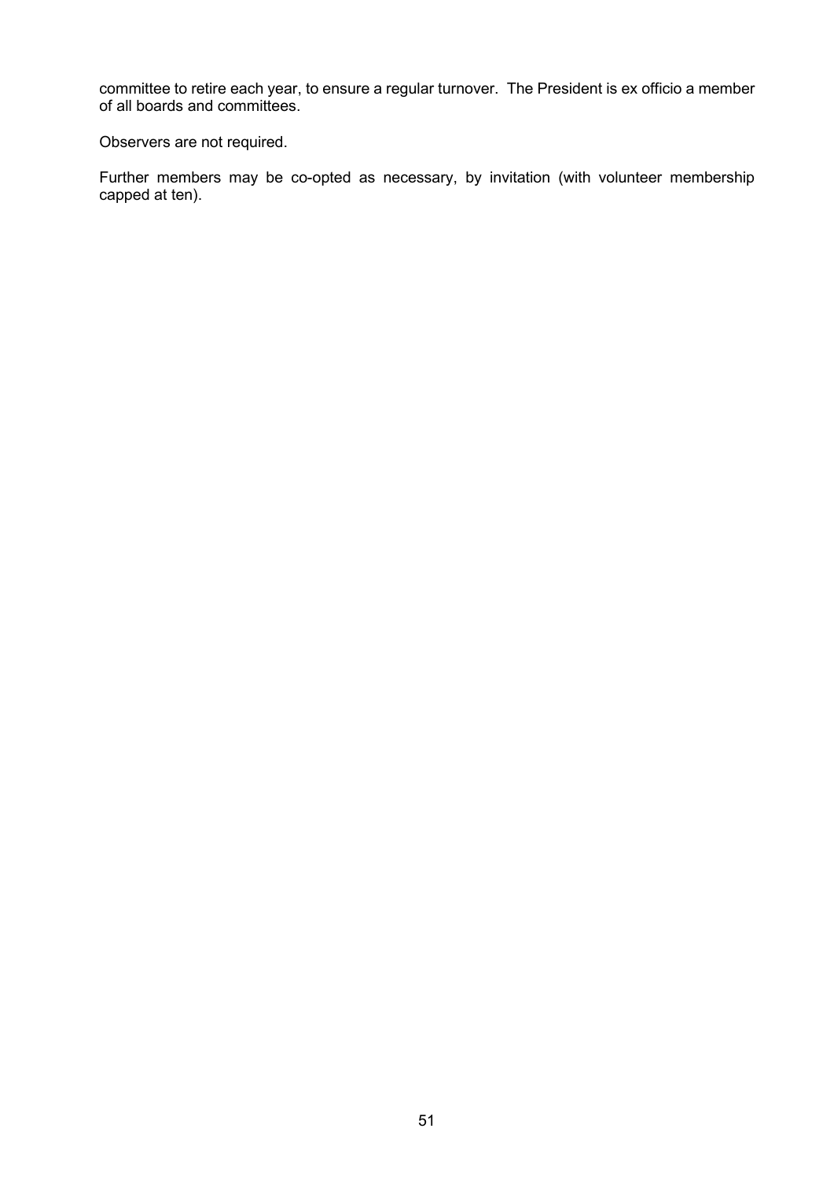committee to retire each year, to ensure a regular turnover. The President is ex officio a member of all boards and committees.

Observers are not required.

Further members may be co-opted as necessary, by invitation (with volunteer membership capped at ten).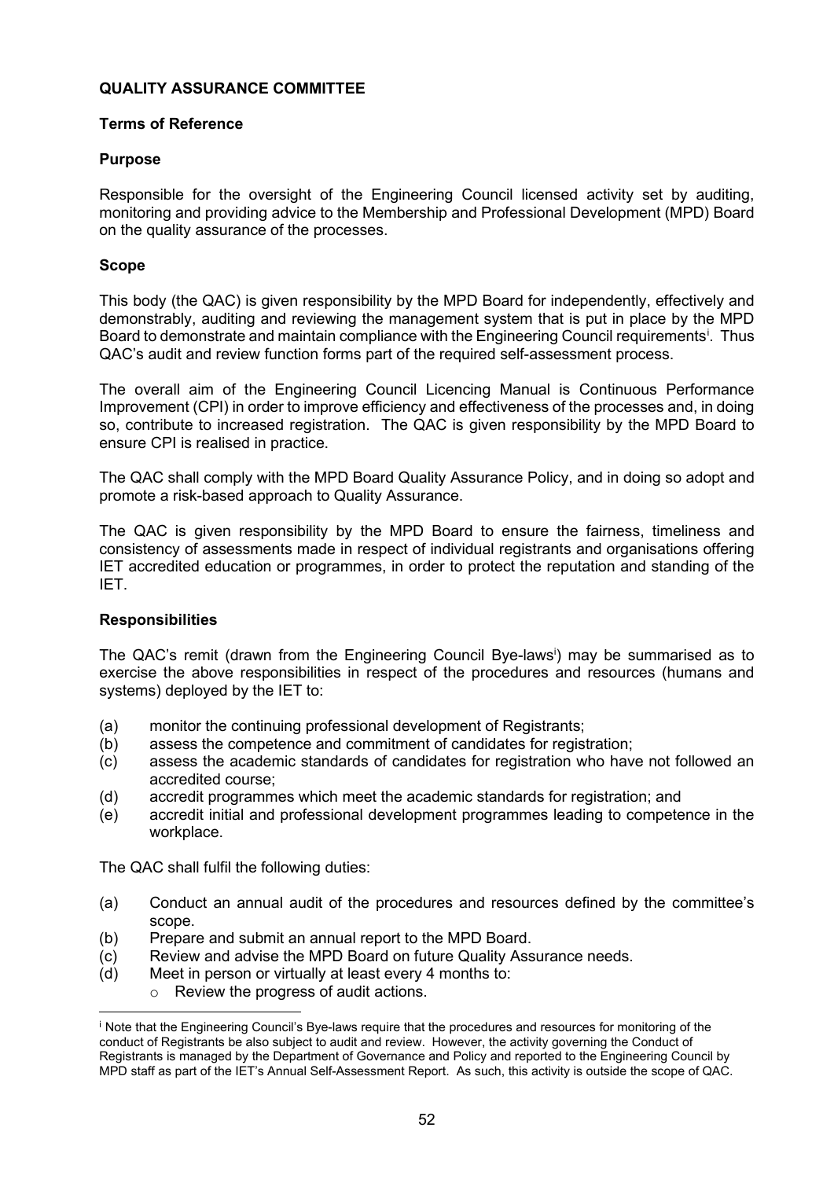**QUALITY ASSURANCE COMMITTEE**

**Terms of Reference**

**Purpose**

Responsible for the oversight of the Engineering Council licensed activity set by auditing, monitoring and providing advice to the Membership and Professional Development (MPD) Board on the quality assurance of the processes.

**Scope**

This body (the QAC) is given responsibility by the MPD Board for independently, effectively and demonstrably, auditing and reviewing the management system that is put in place by the MPD Board to demonstrate and maintain compliance with the Engineering Council requirements[i]. Thus QAC's audit and review function forms part of the required self-assessment process.

The overall aim of the Engineering Council Licencing Manual is Continuous Performance Improvement (CPI) in order to improve efficiency and effectiveness of the processes and, in doing so, contribute to increased registration. The QAC is given responsibility by the MPD Board to ensure CPI is realised in practice.

The QAC shall comply with the MPD Board Quality Assurance Policy, and in doing so adopt and promote a risk-based approach to Quality Assurance.

The QAC is given responsibility by the MPD Board to ensure the fairness, timeliness and consistency of assessments made in respect of individual registrants and organisations offering IET accredited education or programmes, in order to protect the reputation and standing of the IET.

**Responsibilities**

The QAC's remit (drawn from the Engineering Council Bye-laws[i]) may be summarised as to exercise the above responsibilities in respect of the procedures and resources (humans and systems) deployed by the IET to:

- (a) monitor the continuing professional development of Registrants;
- (b) assess the competence and commitment of candidates for registration;
- (c) assess the academic standards of candidates for registration who have not followed an accredited course;
- (d) accredit programmes which meet the academic standards for registration; and
- (e) accredit initial and professional development programmes leading to competence in the workplace.

The QAC shall fulfil the following duties:

- (a) Conduct an annual audit of the procedures and resources defined by the committee's scope.
- (b) Prepare and submit an annual report to the MPD Board.
- (c) Review and advise the MPD Board on future Quality Assurance needs.
- (d) Meet in person or virtually at least every 4 months to:
  - Review the progress of audit actions.

[i] Note that the Engineering Council's Bye-laws require that the procedures and resources for monitoring of the conduct of Registrants be also subject to audit and review. However, the activity governing the Conduct of Registrants is managed by the Department of Governance and Policy and reported to the Engineering Council by MPD staff as part of the IET's Annual Self-Assessment Report. As such, this activity is outside the scope of QAC.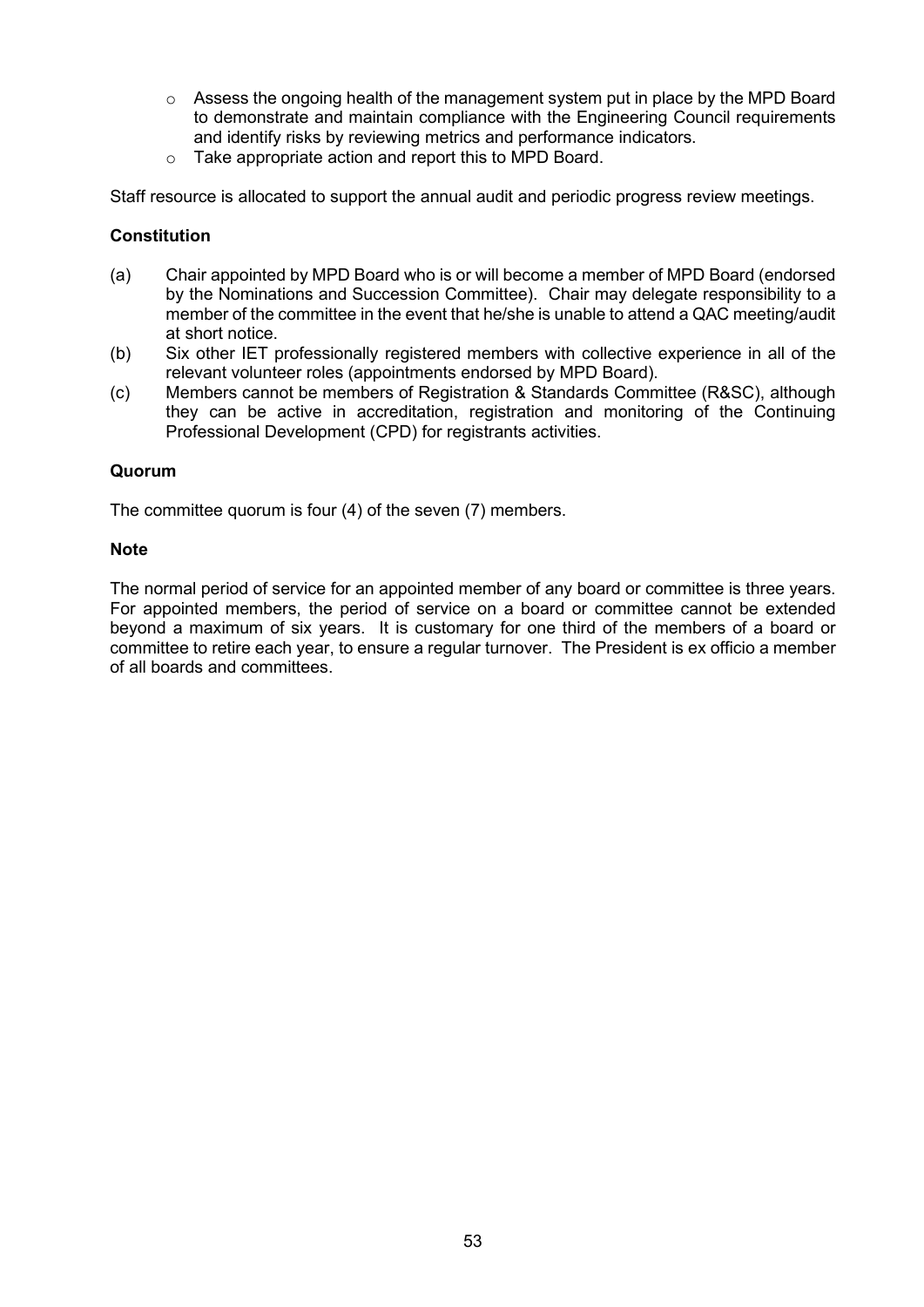- Assess the ongoing health of the management system put in place by the MPD Board to demonstrate and maintain compliance with the Engineering Council requirements and identify risks by reviewing metrics and performance indicators.
- Take appropriate action and report this to MPD Board.

Staff resource is allocated to support the annual audit and periodic progress review meetings.

**Constitution**

(a) Chair appointed by MPD Board who is or will become a member of MPD Board (endorsed by the Nominations and Succession Committee). Chair may delegate responsibility to a member of the committee in the event that he/she is unable to attend a QAC meeting/audit at short notice.

(b) Six other IET professionally registered members with collective experience in all of the relevant volunteer roles (appointments endorsed by MPD Board).

(c) Members cannot be members of Registration & Standards Committee (R&SC), although they can be active in accreditation, registration and monitoring of the Continuing Professional Development (CPD) for registrants activities.

**Quorum**

The committee quorum is four (4) of the seven (7) members.

**Note**

The normal period of service for an appointed member of any board or committee is three years. For appointed members, the period of service on a board or committee cannot be extended beyond a maximum of six years. It is customary for one third of the members of a board or committee to retire each year, to ensure a regular turnover. The President is ex officio a member of all boards and committees.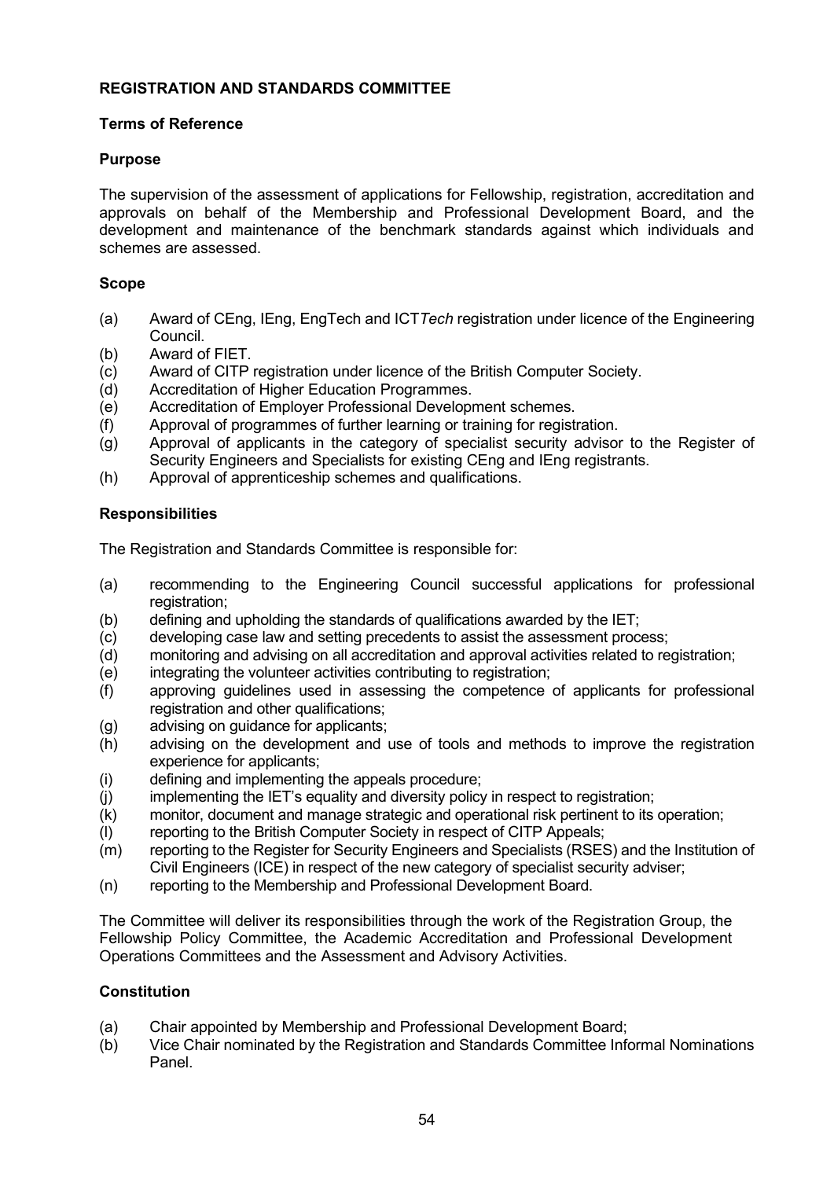**REGISTRATION AND STANDARDS COMMITTEE**

**Terms of Reference**

**Purpose**

The supervision of the assessment of applications for Fellowship, registration, accreditation and approvals on behalf of the Membership and Professional Development Board, and the development and maintenance of the benchmark standards against which individuals and schemes are assessed.

**Scope**

- (a) Award of CEng, IEng, EngTech and ICT*Tech* registration under licence of the Engineering Council.
- (b) Award of FIET.
- (c) Award of CITP registration under licence of the British Computer Society.
- (d) Accreditation of Higher Education Programmes.
- (e) Accreditation of Employer Professional Development schemes.
- (f) Approval of programmes of further learning or training for registration.
- (g) Approval of applicants in the category of specialist security advisor to the Register of Security Engineers and Specialists for existing CEng and IEng registrants.
- (h) Approval of apprenticeship schemes and qualifications.

**Responsibilities**

The Registration and Standards Committee is responsible for:

- (a) recommending to the Engineering Council successful applications for professional registration;
- (b) defining and upholding the standards of qualifications awarded by the IET;
- (c) developing case law and setting precedents to assist the assessment process;
- (d) monitoring and advising on all accreditation and approval activities related to registration;
- (e) integrating the volunteer activities contributing to registration;
- (f) approving guidelines used in assessing the competence of applicants for professional registration and other qualifications;
- (g) advising on guidance for applicants;
- (h) advising on the development and use of tools and methods to improve the registration experience for applicants;
- (i) defining and implementing the appeals procedure;
- (j) implementing the IET's equality and diversity policy in respect to registration;
- (k) monitor, document and manage strategic and operational risk pertinent to its operation;
- (l) reporting to the British Computer Society in respect of CITP Appeals;
- (m) reporting to the Register for Security Engineers and Specialists (RSES) and the Institution of Civil Engineers (ICE) in respect of the new category of specialist security adviser;
- (n) reporting to the Membership and Professional Development Board.

The Committee will deliver its responsibilities through the work of the Registration Group, the Fellowship Policy Committee, the Academic Accreditation and Professional Development Operations Committees and the Assessment and Advisory Activities.

**Constitution**

- (a) Chair appointed by Membership and Professional Development Board;
- (b) Vice Chair nominated by the Registration and Standards Committee Informal Nominations Panel.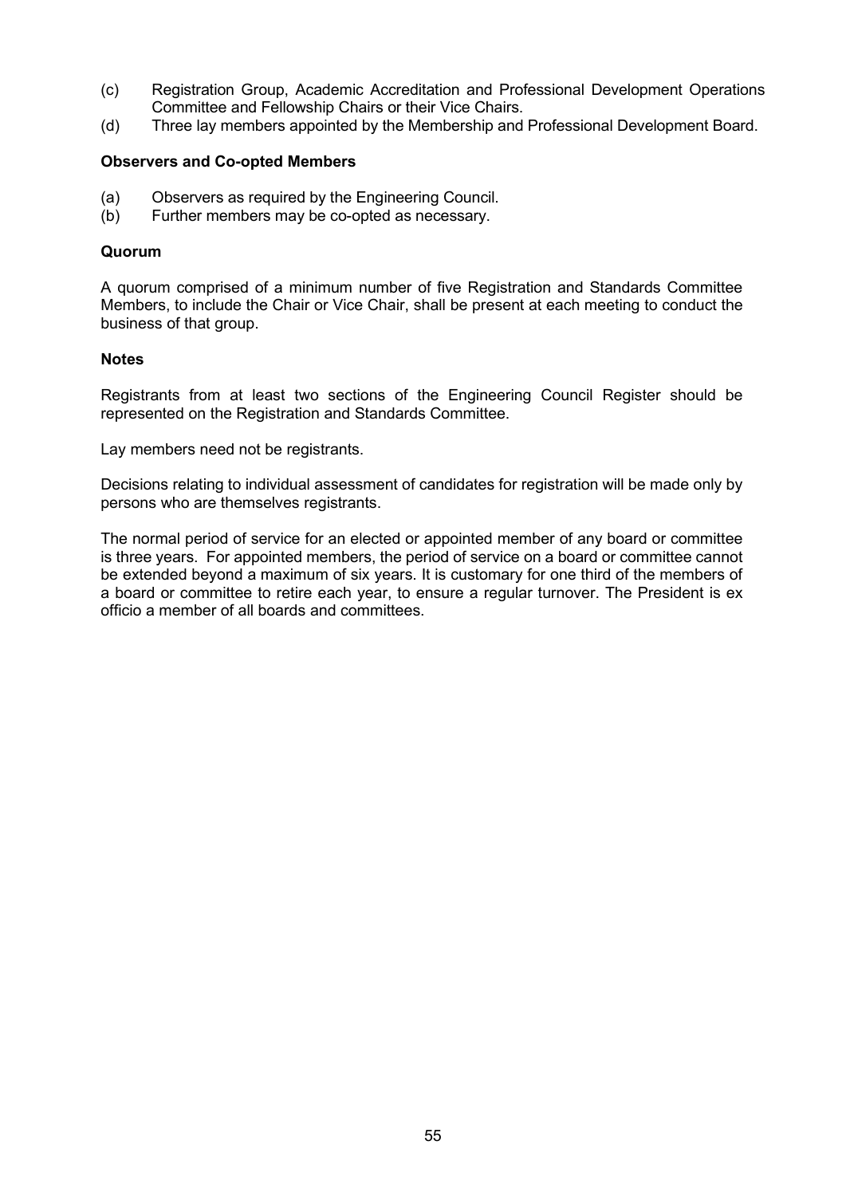(c) Registration Group, Academic Accreditation and Professional Development Operations Committee and Fellowship Chairs or their Vice Chairs.

(d) Three lay members appointed by the Membership and Professional Development Board.

**Observers and Co-opted Members**

(a) Observers as required by the Engineering Council.

(b) Further members may be co-opted as necessary.

**Quorum**

A quorum comprised of a minimum number of five Registration and Standards Committee Members, to include the Chair or Vice Chair, shall be present at each meeting to conduct the business of that group.

**Notes**

Registrants from at least two sections of the Engineering Council Register should be represented on the Registration and Standards Committee.

Lay members need not be registrants.

Decisions relating to individual assessment of candidates for registration will be made only by persons who are themselves registrants.

The normal period of service for an elected or appointed member of any board or committee is three years. For appointed members, the period of service on a board or committee cannot be extended beyond a maximum of six years. It is customary for one third of the members of a board or committee to retire each year, to ensure a regular turnover. The President is ex officio a member of all boards and committees.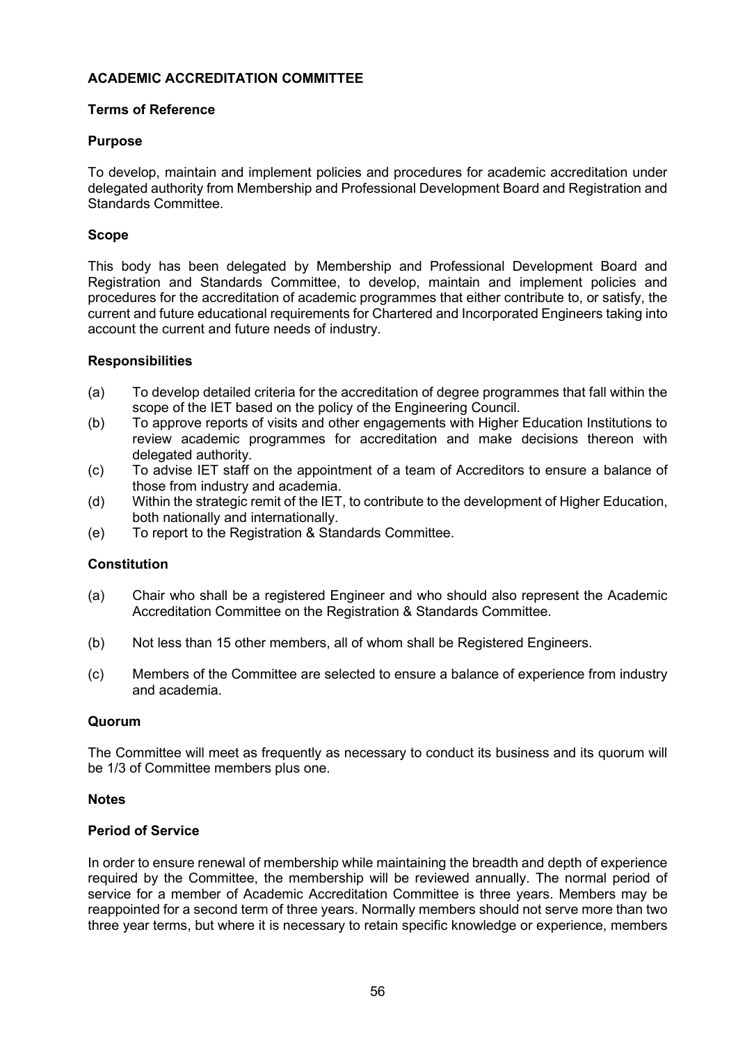**ACADEMIC ACCREDITATION COMMITTEE**

**Terms of Reference**

**Purpose**

To develop, maintain and implement policies and procedures for academic accreditation under delegated authority from Membership and Professional Development Board and Registration and Standards Committee.

**Scope**

This body has been delegated by Membership and Professional Development Board and Registration and Standards Committee, to develop, maintain and implement policies and procedures for the accreditation of academic programmes that either contribute to, or satisfy, the current and future educational requirements for Chartered and Incorporated Engineers taking into account the current and future needs of industry.

**Responsibilities**

(a) To develop detailed criteria for the accreditation of degree programmes that fall within the scope of the IET based on the policy of the Engineering Council.

(b) To approve reports of visits and other engagements with Higher Education Institutions to review academic programmes for accreditation and make decisions thereon with delegated authority.

(c) To advise IET staff on the appointment of a team of Accreditors to ensure a balance of those from industry and academia.

(d) Within the strategic remit of the IET, to contribute to the development of Higher Education, both nationally and internationally.

(e) To report to the Registration & Standards Committee.

**Constitution**

(a) Chair who shall be a registered Engineer and who should also represent the Academic Accreditation Committee on the Registration & Standards Committee.

(b) Not less than 15 other members, all of whom shall be Registered Engineers.

(c) Members of the Committee are selected to ensure a balance of experience from industry and academia.

**Quorum**

The Committee will meet as frequently as necessary to conduct its business and its quorum will be 1/3 of Committee members plus one.

**Notes**

**Period of Service**

In order to ensure renewal of membership while maintaining the breadth and depth of experience required by the Committee, the membership will be reviewed annually. The normal period of service for a member of Academic Accreditation Committee is three years. Members may be reappointed for a second term of three years. Normally members should not serve more than two three year terms, but where it is necessary to retain specific knowledge or experience, members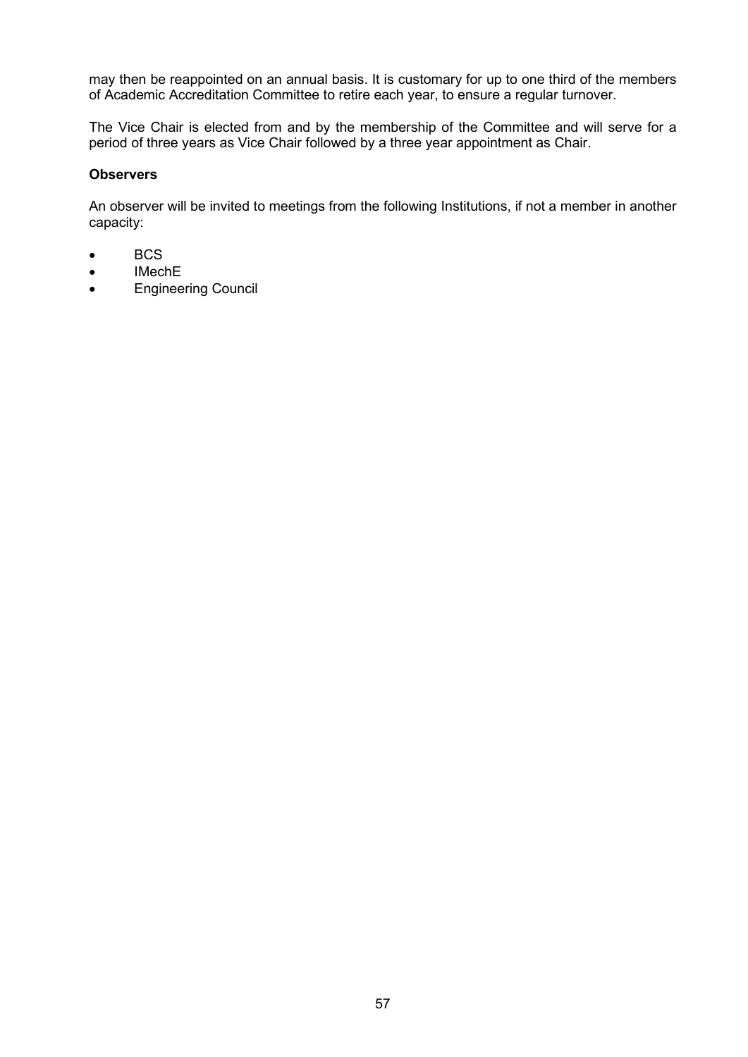may then be reappointed on an annual basis. It is customary for up to one third of the members of Academic Accreditation Committee to retire each year, to ensure a regular turnover.

The Vice Chair is elected from and by the membership of the Committee and will serve for a period of three years as Vice Chair followed by a three year appointment as Chair.

**Observers**

An observer will be invited to meetings from the following Institutions, if not a member in another capacity:

- BCS
- IMechE
- Engineering Council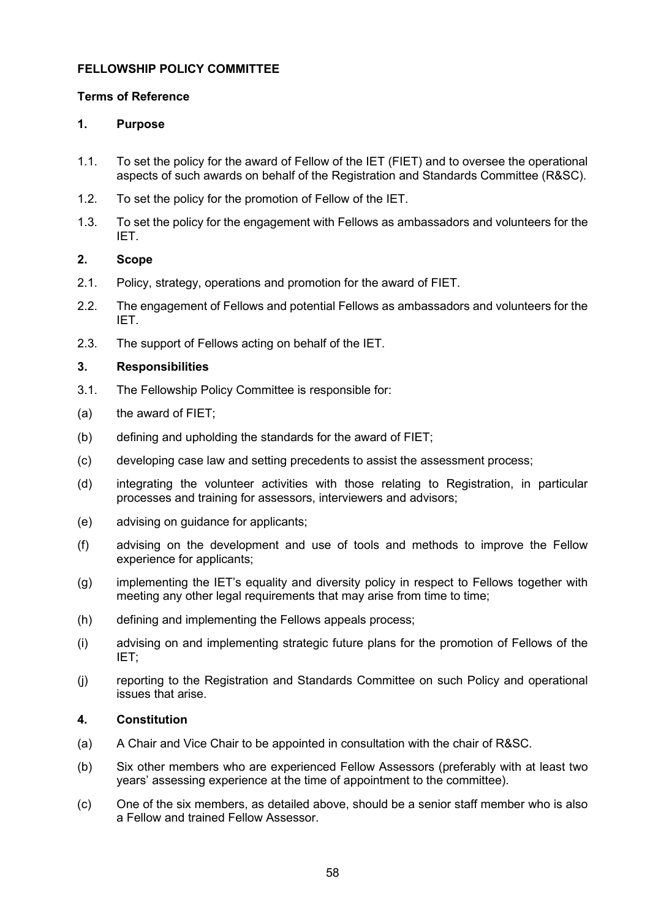**FELLOWSHIP POLICY COMMITTEE**

**Terms of Reference**

**1. Purpose**

1.1. To set the policy for the award of Fellow of the IET (FIET) and to oversee the operational aspects of such awards on behalf of the Registration and Standards Committee (R&SC).

1.2. To set the policy for the promotion of Fellow of the IET.

1.3. To set the policy for the engagement with Fellows as ambassadors and volunteers for the IET.

**2. Scope**

2.1. Policy, strategy, operations and promotion for the award of FIET.

2.2. The engagement of Fellows and potential Fellows as ambassadors and volunteers for the IET.

2.3. The support of Fellows acting on behalf of the IET.

**3. Responsibilities**

3.1. The Fellowship Policy Committee is responsible for:

(a) the award of FIET;

(b) defining and upholding the standards for the award of FIET;

(c) developing case law and setting precedents to assist the assessment process;

(d) integrating the volunteer activities with those relating to Registration, in particular processes and training for assessors, interviewers and advisors;

(e) advising on guidance for applicants;

(f) advising on the development and use of tools and methods to improve the Fellow experience for applicants;

(g) implementing the IET's equality and diversity policy in respect to Fellows together with meeting any other legal requirements that may arise from time to time;

(h) defining and implementing the Fellows appeals process;

(i) advising on and implementing strategic future plans for the promotion of Fellows of the IET;

(j) reporting to the Registration and Standards Committee on such Policy and operational issues that arise.

**4. Constitution**

(a) A Chair and Vice Chair to be appointed in consultation with the chair of R&SC.

(b) Six other members who are experienced Fellow Assessors (preferably with at least two years' assessing experience at the time of appointment to the committee).

(c) One of the six members, as detailed above, should be a senior staff member who is also a Fellow and trained Fellow Assessor.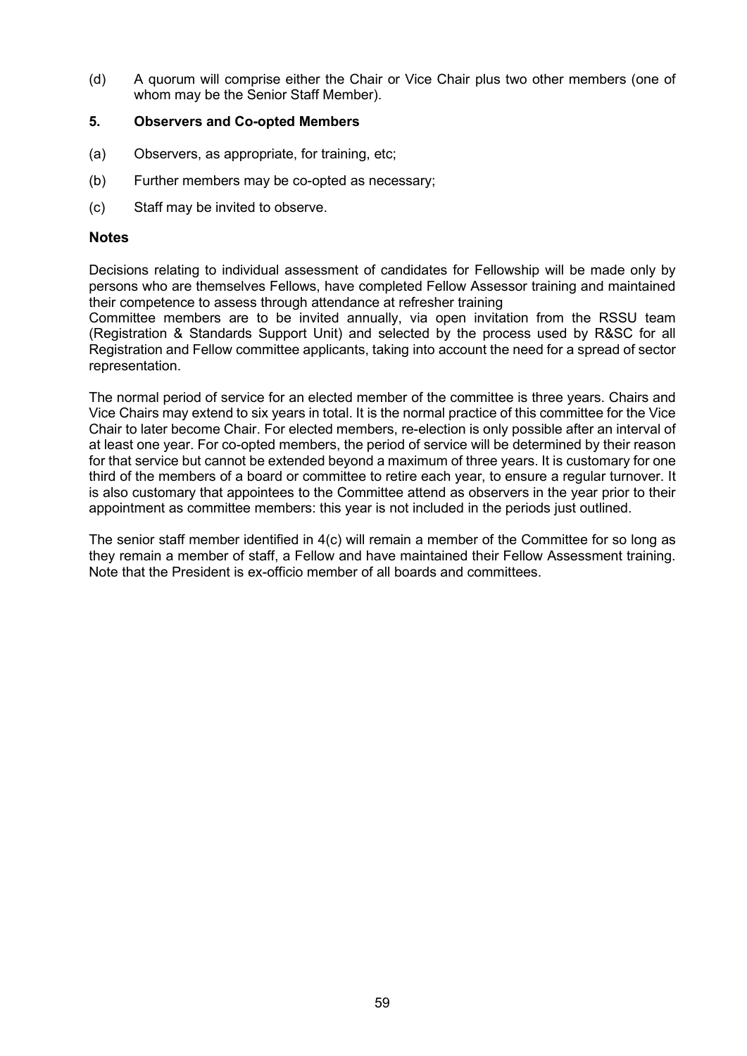(d) A quorum will comprise either the Chair or Vice Chair plus two other members (one of whom may be the Senior Staff Member).

**5. Observers and Co-opted Members**

(a) Observers, as appropriate, for training, etc;

(b) Further members may be co-opted as necessary;

(c) Staff may be invited to observe.

**Notes**

Decisions relating to individual assessment of candidates for Fellowship will be made only by persons who are themselves Fellows, have completed Fellow Assessor training and maintained their competence to assess through attendance at refresher training
Committee members are to be invited annually, via open invitation from the RSSU team (Registration & Standards Support Unit) and selected by the process used by R&SC for all Registration and Fellow committee applicants, taking into account the need for a spread of sector representation.

The normal period of service for an elected member of the committee is three years. Chairs and Vice Chairs may extend to six years in total. It is the normal practice of this committee for the Vice Chair to later become Chair. For elected members, re-election is only possible after an interval of at least one year. For co-opted members, the period of service will be determined by their reason for that service but cannot be extended beyond a maximum of three years. It is customary for one third of the members of a board or committee to retire each year, to ensure a regular turnover. It is also customary that appointees to the Committee attend as observers in the year prior to their appointment as committee members: this year is not included in the periods just outlined.

The senior staff member identified in 4(c) will remain a member of the Committee for so long as they remain a member of staff, a Fellow and have maintained their Fellow Assessment training.
Note that the President is ex-officio member of all boards and committees.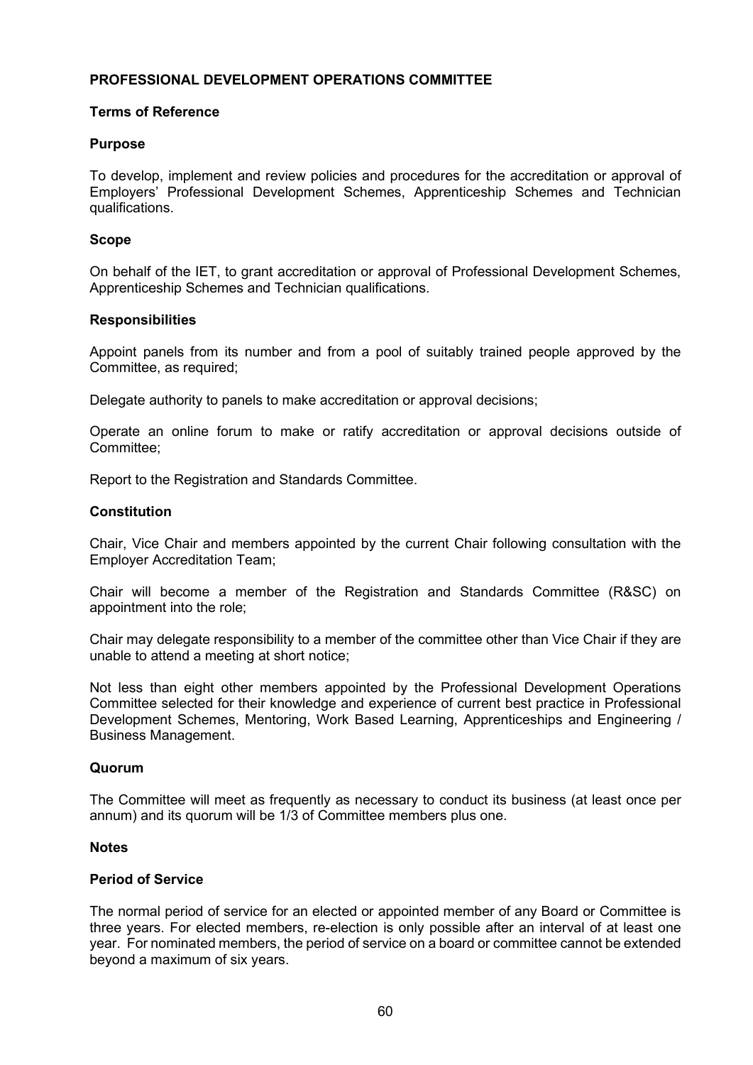## PROFESSIONAL DEVELOPMENT OPERATIONS COMMITTEE

### Terms of Reference

### Purpose

To develop, implement and review policies and procedures for the accreditation or approval of Employers' Professional Development Schemes, Apprenticeship Schemes and Technician qualifications.

### Scope

On behalf of the IET, to grant accreditation or approval of Professional Development Schemes, Apprenticeship Schemes and Technician qualifications.

### Responsibilities

Appoint panels from its number and from a pool of suitably trained people approved by the Committee, as required;

Delegate authority to panels to make accreditation or approval decisions;

Operate an online forum to make or ratify accreditation or approval decisions outside of Committee;

Report to the Registration and Standards Committee.

### Constitution

Chair, Vice Chair and members appointed by the current Chair following consultation with the Employer Accreditation Team;

Chair will become a member of the Registration and Standards Committee (R&SC) on appointment into the role;

Chair may delegate responsibility to a member of the committee other than Vice Chair if they are unable to attend a meeting at short notice;

Not less than eight other members appointed by the Professional Development Operations Committee selected for their knowledge and experience of current best practice in Professional Development Schemes, Mentoring, Work Based Learning, Apprenticeships and Engineering / Business Management.

### Quorum

The Committee will meet as frequently as necessary to conduct its business (at least once per annum) and its quorum will be 1/3 of Committee members plus one.

### Notes

### Period of Service

The normal period of service for an elected or appointed member of any Board or Committee is three years. For elected members, re-election is only possible after an interval of at least one year. For nominated members, the period of service on a board or committee cannot be extended beyond a maximum of six years.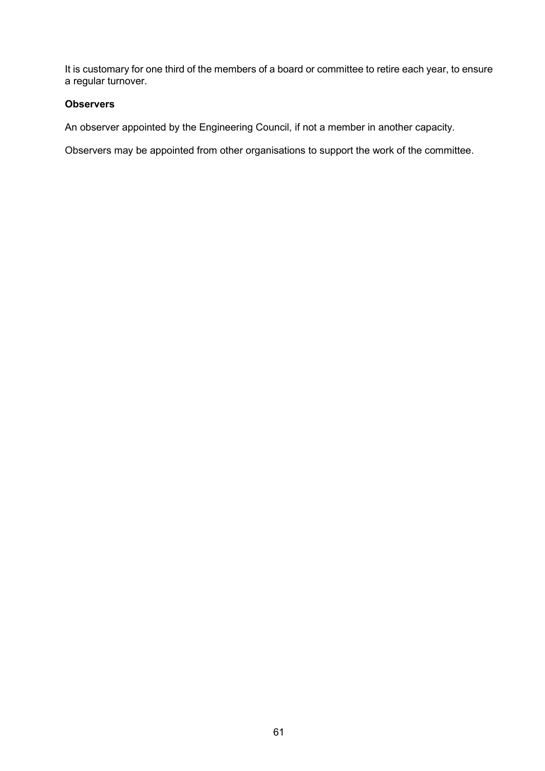It is customary for one third of the members of a board or committee to retire each year, to ensure a regular turnover.

**Observers**

An observer appointed by the Engineering Council, if not a member in another capacity.

Observers may be appointed from other organisations to support the work of the committee.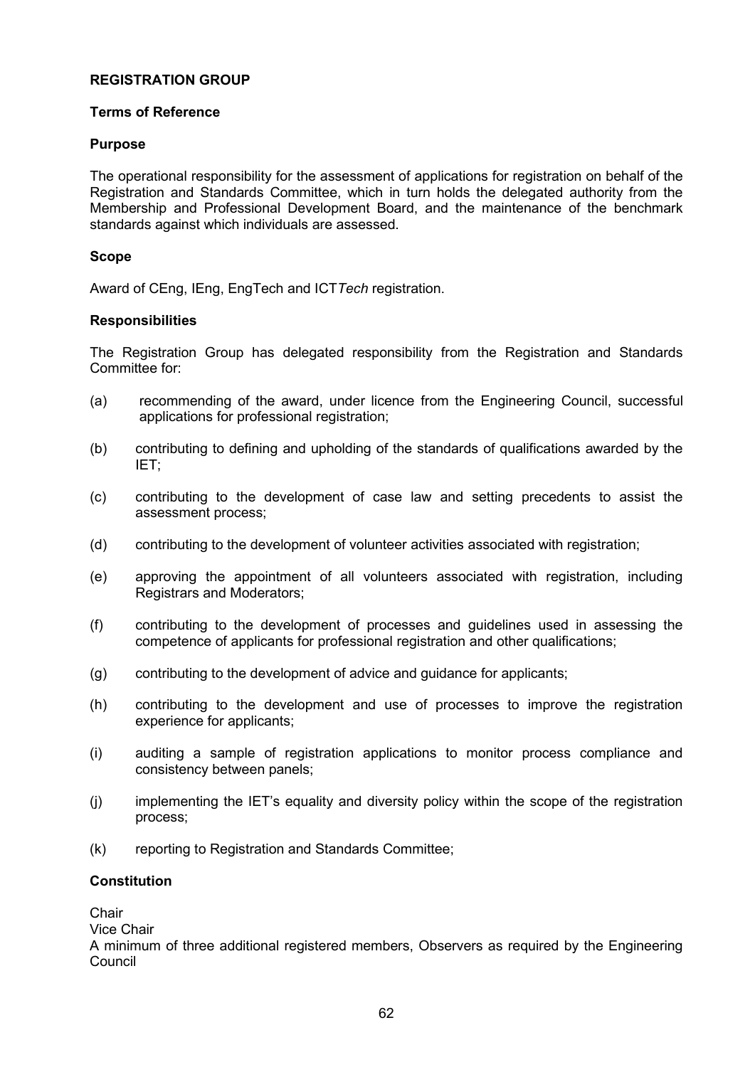**REGISTRATION GROUP**

**Terms of Reference**

**Purpose**

The operational responsibility for the assessment of applications for registration on behalf of the Registration and Standards Committee, which in turn holds the delegated authority from the Membership and Professional Development Board, and the maintenance of the benchmark standards against which individuals are assessed.

**Scope**

Award of CEng, IEng, EngTech and ICT*Tech* registration.

**Responsibilities**

The Registration Group has delegated responsibility from the Registration and Standards Committee for:

(a) recommending of the award, under licence from the Engineering Council, successful applications for professional registration;

(b) contributing to defining and upholding of the standards of qualifications awarded by the IET;

(c) contributing to the development of case law and setting precedents to assist the assessment process;

(d) contributing to the development of volunteer activities associated with registration;

(e) approving the appointment of all volunteers associated with registration, including Registrars and Moderators;

(f) contributing to the development of processes and guidelines used in assessing the competence of applicants for professional registration and other qualifications;

(g) contributing to the development of advice and guidance for applicants;

(h) contributing to the development and use of processes to improve the registration experience for applicants;

(i) auditing a sample of registration applications to monitor process compliance and consistency between panels;

(j) implementing the IET's equality and diversity policy within the scope of the registration process;

(k) reporting to Registration and Standards Committee;

**Constitution**

Chair
Vice Chair
A minimum of three additional registered members, Observers as required by the Engineering Council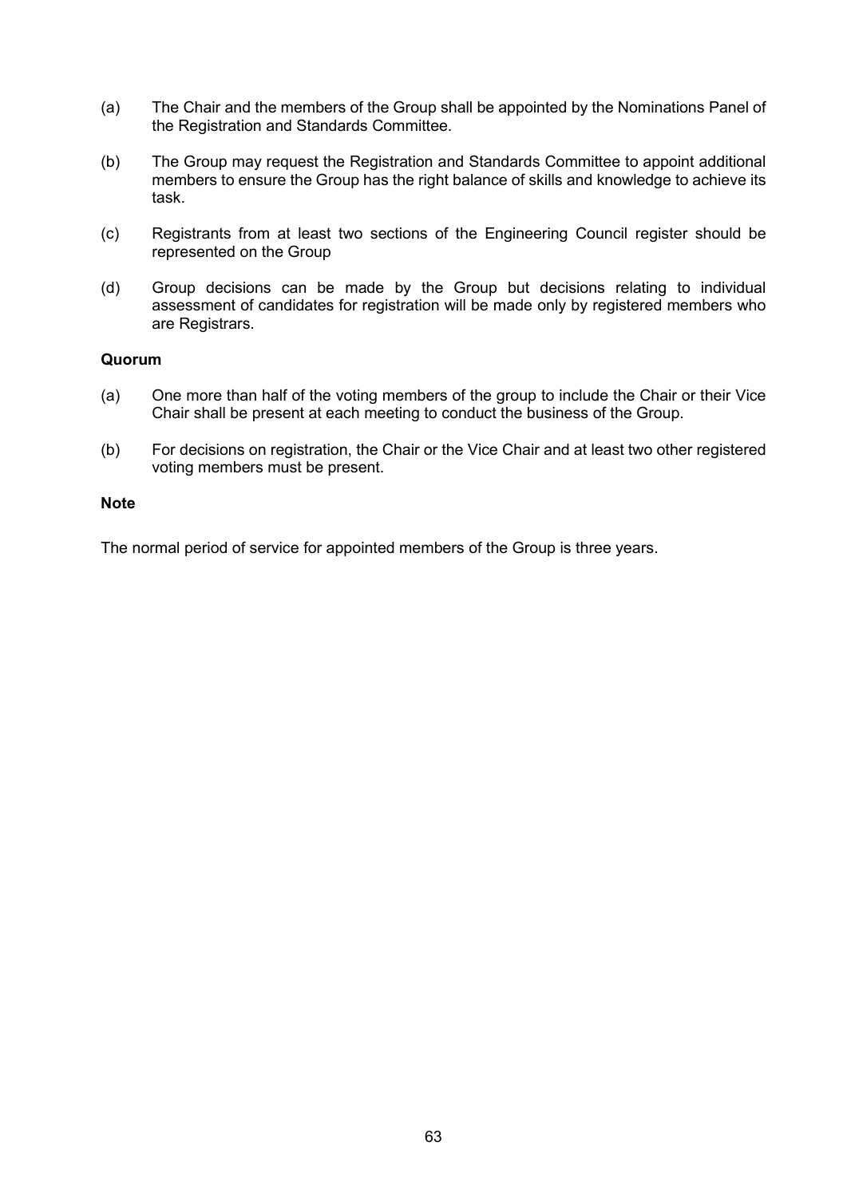(a) The Chair and the members of the Group shall be appointed by the Nominations Panel of the Registration and Standards Committee.

(b) The Group may request the Registration and Standards Committee to appoint additional members to ensure the Group has the right balance of skills and knowledge to achieve its task.

(c) Registrants from at least two sections of the Engineering Council register should be represented on the Group

(d) Group decisions can be made by the Group but decisions relating to individual assessment of candidates for registration will be made only by registered members who are Registrars.

**Quorum**

(a) One more than half of the voting members of the group to include the Chair or their Vice Chair shall be present at each meeting to conduct the business of the Group.

(b) For decisions on registration, the Chair or the Vice Chair and at least two other registered voting members must be present.

**Note**

The normal period of service for appointed members of the Group is three years.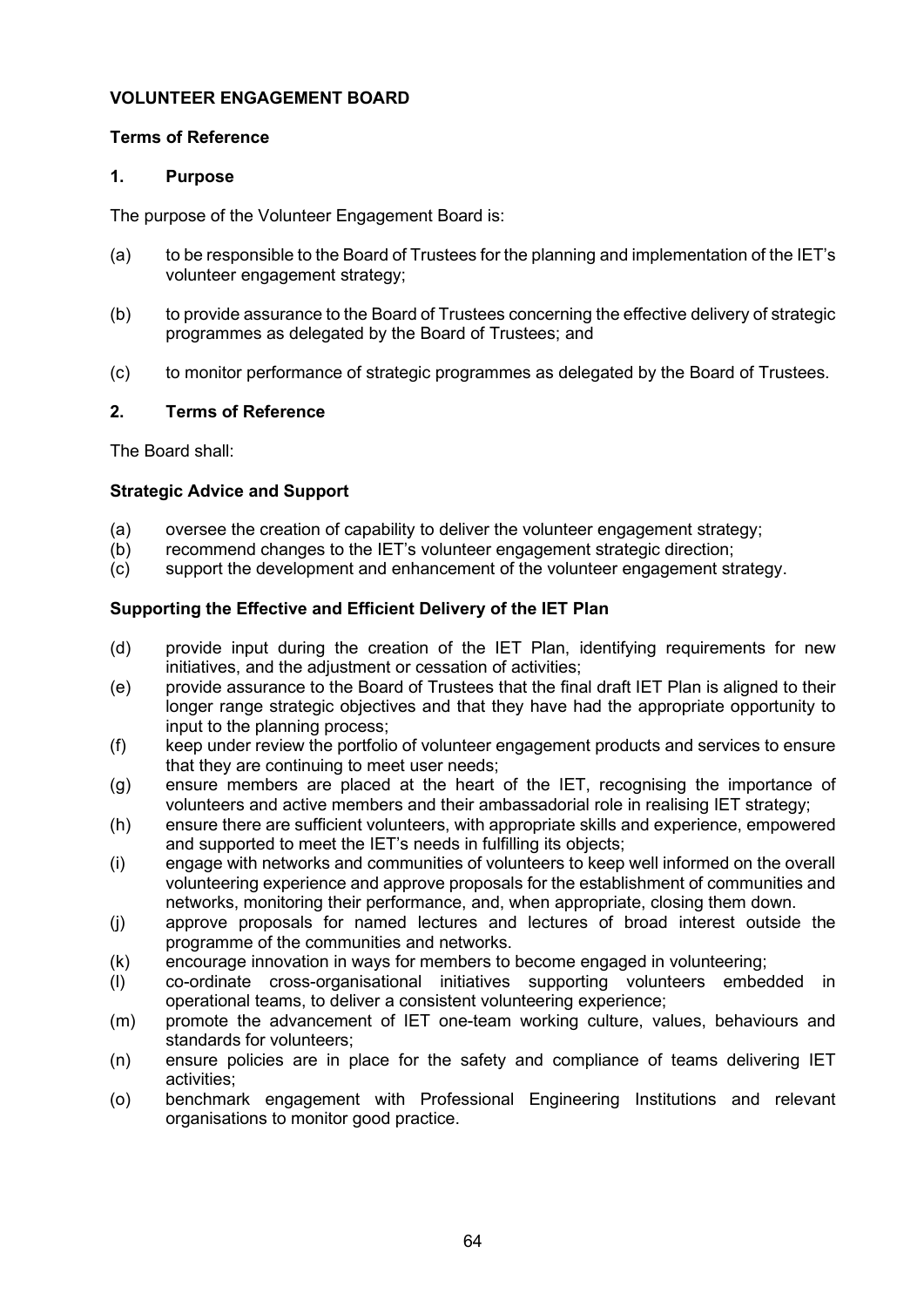**VOLUNTEER ENGAGEMENT BOARD**

**Terms of Reference**

**1. Purpose**

The purpose of the Volunteer Engagement Board is:

(a) to be responsible to the Board of Trustees for the planning and implementation of the IET's volunteer engagement strategy;

(b) to provide assurance to the Board of Trustees concerning the effective delivery of strategic programmes as delegated by the Board of Trustees; and

(c) to monitor performance of strategic programmes as delegated by the Board of Trustees.

**2. Terms of Reference**

The Board shall:

**Strategic Advice and Support**

(a) oversee the creation of capability to deliver the volunteer engagement strategy;
(b) recommend changes to the IET's volunteer engagement strategic direction;
(c) support the development and enhancement of the volunteer engagement strategy.

**Supporting the Effective and Efficient Delivery of the IET Plan**

(d) provide input during the creation of the IET Plan, identifying requirements for new initiatives, and the adjustment or cessation of activities;
(e) provide assurance to the Board of Trustees that the final draft IET Plan is aligned to their longer range strategic objectives and that they have had the appropriate opportunity to input to the planning process;
(f) keep under review the portfolio of volunteer engagement products and services to ensure that they are continuing to meet user needs;
(g) ensure members are placed at the heart of the IET, recognising the importance of volunteers and active members and their ambassadorial role in realising IET strategy;
(h) ensure there are sufficient volunteers, with appropriate skills and experience, empowered and supported to meet the IET's needs in fulfilling its objects;
(i) engage with networks and communities of volunteers to keep well informed on the overall volunteering experience and approve proposals for the establishment of communities and networks, monitoring their performance, and, when appropriate, closing them down.
(j) approve proposals for named lectures and lectures of broad interest outside the programme of the communities and networks.
(k) encourage innovation in ways for members to become engaged in volunteering;
(l) co-ordinate cross-organisational initiatives supporting volunteers embedded in operational teams, to deliver a consistent volunteering experience;
(m) promote the advancement of IET one-team working culture, values, behaviours and standards for volunteers;
(n) ensure policies are in place for the safety and compliance of teams delivering IET activities;
(o) benchmark engagement with Professional Engineering Institutions and relevant organisations to monitor good practice.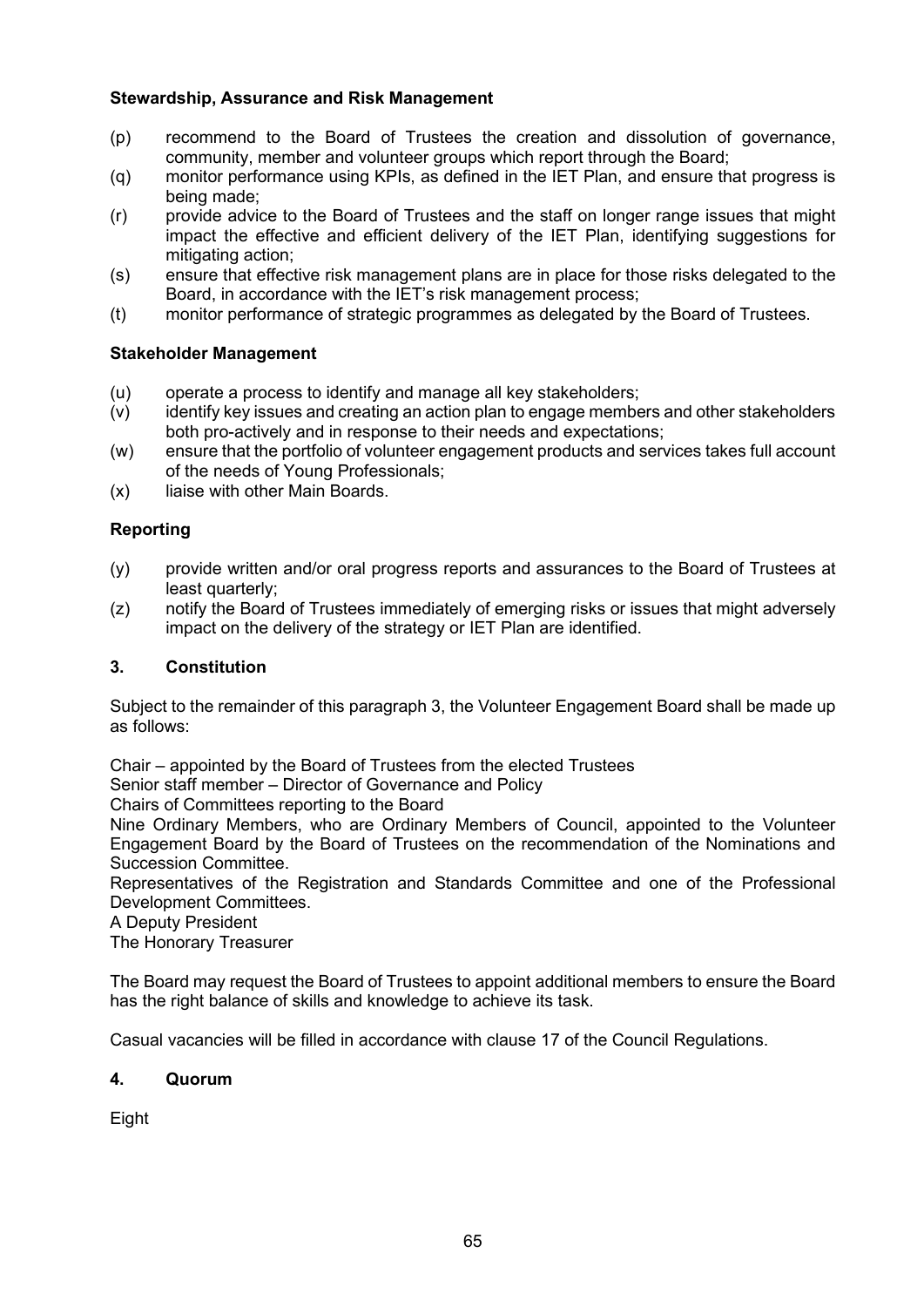**Stewardship, Assurance and Risk Management**

(p) recommend to the Board of Trustees the creation and dissolution of governance, community, member and volunteer groups which report through the Board;

(q) monitor performance using KPIs, as defined in the IET Plan, and ensure that progress is being made;

(r) provide advice to the Board of Trustees and the staff on longer range issues that might impact the effective and efficient delivery of the IET Plan, identifying suggestions for mitigating action;

(s) ensure that effective risk management plans are in place for those risks delegated to the Board, in accordance with the IET's risk management process;

(t) monitor performance of strategic programmes as delegated by the Board of Trustees.

**Stakeholder Management**

(u) operate a process to identify and manage all key stakeholders;

(v) identify key issues and creating an action plan to engage members and other stakeholders both pro-actively and in response to their needs and expectations;

(w) ensure that the portfolio of volunteer engagement products and services takes full account of the needs of Young Professionals;

(x) liaise with other Main Boards.

**Reporting**

(y) provide written and/or oral progress reports and assurances to the Board of Trustees at least quarterly;

(z) notify the Board of Trustees immediately of emerging risks or issues that might adversely impact on the delivery of the strategy or IET Plan are identified.

## 3. Constitution

Subject to the remainder of this paragraph 3, the Volunteer Engagement Board shall be made up as follows:

Chair – appointed by the Board of Trustees from the elected Trustees
Senior staff member – Director of Governance and Policy
Chairs of Committees reporting to the Board
Nine Ordinary Members, who are Ordinary Members of Council, appointed to the Volunteer Engagement Board by the Board of Trustees on the recommendation of the Nominations and Succession Committee.
Representatives of the Registration and Standards Committee and one of the Professional Development Committees.
A Deputy President
The Honorary Treasurer

The Board may request the Board of Trustees to appoint additional members to ensure the Board has the right balance of skills and knowledge to achieve its task.

Casual vacancies will be filled in accordance with clause 17 of the Council Regulations.

## 4. Quorum

Eight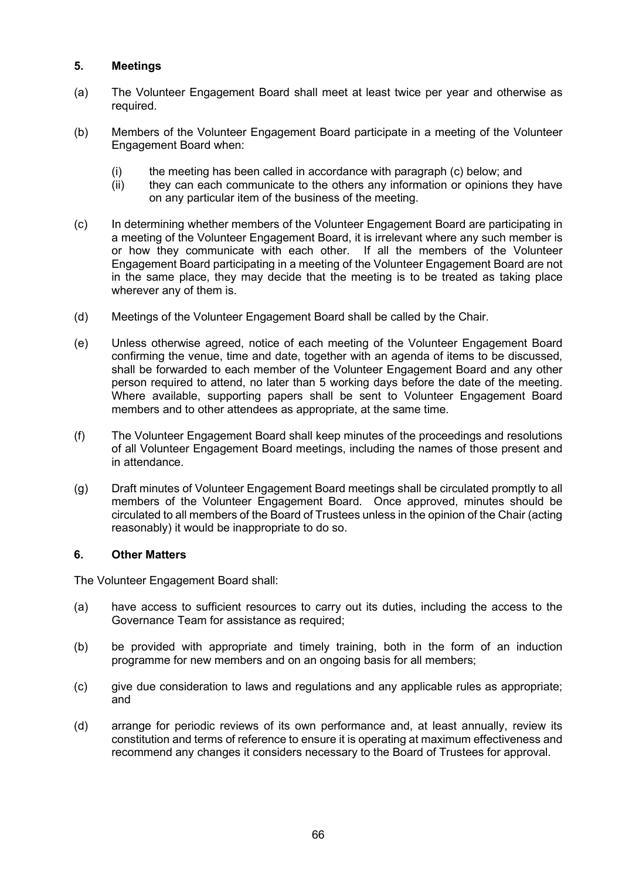## 5. Meetings

(a) The Volunteer Engagement Board shall meet at least twice per year and otherwise as required.

(b) Members of the Volunteer Engagement Board participate in a meeting of the Volunteer Engagement Board when:

   (i) the meeting has been called in accordance with paragraph (c) below; and
   (ii) they can each communicate to the others any information or opinions they have on any particular item of the business of the meeting.

(c) In determining whether members of the Volunteer Engagement Board are participating in a meeting of the Volunteer Engagement Board, it is irrelevant where any such member is or how they communicate with each other. If all the members of the Volunteer Engagement Board participating in a meeting of the Volunteer Engagement Board are not in the same place, they may decide that the meeting is to be treated as taking place wherever any of them is.

(d) Meetings of the Volunteer Engagement Board shall be called by the Chair.

(e) Unless otherwise agreed, notice of each meeting of the Volunteer Engagement Board confirming the venue, time and date, together with an agenda of items to be discussed, shall be forwarded to each member of the Volunteer Engagement Board and any other person required to attend, no later than 5 working days before the date of the meeting. Where available, supporting papers shall be sent to Volunteer Engagement Board members and to other attendees as appropriate, at the same time.

(f) The Volunteer Engagement Board shall keep minutes of the proceedings and resolutions of all Volunteer Engagement Board meetings, including the names of those present and in attendance.

(g) Draft minutes of Volunteer Engagement Board meetings shall be circulated promptly to all members of the Volunteer Engagement Board. Once approved, minutes should be circulated to all members of the Board of Trustees unless in the opinion of the Chair (acting reasonably) it would be inappropriate to do so.

## 6. Other Matters

The Volunteer Engagement Board shall:

(a) have access to sufficient resources to carry out its duties, including the access to the Governance Team for assistance as required;

(b) be provided with appropriate and timely training, both in the form of an induction programme for new members and on an ongoing basis for all members;

(c) give due consideration to laws and regulations and any applicable rules as appropriate; and

(d) arrange for periodic reviews of its own performance and, at least annually, review its constitution and terms of reference to ensure it is operating at maximum effectiveness and recommend any changes it considers necessary to the Board of Trustees for approval.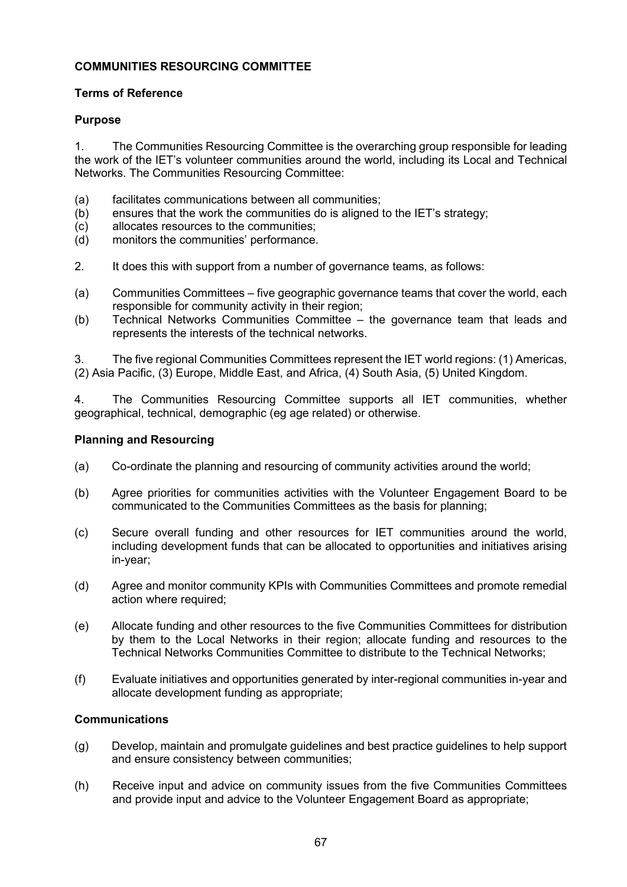**COMMUNITIES RESOURCING COMMITTEE**

**Terms of Reference**

**Purpose**

1. The Communities Resourcing Committee is the overarching group responsible for leading the work of the IET's volunteer communities around the world, including its Local and Technical Networks. The Communities Resourcing Committee:

(a) facilitates communications between all communities;
(b) ensures that the work the communities do is aligned to the IET's strategy;
(c) allocates resources to the communities;
(d) monitors the communities' performance.

2. It does this with support from a number of governance teams, as follows:

(a) Communities Committees – five geographic governance teams that cover the world, each responsible for community activity in their region;
(b) Technical Networks Communities Committee – the governance team that leads and represents the interests of the technical networks.

3. The five regional Communities Committees represent the IET world regions: (1) Americas, (2) Asia Pacific, (3) Europe, Middle East, and Africa, (4) South Asia, (5) United Kingdom.

4. The Communities Resourcing Committee supports all IET communities, whether geographical, technical, demographic (eg age related) or otherwise.

**Planning and Resourcing**

(a) Co-ordinate the planning and resourcing of community activities around the world;

(b) Agree priorities for communities activities with the Volunteer Engagement Board to be communicated to the Communities Committees as the basis for planning;

(c) Secure overall funding and other resources for IET communities around the world, including development funds that can be allocated to opportunities and initiatives arising in-year;

(d) Agree and monitor community KPIs with Communities Committees and promote remedial action where required;

(e) Allocate funding and other resources to the five Communities Committees for distribution by them to the Local Networks in their region; allocate funding and resources to the Technical Networks Communities Committee to distribute to the Technical Networks;

(f) Evaluate initiatives and opportunities generated by inter-regional communities in-year and allocate development funding as appropriate;

**Communications**

(g) Develop, maintain and promulgate guidelines and best practice guidelines to help support and ensure consistency between communities;

(h) Receive input and advice on community issues from the five Communities Committees and provide input and advice to the Volunteer Engagement Board as appropriate;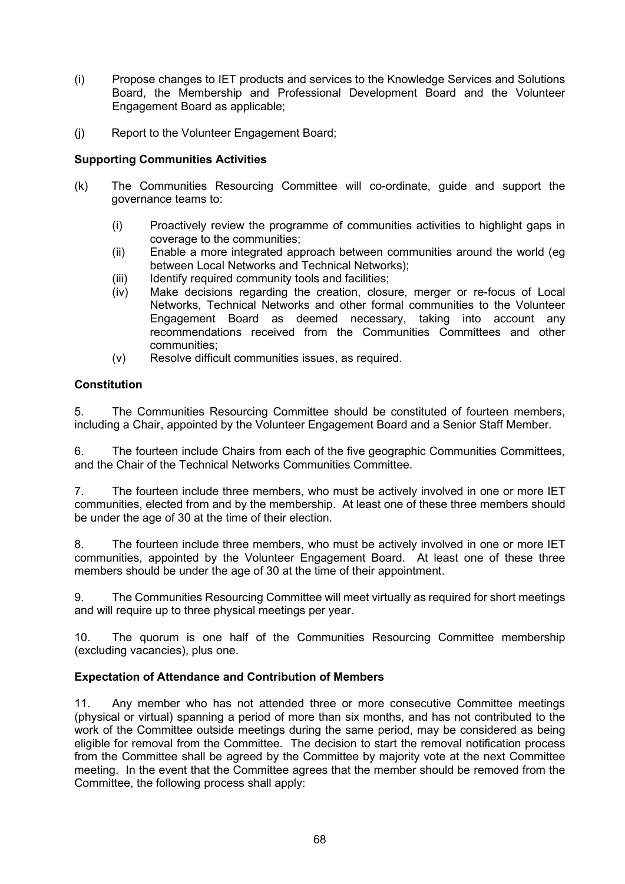(i) Propose changes to IET products and services to the Knowledge Services and Solutions Board, the Membership and Professional Development Board and the Volunteer Engagement Board as applicable;

(j) Report to the Volunteer Engagement Board;

**Supporting Communities Activities**

(k) The Communities Resourcing Committee will co-ordinate, guide and support the governance teams to:

  (i) Proactively review the programme of communities activities to highlight gaps in coverage to the communities;
  (ii) Enable a more integrated approach between communities around the world (eg between Local Networks and Technical Networks);
  (iii) Identify required community tools and facilities;
  (iv) Make decisions regarding the creation, closure, merger or re-focus of Local Networks, Technical Networks and other formal communities to the Volunteer Engagement Board as deemed necessary, taking into account any recommendations received from the Communities Committees and other communities;
  (v) Resolve difficult communities issues, as required.

**Constitution**

5. The Communities Resourcing Committee should be constituted of fourteen members, including a Chair, appointed by the Volunteer Engagement Board and a Senior Staff Member.

6. The fourteen include Chairs from each of the five geographic Communities Committees, and the Chair of the Technical Networks Communities Committee.

7. The fourteen include three members, who must be actively involved in one or more IET communities, elected from and by the membership. At least one of these three members should be under the age of 30 at the time of their election.

8. The fourteen include three members, who must be actively involved in one or more IET communities, appointed by the Volunteer Engagement Board. At least one of these three members should be under the age of 30 at the time of their appointment.

9. The Communities Resourcing Committee will meet virtually as required for short meetings and will require up to three physical meetings per year.

10. The quorum is one half of the Communities Resourcing Committee membership (excluding vacancies), plus one.

**Expectation of Attendance and Contribution of Members**

11. Any member who has not attended three or more consecutive Committee meetings (physical or virtual) spanning a period of more than six months, and has not contributed to the work of the Committee outside meetings during the same period, may be considered as being eligible for removal from the Committee. The decision to start the removal notification process from the Committee shall be agreed by the Committee by majority vote at the next Committee meeting. In the event that the Committee agrees that the member should be removed from the Committee, the following process shall apply: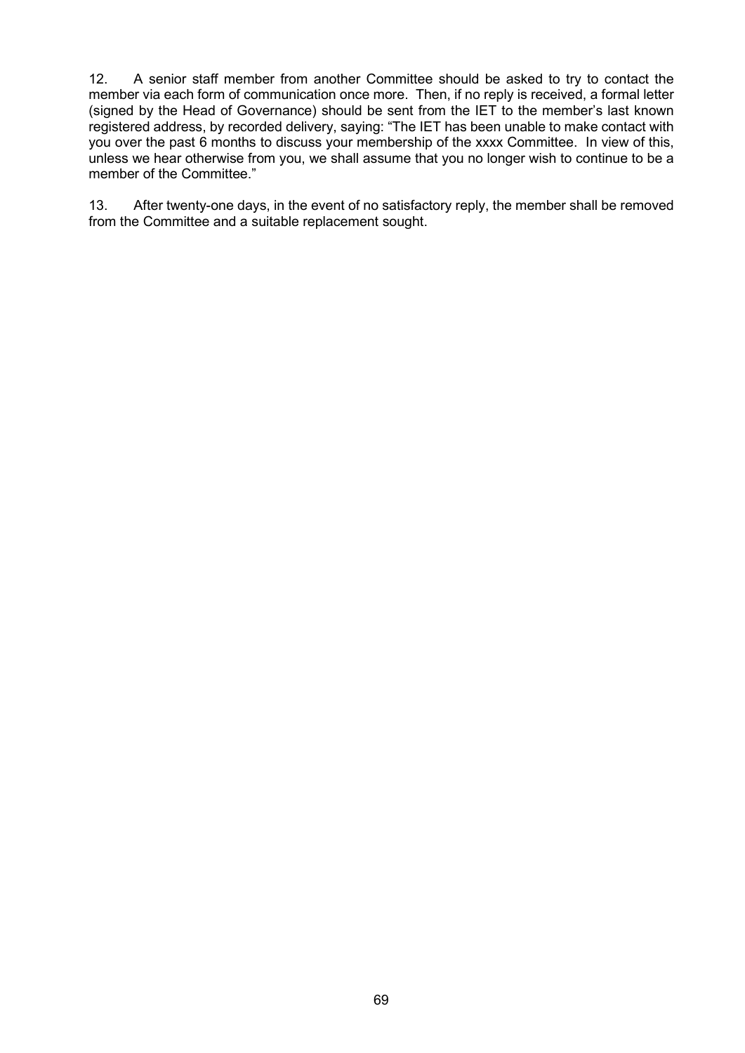12. A senior staff member from another Committee should be asked to try to contact the member via each form of communication once more. Then, if no reply is received, a formal letter (signed by the Head of Governance) should be sent from the IET to the member's last known registered address, by recorded delivery, saying: "The IET has been unable to make contact with you over the past 6 months to discuss your membership of the xxxx Committee. In view of this, unless we hear otherwise from you, we shall assume that you no longer wish to continue to be a member of the Committee."

13. After twenty-one days, in the event of no satisfactory reply, the member shall be removed from the Committee and a suitable replacement sought.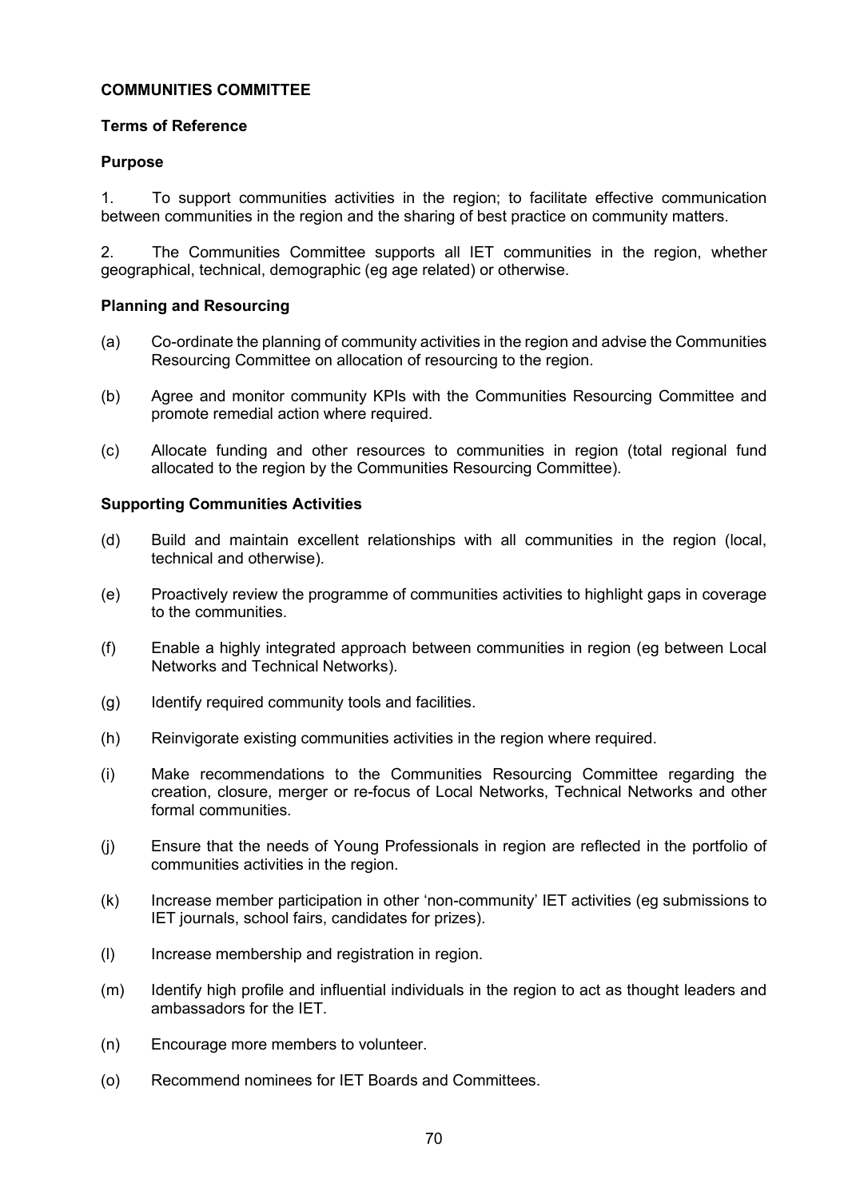**COMMUNITIES COMMITTEE**

**Terms of Reference**

**Purpose**

1. To support communities activities in the region; to facilitate effective communication between communities in the region and the sharing of best practice on community matters.

2. The Communities Committee supports all IET communities in the region, whether geographical, technical, demographic (eg age related) or otherwise.

**Planning and Resourcing**

(a) Co-ordinate the planning of community activities in the region and advise the Communities Resourcing Committee on allocation of resourcing to the region.

(b) Agree and monitor community KPIs with the Communities Resourcing Committee and promote remedial action where required.

(c) Allocate funding and other resources to communities in region (total regional fund allocated to the region by the Communities Resourcing Committee).

**Supporting Communities Activities**

(d) Build and maintain excellent relationships with all communities in the region (local, technical and otherwise).

(e) Proactively review the programme of communities activities to highlight gaps in coverage to the communities.

(f) Enable a highly integrated approach between communities in region (eg between Local Networks and Technical Networks).

(g) Identify required community tools and facilities.

(h) Reinvigorate existing communities activities in the region where required.

(i) Make recommendations to the Communities Resourcing Committee regarding the creation, closure, merger or re-focus of Local Networks, Technical Networks and other formal communities.

(j) Ensure that the needs of Young Professionals in region are reflected in the portfolio of communities activities in the region.

(k) Increase member participation in other 'non-community' IET activities (eg submissions to IET journals, school fairs, candidates for prizes).

(l) Increase membership and registration in region.

(m) Identify high profile and influential individuals in the region to act as thought leaders and ambassadors for the IET.

(n) Encourage more members to volunteer.

(o) Recommend nominees for IET Boards and Committees.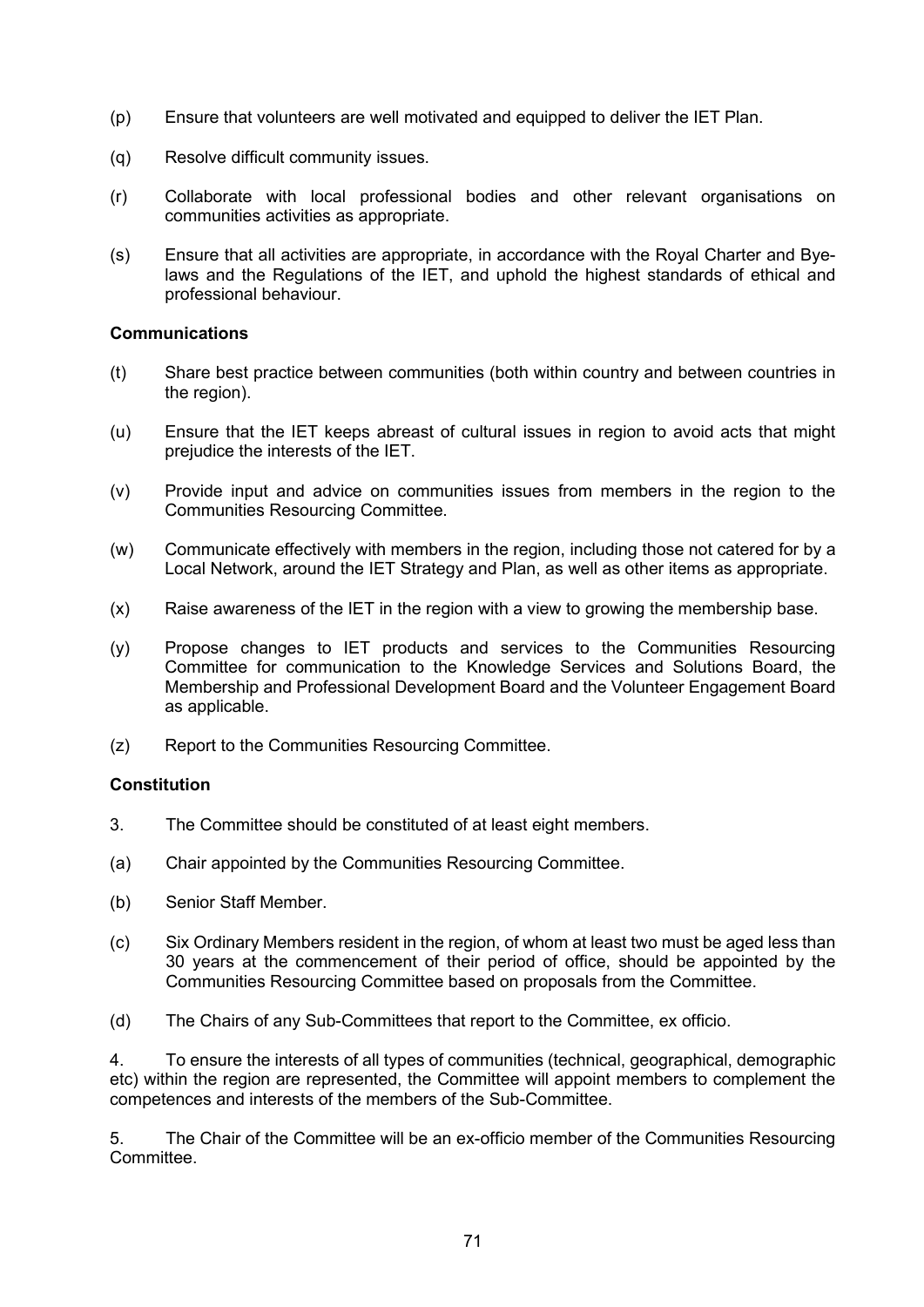(p) Ensure that volunteers are well motivated and equipped to deliver the IET Plan.

(q) Resolve difficult community issues.

(r) Collaborate with local professional bodies and other relevant organisations on communities activities as appropriate.

(s) Ensure that all activities are appropriate, in accordance with the Royal Charter and Bye-laws and the Regulations of the IET, and uphold the highest standards of ethical and professional behaviour.

**Communications**

(t) Share best practice between communities (both within country and between countries in the region).

(u) Ensure that the IET keeps abreast of cultural issues in region to avoid acts that might prejudice the interests of the IET.

(v) Provide input and advice on communities issues from members in the region to the Communities Resourcing Committee.

(w) Communicate effectively with members in the region, including those not catered for by a Local Network, around the IET Strategy and Plan, as well as other items as appropriate.

(x) Raise awareness of the IET in the region with a view to growing the membership base.

(y) Propose changes to IET products and services to the Communities Resourcing Committee for communication to the Knowledge Services and Solutions Board, the Membership and Professional Development Board and the Volunteer Engagement Board as applicable.

(z) Report to the Communities Resourcing Committee.

**Constitution**

3. The Committee should be constituted of at least eight members.

(a) Chair appointed by the Communities Resourcing Committee.

(b) Senior Staff Member.

(c) Six Ordinary Members resident in the region, of whom at least two must be aged less than 30 years at the commencement of their period of office, should be appointed by the Communities Resourcing Committee based on proposals from the Committee.

(d) The Chairs of any Sub-Committees that report to the Committee, ex officio.

4. To ensure the interests of all types of communities (technical, geographical, demographic etc) within the region are represented, the Committee will appoint members to complement the competences and interests of the members of the Sub-Committee.

5. The Chair of the Committee will be an ex-officio member of the Communities Resourcing Committee.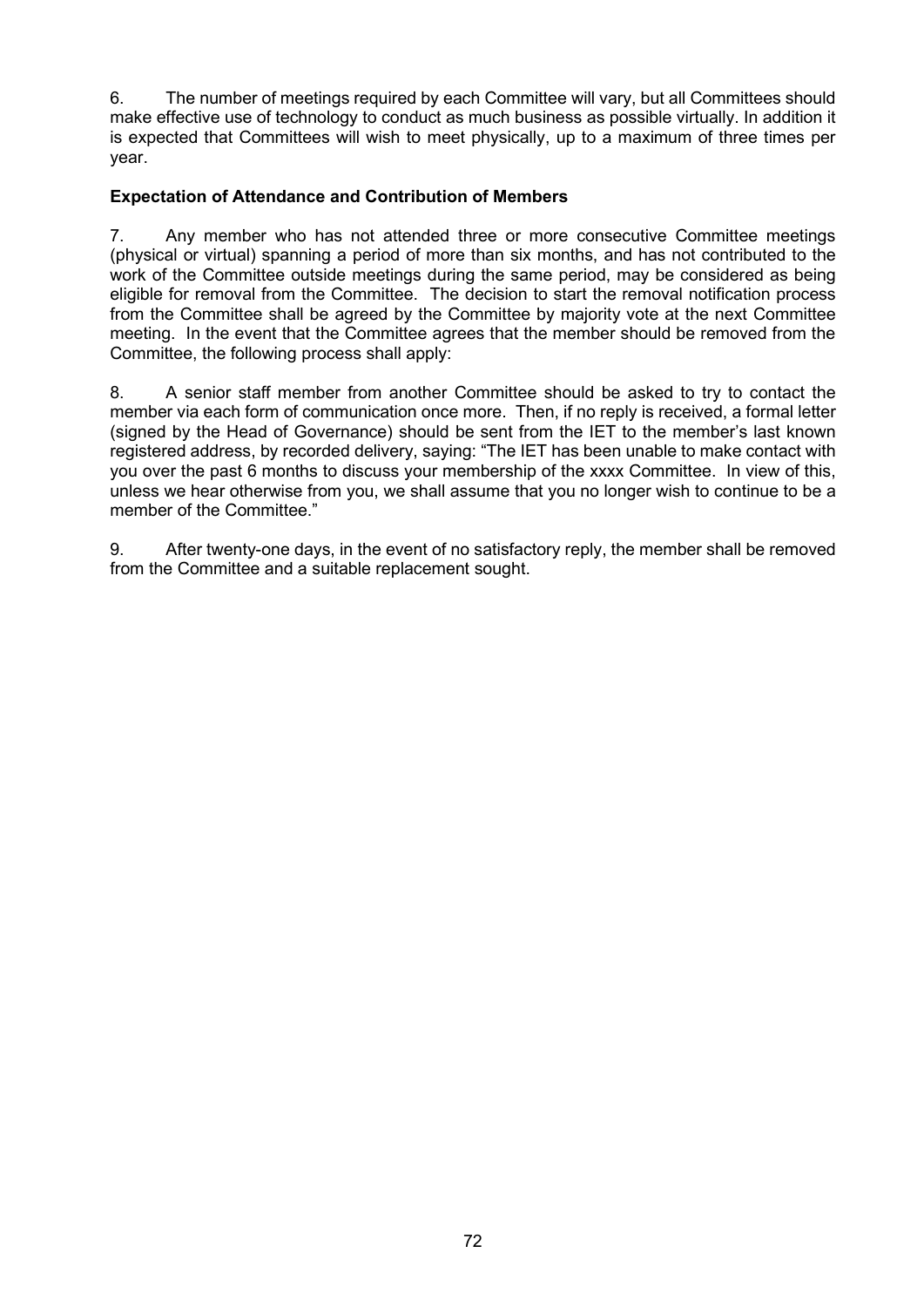6. The number of meetings required by each Committee will vary, but all Committees should make effective use of technology to conduct as much business as possible virtually. In addition it is expected that Committees will wish to meet physically, up to a maximum of three times per year.

**Expectation of Attendance and Contribution of Members**

7. Any member who has not attended three or more consecutive Committee meetings (physical or virtual) spanning a period of more than six months, and has not contributed to the work of the Committee outside meetings during the same period, may be considered as being eligible for removal from the Committee. The decision to start the removal notification process from the Committee shall be agreed by the Committee by majority vote at the next Committee meeting. In the event that the Committee agrees that the member should be removed from the Committee, the following process shall apply:

8. A senior staff member from another Committee should be asked to try to contact the member via each form of communication once more. Then, if no reply is received, a formal letter (signed by the Head of Governance) should be sent from the IET to the member's last known registered address, by recorded delivery, saying: "The IET has been unable to make contact with you over the past 6 months to discuss your membership of the xxxx Committee. In view of this, unless we hear otherwise from you, we shall assume that you no longer wish to continue to be a member of the Committee."

9. After twenty-one days, in the event of no satisfactory reply, the member shall be removed from the Committee and a suitable replacement sought.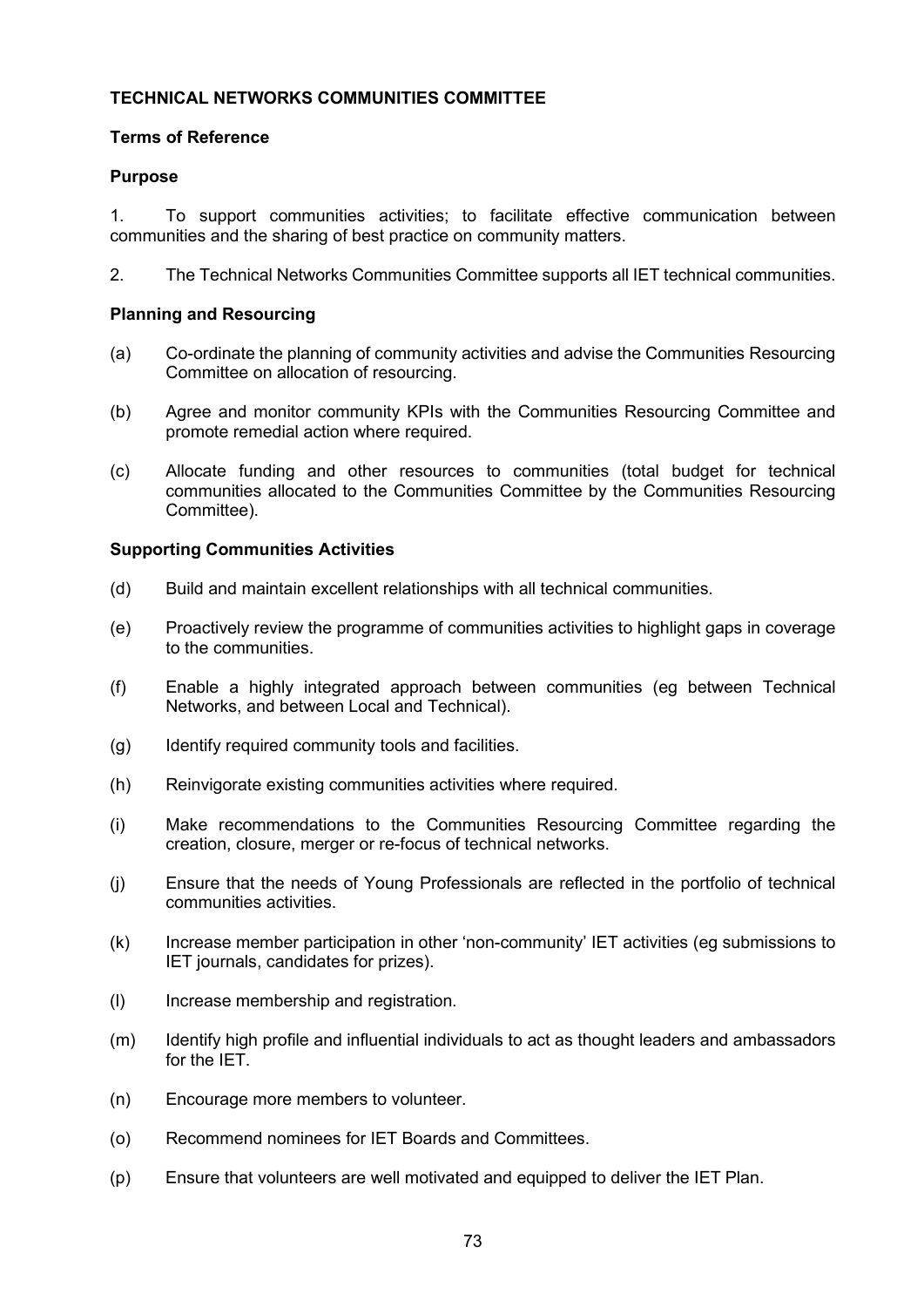**TECHNICAL NETWORKS COMMUNITIES COMMITTEE**

**Terms of Reference**

**Purpose**

1. To support communities activities; to facilitate effective communication between communities and the sharing of best practice on community matters.

2. The Technical Networks Communities Committee supports all IET technical communities.

**Planning and Resourcing**

(a) Co-ordinate the planning of community activities and advise the Communities Resourcing Committee on allocation of resourcing.

(b) Agree and monitor community KPIs with the Communities Resourcing Committee and promote remedial action where required.

(c) Allocate funding and other resources to communities (total budget for technical communities allocated to the Communities Committee by the Communities Resourcing Committee).

**Supporting Communities Activities**

(d) Build and maintain excellent relationships with all technical communities.

(e) Proactively review the programme of communities activities to highlight gaps in coverage to the communities.

(f) Enable a highly integrated approach between communities (eg between Technical Networks, and between Local and Technical).

(g) Identify required community tools and facilities.

(h) Reinvigorate existing communities activities where required.

(i) Make recommendations to the Communities Resourcing Committee regarding the creation, closure, merger or re-focus of technical networks.

(j) Ensure that the needs of Young Professionals are reflected in the portfolio of technical communities activities.

(k) Increase member participation in other 'non-community' IET activities (eg submissions to IET journals, candidates for prizes).

(l) Increase membership and registration.

(m) Identify high profile and influential individuals to act as thought leaders and ambassadors for the IET.

(n) Encourage more members to volunteer.

(o) Recommend nominees for IET Boards and Committees.

(p) Ensure that volunteers are well motivated and equipped to deliver the IET Plan.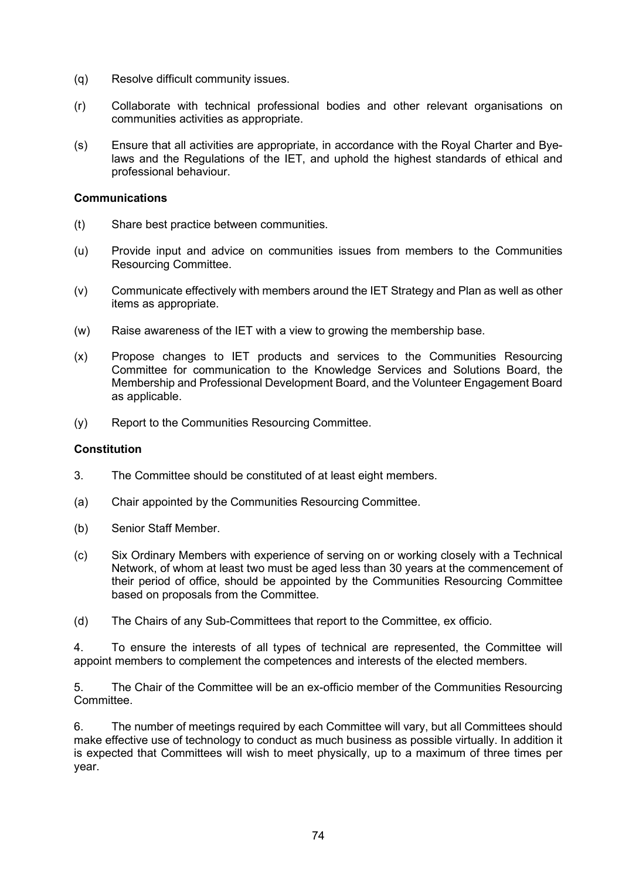(q) Resolve difficult community issues.

(r) Collaborate with technical professional bodies and other relevant organisations on communities activities as appropriate.

(s) Ensure that all activities are appropriate, in accordance with the Royal Charter and Bye-laws and the Regulations of the IET, and uphold the highest standards of ethical and professional behaviour.

**Communications**

(t) Share best practice between communities.

(u) Provide input and advice on communities issues from members to the Communities Resourcing Committee.

(v) Communicate effectively with members around the IET Strategy and Plan as well as other items as appropriate.

(w) Raise awareness of the IET with a view to growing the membership base.

(x) Propose changes to IET products and services to the Communities Resourcing Committee for communication to the Knowledge Services and Solutions Board, the Membership and Professional Development Board, and the Volunteer Engagement Board as applicable.

(y) Report to the Communities Resourcing Committee.

**Constitution**

3. The Committee should be constituted of at least eight members.

(a) Chair appointed by the Communities Resourcing Committee.

(b) Senior Staff Member.

(c) Six Ordinary Members with experience of serving on or working closely with a Technical Network, of whom at least two must be aged less than 30 years at the commencement of their period of office, should be appointed by the Communities Resourcing Committee based on proposals from the Committee.

(d) The Chairs of any Sub-Committees that report to the Committee, ex officio.

4. To ensure the interests of all types of technical are represented, the Committee will appoint members to complement the competences and interests of the elected members.

5. The Chair of the Committee will be an ex-officio member of the Communities Resourcing Committee.

6. The number of meetings required by each Committee will vary, but all Committees should make effective use of technology to conduct as much business as possible virtually. In addition it is expected that Committees will wish to meet physically, up to a maximum of three times per year.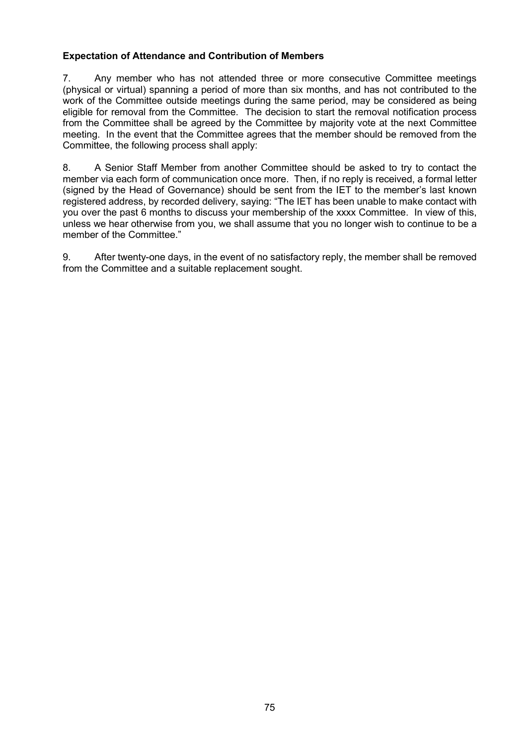**Expectation of Attendance and Contribution of Members**

7. Any member who has not attended three or more consecutive Committee meetings (physical or virtual) spanning a period of more than six months, and has not contributed to the work of the Committee outside meetings during the same period, may be considered as being eligible for removal from the Committee. The decision to start the removal notification process from the Committee shall be agreed by the Committee by majority vote at the next Committee meeting. In the event that the Committee agrees that the member should be removed from the Committee, the following process shall apply:

8. A Senior Staff Member from another Committee should be asked to try to contact the member via each form of communication once more. Then, if no reply is received, a formal letter (signed by the Head of Governance) should be sent from the IET to the member's last known registered address, by recorded delivery, saying: "The IET has been unable to make contact with you over the past 6 months to discuss your membership of the xxxx Committee. In view of this, unless we hear otherwise from you, we shall assume that you no longer wish to continue to be a member of the Committee."

9. After twenty-one days, in the event of no satisfactory reply, the member shall be removed from the Committee and a suitable replacement sought.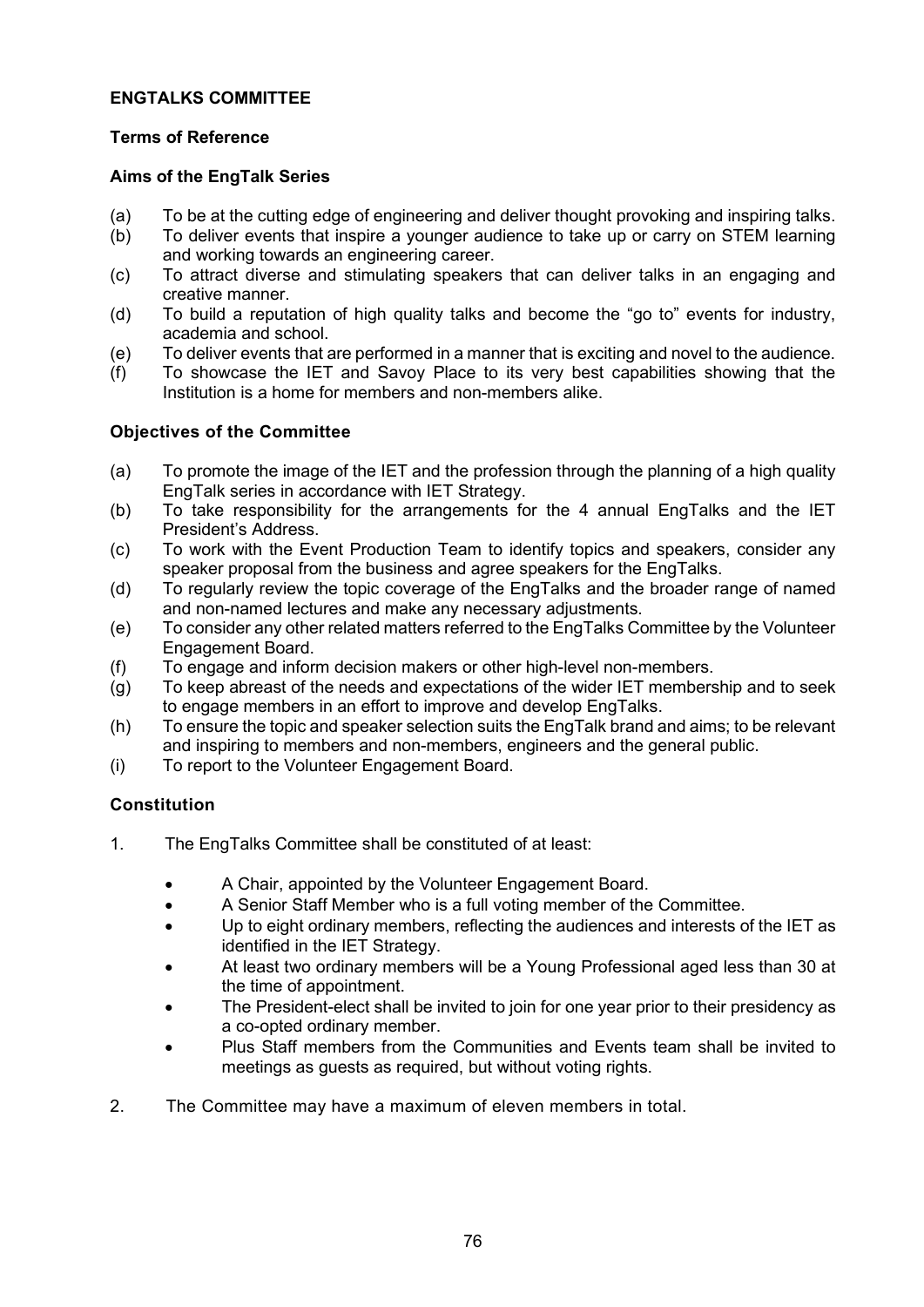## ENGTALKS COMMITTEE

### Terms of Reference

### Aims of the EngTalk Series

(a) To be at the cutting edge of engineering and deliver thought provoking and inspiring talks.
(b) To deliver events that inspire a younger audience to take up or carry on STEM learning and working towards an engineering career.
(c) To attract diverse and stimulating speakers that can deliver talks in an engaging and creative manner.
(d) To build a reputation of high quality talks and become the "go to" events for industry, academia and school.
(e) To deliver events that are performed in a manner that is exciting and novel to the audience.
(f) To showcase the IET and Savoy Place to its very best capabilities showing that the Institution is a home for members and non-members alike.

### Objectives of the Committee

(a) To promote the image of the IET and the profession through the planning of a high quality EngTalk series in accordance with IET Strategy.
(b) To take responsibility for the arrangements for the 4 annual EngTalks and the IET President's Address.
(c) To work with the Event Production Team to identify topics and speakers, consider any speaker proposal from the business and agree speakers for the EngTalks.
(d) To regularly review the topic coverage of the EngTalks and the broader range of named and non-named lectures and make any necessary adjustments.
(e) To consider any other related matters referred to the EngTalks Committee by the Volunteer Engagement Board.
(f) To engage and inform decision makers or other high-level non-members.
(g) To keep abreast of the needs and expectations of the wider IET membership and to seek to engage members in an effort to improve and develop EngTalks.
(h) To ensure the topic and speaker selection suits the EngTalk brand and aims; to be relevant and inspiring to members and non-members, engineers and the general public.
(i) To report to the Volunteer Engagement Board.

### Constitution

1. The EngTalks Committee shall be constituted of at least:

   - A Chair, appointed by the Volunteer Engagement Board.
   - A Senior Staff Member who is a full voting member of the Committee.
   - Up to eight ordinary members, reflecting the audiences and interests of the IET as identified in the IET Strategy.
   - At least two ordinary members will be a Young Professional aged less than 30 at the time of appointment.
   - The President-elect shall be invited to join for one year prior to their presidency as a co-opted ordinary member.
   - Plus Staff members from the Communities and Events team shall be invited to meetings as guests as required, but without voting rights.

2. The Committee may have a maximum of eleven members in total.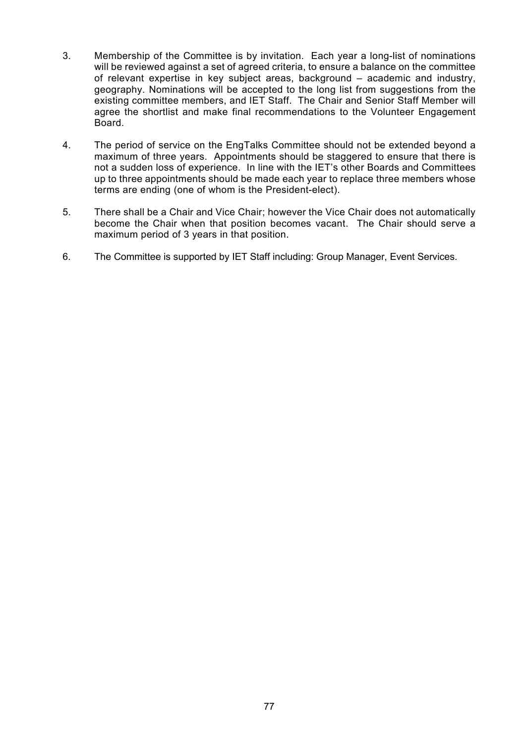3. Membership of the Committee is by invitation. Each year a long-list of nominations will be reviewed against a set of agreed criteria, to ensure a balance on the committee of relevant expertise in key subject areas, background – academic and industry, geography. Nominations will be accepted to the long list from suggestions from the existing committee members, and IET Staff. The Chair and Senior Staff Member will agree the shortlist and make final recommendations to the Volunteer Engagement Board.

4. The period of service on the EngTalks Committee should not be extended beyond a maximum of three years. Appointments should be staggered to ensure that there is not a sudden loss of experience. In line with the IET's other Boards and Committees up to three appointments should be made each year to replace three members whose terms are ending (one of whom is the President-elect).

5. There shall be a Chair and Vice Chair; however the Vice Chair does not automatically become the Chair when that position becomes vacant. The Chair should serve a maximum period of 3 years in that position.

6. The Committee is supported by IET Staff including: Group Manager, Event Services.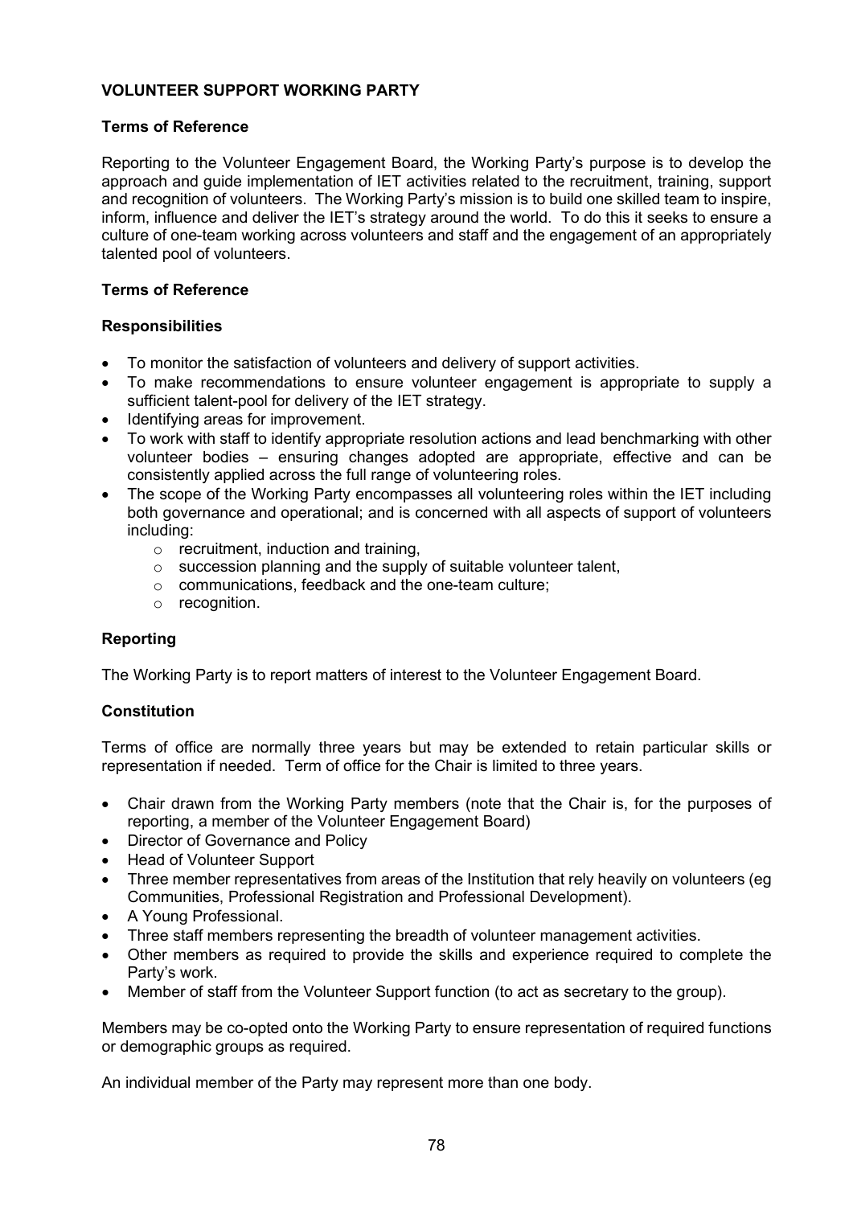**VOLUNTEER SUPPORT WORKING PARTY**

**Terms of Reference**

Reporting to the Volunteer Engagement Board, the Working Party's purpose is to develop the approach and guide implementation of IET activities related to the recruitment, training, support and recognition of volunteers. The Working Party's mission is to build one skilled team to inspire, inform, influence and deliver the IET's strategy around the world. To do this it seeks to ensure a culture of one-team working across volunteers and staff and the engagement of an appropriately talented pool of volunteers.

**Terms of Reference**

**Responsibilities**

- To monitor the satisfaction of volunteers and delivery of support activities.
- To make recommendations to ensure volunteer engagement is appropriate to supply a sufficient talent-pool for delivery of the IET strategy.
- Identifying areas for improvement.
- To work with staff to identify appropriate resolution actions and lead benchmarking with other volunteer bodies – ensuring changes adopted are appropriate, effective and can be consistently applied across the full range of volunteering roles.
- The scope of the Working Party encompasses all volunteering roles within the IET including both governance and operational; and is concerned with all aspects of support of volunteers including:
  - recruitment, induction and training,
  - succession planning and the supply of suitable volunteer talent,
  - communications, feedback and the one-team culture;
  - recognition.

**Reporting**

The Working Party is to report matters of interest to the Volunteer Engagement Board.

**Constitution**

Terms of office are normally three years but may be extended to retain particular skills or representation if needed. Term of office for the Chair is limited to three years.

- Chair drawn from the Working Party members (note that the Chair is, for the purposes of reporting, a member of the Volunteer Engagement Board)
- Director of Governance and Policy
- Head of Volunteer Support
- Three member representatives from areas of the Institution that rely heavily on volunteers (eg Communities, Professional Registration and Professional Development).
- A Young Professional.
- Three staff members representing the breadth of volunteer management activities.
- Other members as required to provide the skills and experience required to complete the Party's work.
- Member of staff from the Volunteer Support function (to act as secretary to the group).

Members may be co-opted onto the Working Party to ensure representation of required functions or demographic groups as required.

An individual member of the Party may represent more than one body.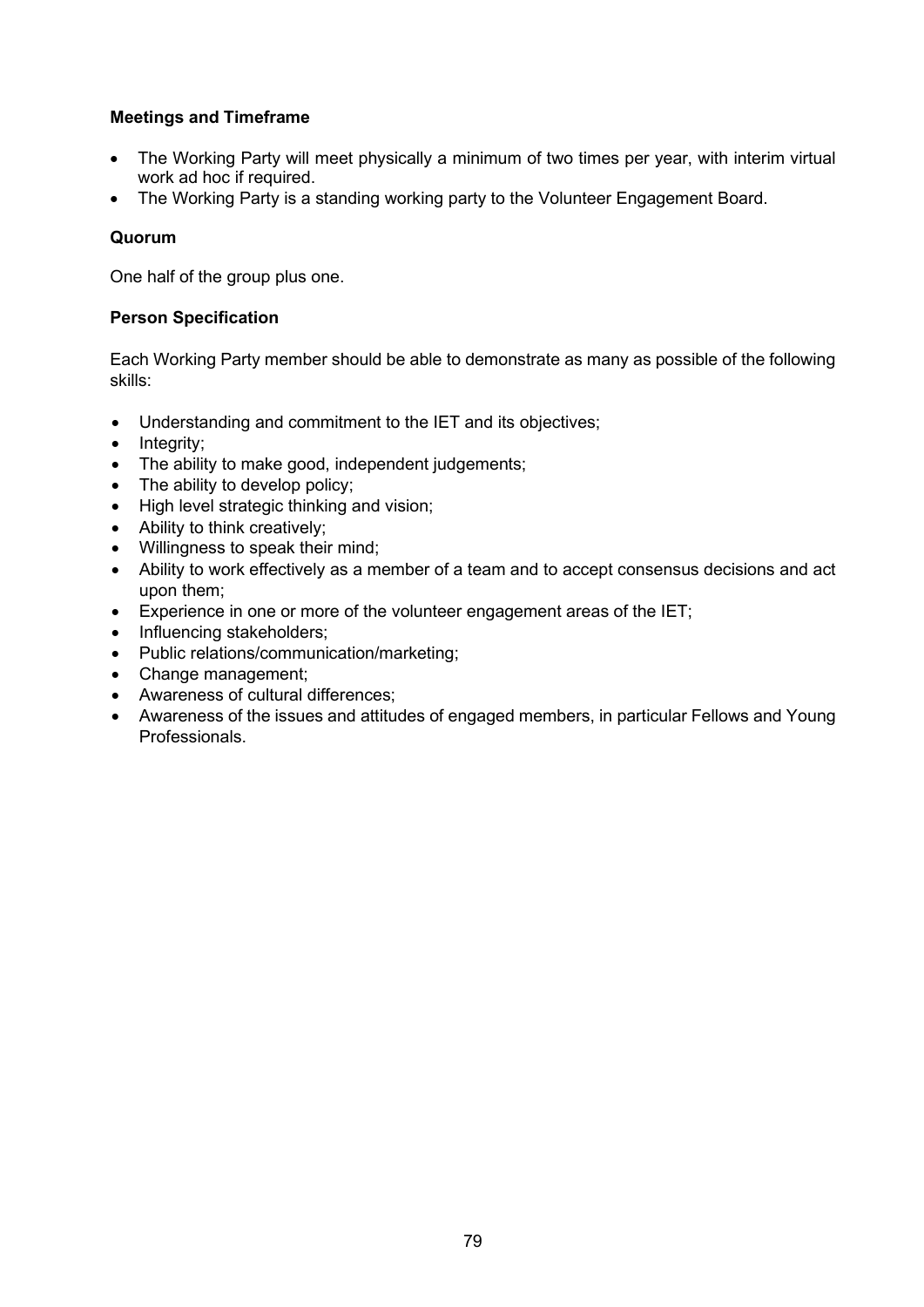**Meetings and Timeframe**

- The Working Party will meet physically a minimum of two times per year, with interim virtual work ad hoc if required.
- The Working Party is a standing working party to the Volunteer Engagement Board.

**Quorum**

One half of the group plus one.

**Person Specification**

Each Working Party member should be able to demonstrate as many as possible of the following skills:

- Understanding and commitment to the IET and its objectives;
- Integrity;
- The ability to make good, independent judgements;
- The ability to develop policy;
- High level strategic thinking and vision;
- Ability to think creatively;
- Willingness to speak their mind;
- Ability to work effectively as a member of a team and to accept consensus decisions and act upon them;
- Experience in one or more of the volunteer engagement areas of the IET;
- Influencing stakeholders;
- Public relations/communication/marketing;
- Change management;
- Awareness of cultural differences;
- Awareness of the issues and attitudes of engaged members, in particular Fellows and Young Professionals.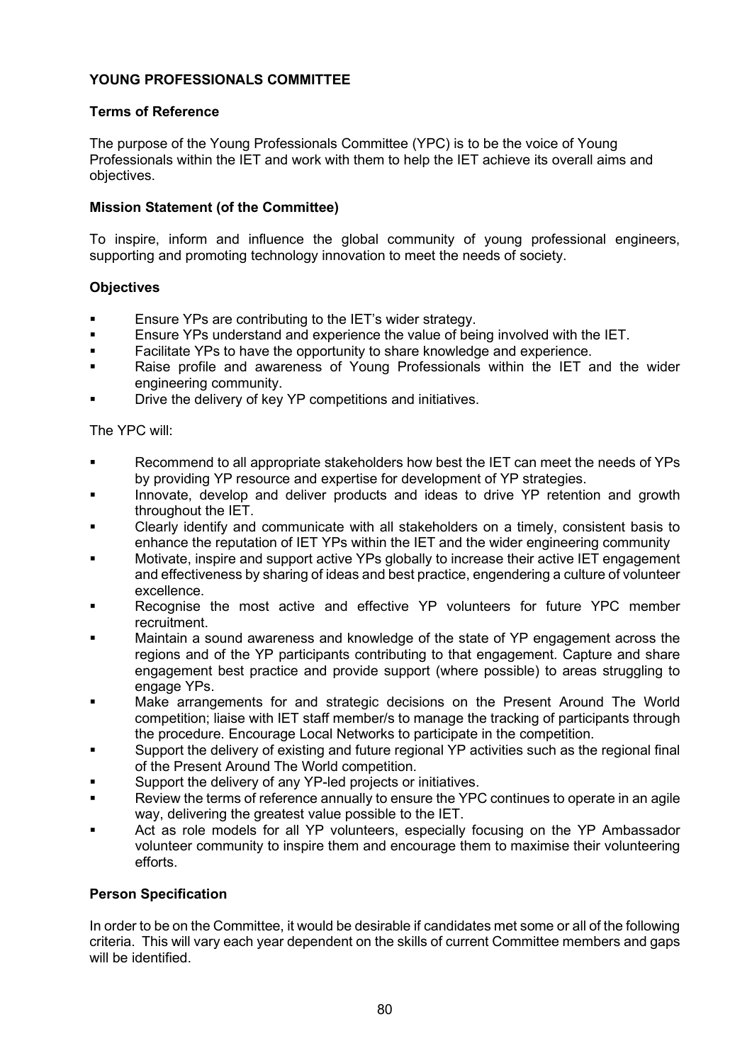**YOUNG PROFESSIONALS COMMITTEE**

**Terms of Reference**

The purpose of the Young Professionals Committee (YPC) is to be the voice of Young Professionals within the IET and work with them to help the IET achieve its overall aims and objectives.

**Mission Statement (of the Committee)**

To inspire, inform and influence the global community of young professional engineers, supporting and promoting technology innovation to meet the needs of society.

**Objectives**

- Ensure YPs are contributing to the IET's wider strategy.
- Ensure YPs understand and experience the value of being involved with the IET.
- Facilitate YPs to have the opportunity to share knowledge and experience.
- Raise profile and awareness of Young Professionals within the IET and the wider engineering community.
- Drive the delivery of key YP competitions and initiatives.

The YPC will:

- Recommend to all appropriate stakeholders how best the IET can meet the needs of YPs by providing YP resource and expertise for development of YP strategies.
- Innovate, develop and deliver products and ideas to drive YP retention and growth throughout the IET.
- Clearly identify and communicate with all stakeholders on a timely, consistent basis to enhance the reputation of IET YPs within the IET and the wider engineering community
- Motivate, inspire and support active YPs globally to increase their active IET engagement and effectiveness by sharing of ideas and best practice, engendering a culture of volunteer excellence.
- Recognise the most active and effective YP volunteers for future YPC member recruitment.
- Maintain a sound awareness and knowledge of the state of YP engagement across the regions and of the YP participants contributing to that engagement. Capture and share engagement best practice and provide support (where possible) to areas struggling to engage YPs.
- Make arrangements for and strategic decisions on the Present Around The World competition; liaise with IET staff member/s to manage the tracking of participants through the procedure. Encourage Local Networks to participate in the competition.
- Support the delivery of existing and future regional YP activities such as the regional final of the Present Around The World competition.
- Support the delivery of any YP-led projects or initiatives.
- Review the terms of reference annually to ensure the YPC continues to operate in an agile way, delivering the greatest value possible to the IET.
- Act as role models for all YP volunteers, especially focusing on the YP Ambassador volunteer community to inspire them and encourage them to maximise their volunteering efforts.

**Person Specification**

In order to be on the Committee, it would be desirable if candidates met some or all of the following criteria. This will vary each year dependent on the skills of current Committee members and gaps will be identified.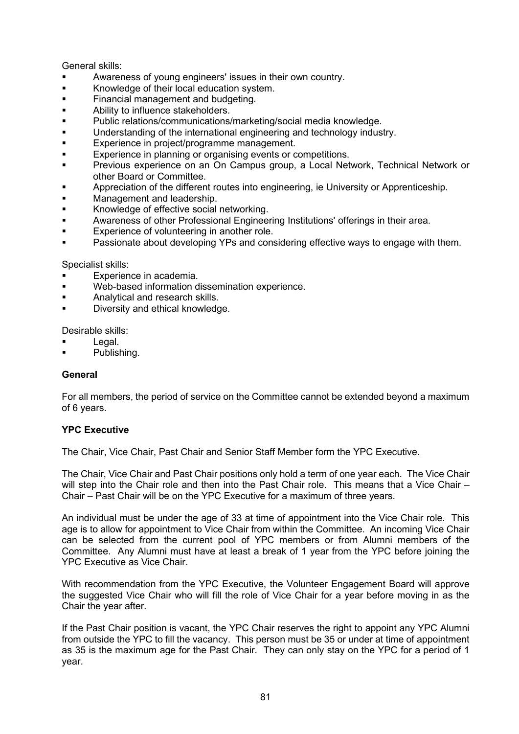General skills:

- Awareness of young engineers' issues in their own country.
- Knowledge of their local education system.
- Financial management and budgeting.
- Ability to influence stakeholders.
- Public relations/communications/marketing/social media knowledge.
- Understanding of the international engineering and technology industry.
- Experience in project/programme management.
- Experience in planning or organising events or competitions.
- Previous experience on an On Campus group, a Local Network, Technical Network or other Board or Committee.
- Appreciation of the different routes into engineering, ie University or Apprenticeship.
- Management and leadership.
- Knowledge of effective social networking.
- Awareness of other Professional Engineering Institutions' offerings in their area.
- Experience of volunteering in another role.
- Passionate about developing YPs and considering effective ways to engage with them.

Specialist skills:

- Experience in academia.
- Web-based information dissemination experience.
- Analytical and research skills.
- Diversity and ethical knowledge.

Desirable skills:

- Legal.
- Publishing.

**General**

For all members, the period of service on the Committee cannot be extended beyond a maximum of 6 years.

**YPC Executive**

The Chair, Vice Chair, Past Chair and Senior Staff Member form the YPC Executive.

The Chair, Vice Chair and Past Chair positions only hold a term of one year each. The Vice Chair will step into the Chair role and then into the Past Chair role. This means that a Vice Chair – Chair – Past Chair will be on the YPC Executive for a maximum of three years.

An individual must be under the age of 33 at time of appointment into the Vice Chair role. This age is to allow for appointment to Vice Chair from within the Committee. An incoming Vice Chair can be selected from the current pool of YPC members or from Alumni members of the Committee. Any Alumni must have at least a break of 1 year from the YPC before joining the YPC Executive as Vice Chair.

With recommendation from the YPC Executive, the Volunteer Engagement Board will approve the suggested Vice Chair who will fill the role of Vice Chair for a year before moving in as the Chair the year after.

If the Past Chair position is vacant, the YPC Chair reserves the right to appoint any YPC Alumni from outside the YPC to fill the vacancy. This person must be 35 or under at time of appointment as 35 is the maximum age for the Past Chair. They can only stay on the YPC for a period of 1 year.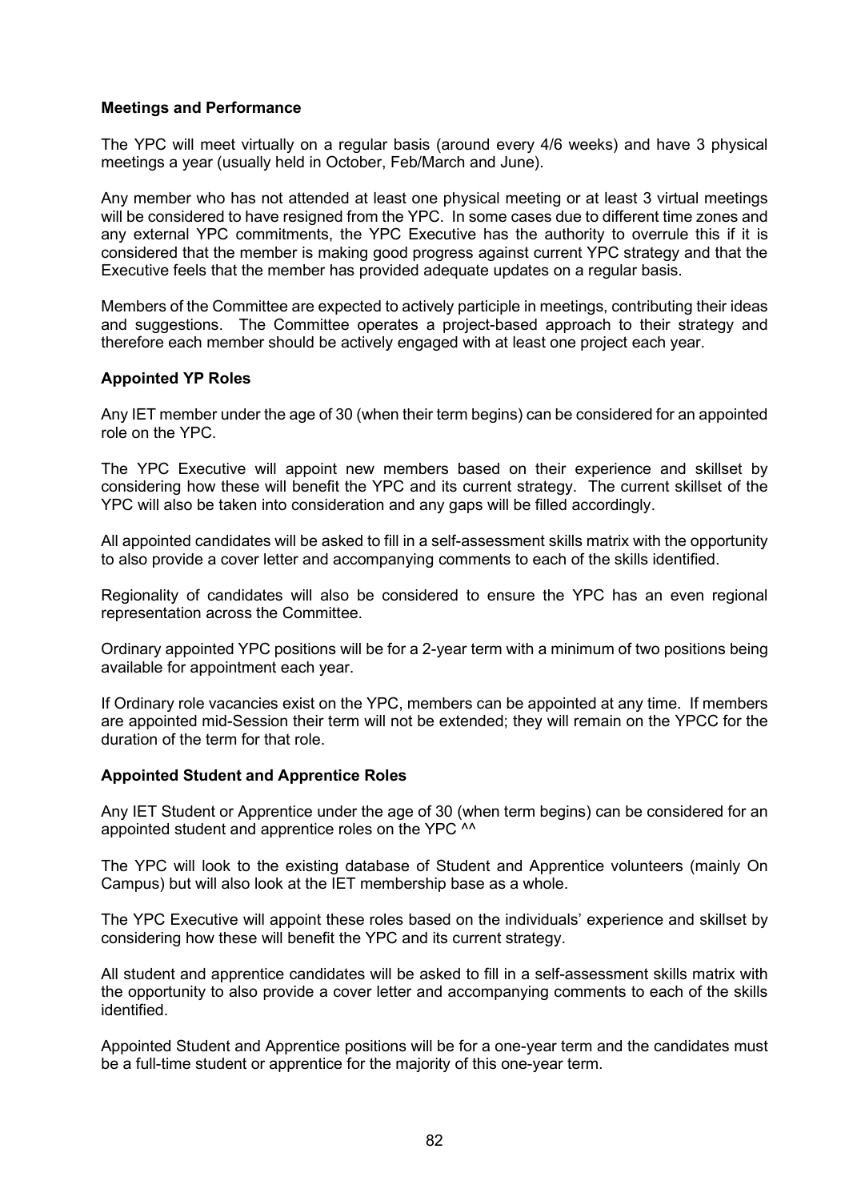**Meetings and Performance**

The YPC will meet virtually on a regular basis (around every 4/6 weeks) and have 3 physical meetings a year (usually held in October, Feb/March and June).

Any member who has not attended at least one physical meeting or at least 3 virtual meetings will be considered to have resigned from the YPC. In some cases due to different time zones and any external YPC commitments, the YPC Executive has the authority to overrule this if it is considered that the member is making good progress against current YPC strategy and that the Executive feels that the member has provided adequate updates on a regular basis.

Members of the Committee are expected to actively participle in meetings, contributing their ideas and suggestions. The Committee operates a project-based approach to their strategy and therefore each member should be actively engaged with at least one project each year.

**Appointed YP Roles**

Any IET member under the age of 30 (when their term begins) can be considered for an appointed role on the YPC.

The YPC Executive will appoint new members based on their experience and skillset by considering how these will benefit the YPC and its current strategy. The current skillset of the YPC will also be taken into consideration and any gaps will be filled accordingly.

All appointed candidates will be asked to fill in a self-assessment skills matrix with the opportunity to also provide a cover letter and accompanying comments to each of the skills identified.

Regionality of candidates will also be considered to ensure the YPC has an even regional representation across the Committee.

Ordinary appointed YPC positions will be for a 2-year term with a minimum of two positions being available for appointment each year.

If Ordinary role vacancies exist on the YPC, members can be appointed at any time. If members are appointed mid-Session their term will not be extended; they will remain on the YPCC for the duration of the term for that role.

**Appointed Student and Apprentice Roles**

Any IET Student or Apprentice under the age of 30 (when term begins) can be considered for an appointed student and apprentice roles on the YPC ^^

The YPC will look to the existing database of Student and Apprentice volunteers (mainly On Campus) but will also look at the IET membership base as a whole.

The YPC Executive will appoint these roles based on the individuals' experience and skillset by considering how these will benefit the YPC and its current strategy.

All student and apprentice candidates will be asked to fill in a self-assessment skills matrix with the opportunity to also provide a cover letter and accompanying comments to each of the skills identified.

Appointed Student and Apprentice positions will be for a one-year term and the candidates must be a full-time student or apprentice for the majority of this one-year term.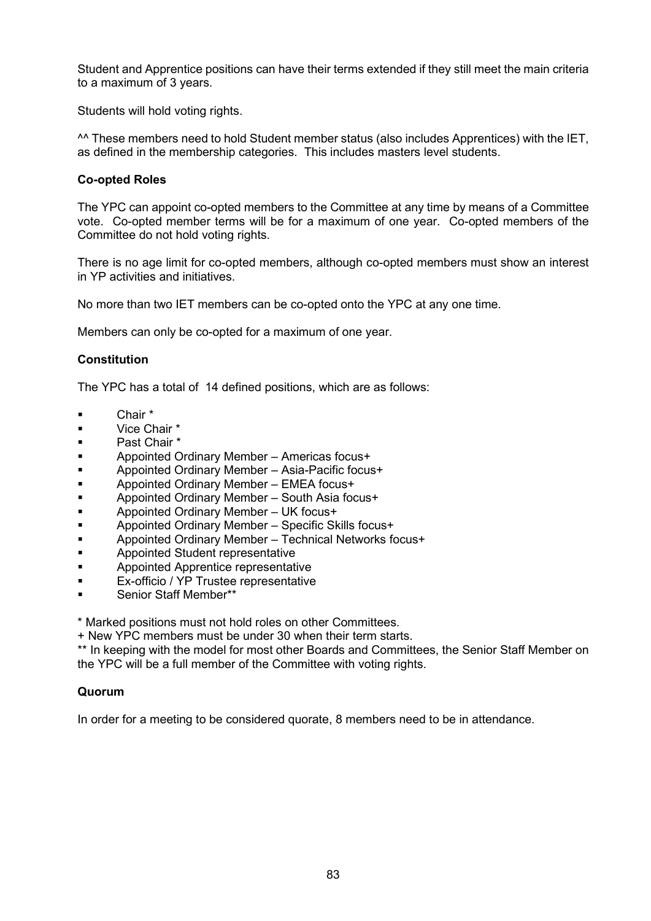Student and Apprentice positions can have their terms extended if they still meet the main criteria to a maximum of 3 years.

Students will hold voting rights.

^^ These members need to hold Student member status (also includes Apprentices) with the IET, as defined in the membership categories. This includes masters level students.

**Co-opted Roles**

The YPC can appoint co-opted members to the Committee at any time by means of a Committee vote. Co-opted member terms will be for a maximum of one year. Co-opted members of the Committee do not hold voting rights.

There is no age limit for co-opted members, although co-opted members must show an interest in YP activities and initiatives.

No more than two IET members can be co-opted onto the YPC at any one time.

Members can only be co-opted for a maximum of one year.

**Constitution**

The YPC has a total of 14 defined positions, which are as follows:

- Chair *
- Vice Chair *
- Past Chair *
- Appointed Ordinary Member – Americas focus+
- Appointed Ordinary Member – Asia-Pacific focus+
- Appointed Ordinary Member – EMEA focus+
- Appointed Ordinary Member – South Asia focus+
- Appointed Ordinary Member – UK focus+
- Appointed Ordinary Member – Specific Skills focus+
- Appointed Ordinary Member – Technical Networks focus+
- Appointed Student representative
- Appointed Apprentice representative
- Ex-officio / YP Trustee representative
- Senior Staff Member**

\* Marked positions must not hold roles on other Committees.
\+ New YPC members must be under 30 when their term starts.
\** In keeping with the model for most other Boards and Committees, the Senior Staff Member on the YPC will be a full member of the Committee with voting rights.

**Quorum**

In order for a meeting to be considered quorate, 8 members need to be in attendance.